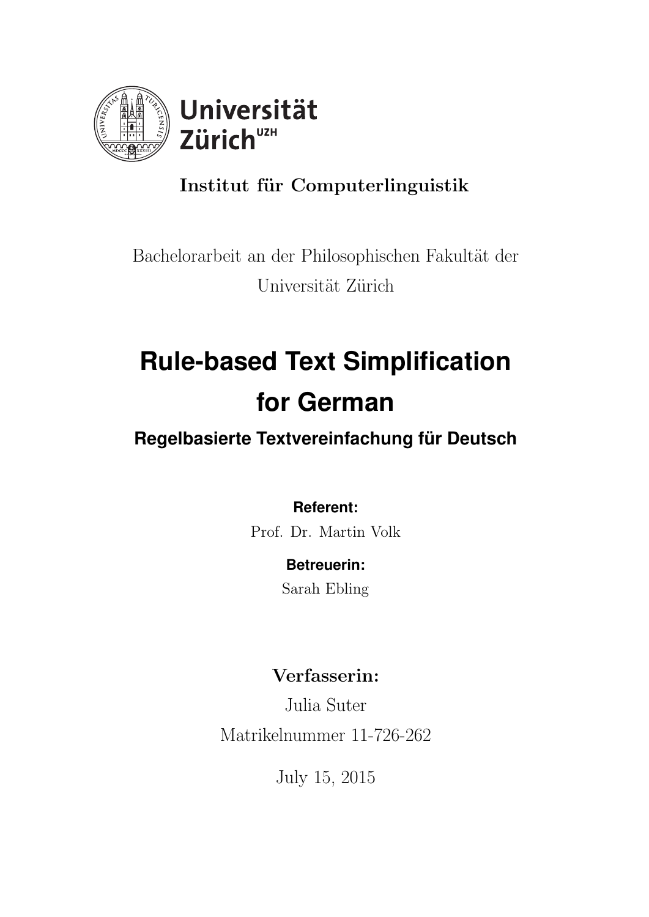Universität Zürich[UZH]

**Institut für Computerlinguistik**

Bachelorarbeit an der Philosophischen Fakultät der Universität Zürich

# Rule-based Text Simplification for German

## Regelbasierte Textvereinfachung für Deutsch

**Referent:**

Prof. Dr. Martin Volk

**Betreuerin:**

Sarah Ebling

**Verfasserin:**

Julia Suter

Matrikelnummer 11-726-262

July 15, 2015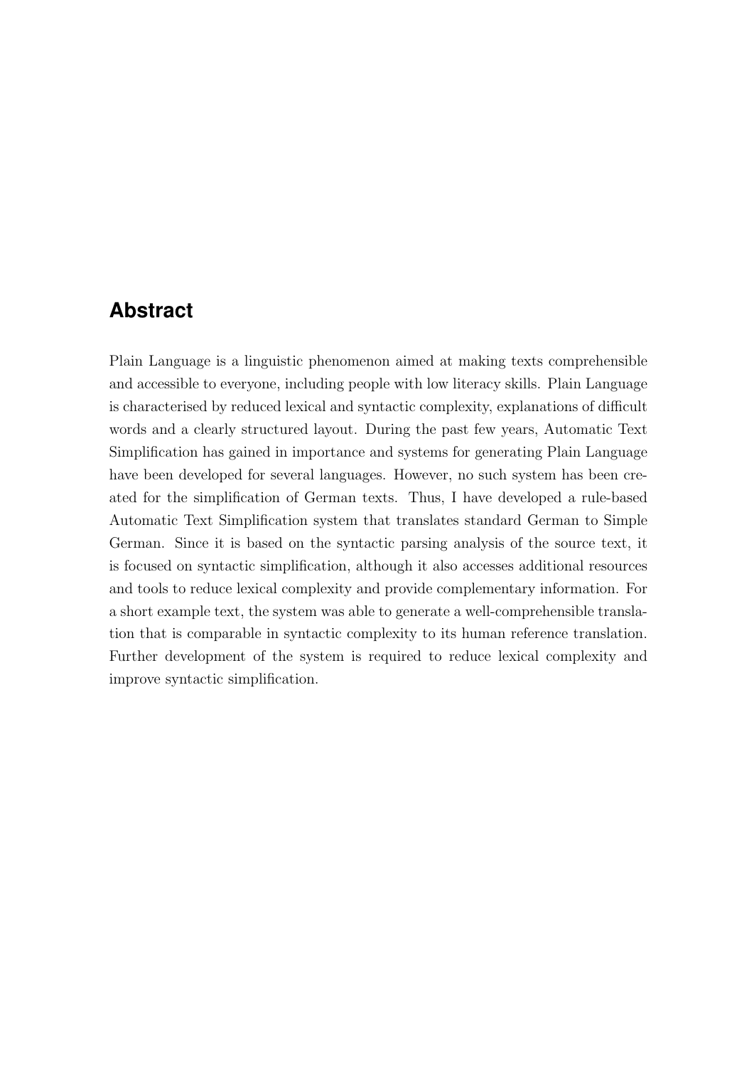## Abstract

Plain Language is a linguistic phenomenon aimed at making texts comprehensible and accessible to everyone, including people with low literacy skills. Plain Language is characterised by reduced lexical and syntactic complexity, explanations of difficult words and a clearly structured layout. During the past few years, Automatic Text Simplification has gained in importance and systems for generating Plain Language have been developed for several languages. However, no such system has been created for the simplification of German texts. Thus, I have developed a rule-based Automatic Text Simplification system that translates standard German to Simple German. Since it is based on the syntactic parsing analysis of the source text, it is focused on syntactic simplification, although it also accesses additional resources and tools to reduce lexical complexity and provide complementary information. For a short example text, the system was able to generate a well-comprehensible translation that is comparable in syntactic complexity to its human reference translation. Further development of the system is required to reduce lexical complexity and improve syntactic simplification.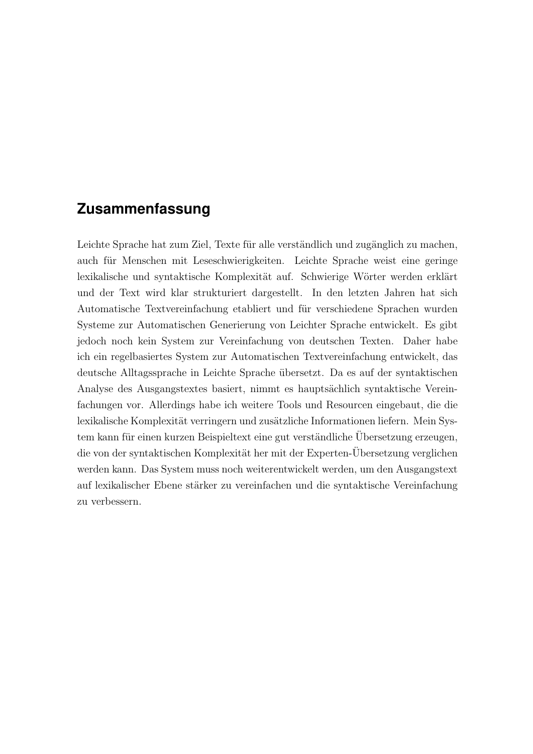## Zusammenfassung

Leichte Sprache hat zum Ziel, Texte für alle verständlich und zugänglich zu machen, auch für Menschen mit Leseschwierigkeiten. Leichte Sprache weist eine geringe lexikalische und syntaktische Komplexität auf. Schwierige Wörter werden erklärt und der Text wird klar strukturiert dargestellt. In den letzten Jahren hat sich Automatische Textvereinfachung etabliert und für verschiedene Sprachen wurden Systeme zur Automatischen Generierung von Leichter Sprache entwickelt. Es gibt jedoch noch kein System zur Vereinfachung von deutschen Texten. Daher habe ich ein regelbasiertes System zur Automatischen Textvereinfachung entwickelt, das deutsche Alltagssprache in Leichte Sprache übersetzt. Da es auf der syntaktischen Analyse des Ausgangstextes basiert, nimmt es hauptsächlich syntaktische Vereinfachungen vor. Allerdings habe ich weitere Tools und Resourcen eingebaut, die die lexikalische Komplexität verringern und zusätzliche Informationen liefern. Mein System kann für einen kurzen Beispieltext eine gut verständliche Übersetzung erzeugen, die von der syntaktischen Komplexität her mit der Experten-Übersetzung verglichen werden kann. Das System muss noch weiterentwickelt werden, um den Ausgangstext auf lexikalischer Ebene stärker zu vereinfachen und die syntaktische Vereinfachung zu verbessern.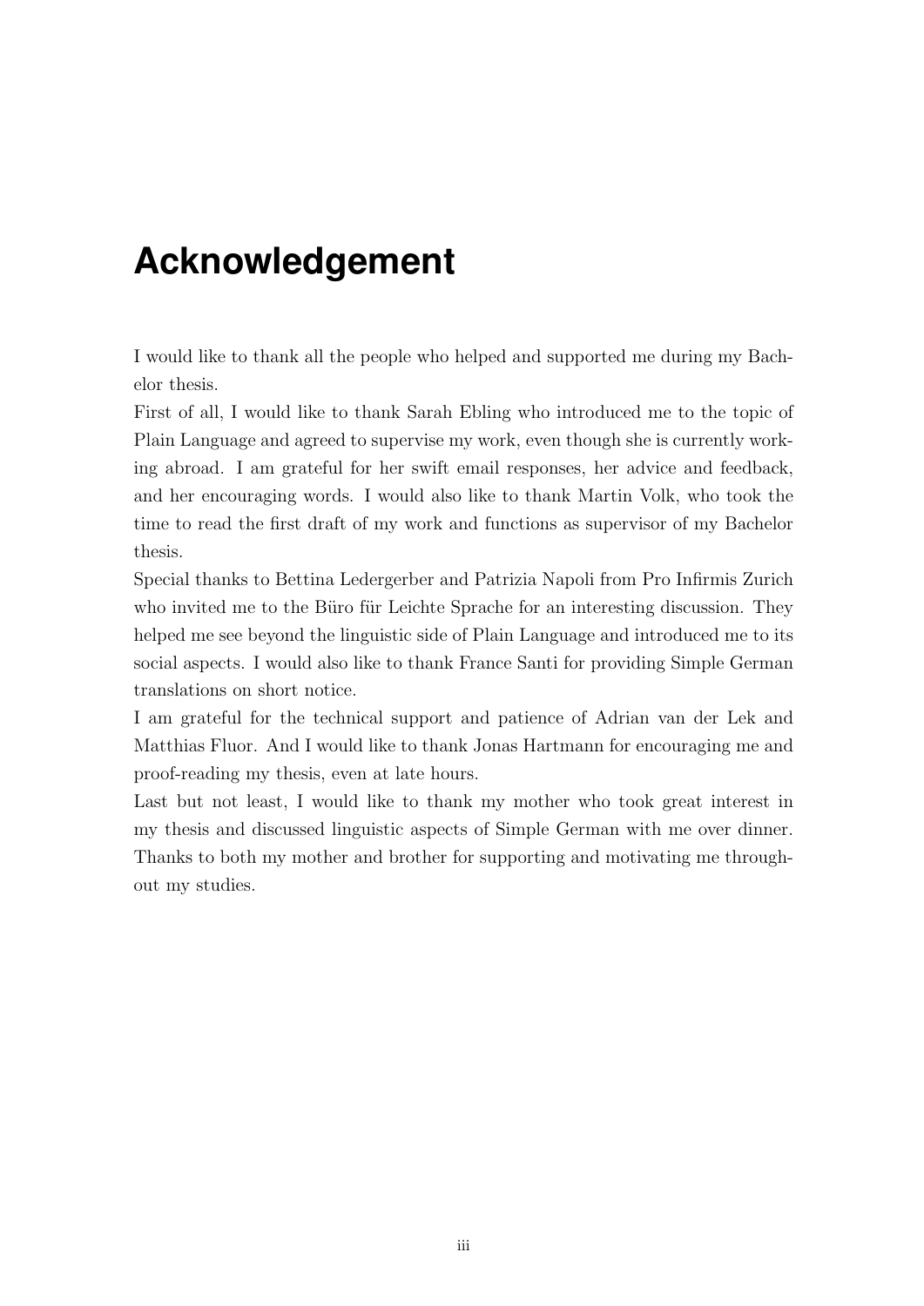# Acknowledgement

I would like to thank all the people who helped and supported me during my Bachelor thesis.

First of all, I would like to thank Sarah Ebling who introduced me to the topic of Plain Language and agreed to supervise my work, even though she is currently working abroad. I am grateful for her swift email responses, her advice and feedback, and her encouraging words. I would also like to thank Martin Volk, who took the time to read the first draft of my work and functions as supervisor of my Bachelor thesis.

Special thanks to Bettina Ledergerber and Patrizia Napoli from Pro Infirmis Zurich who invited me to the Büro für Leichte Sprache for an interesting discussion. They helped me see beyond the linguistic side of Plain Language and introduced me to its social aspects. I would also like to thank France Santi for providing Simple German translations on short notice.

I am grateful for the technical support and patience of Adrian van der Lek and Matthias Fluor. And I would like to thank Jonas Hartmann for encouraging me and proof-reading my thesis, even at late hours.

Last but not least, I would like to thank my mother who took great interest in my thesis and discussed linguistic aspects of Simple German with me over dinner. Thanks to both my mother and brother for supporting and motivating me throughout my studies.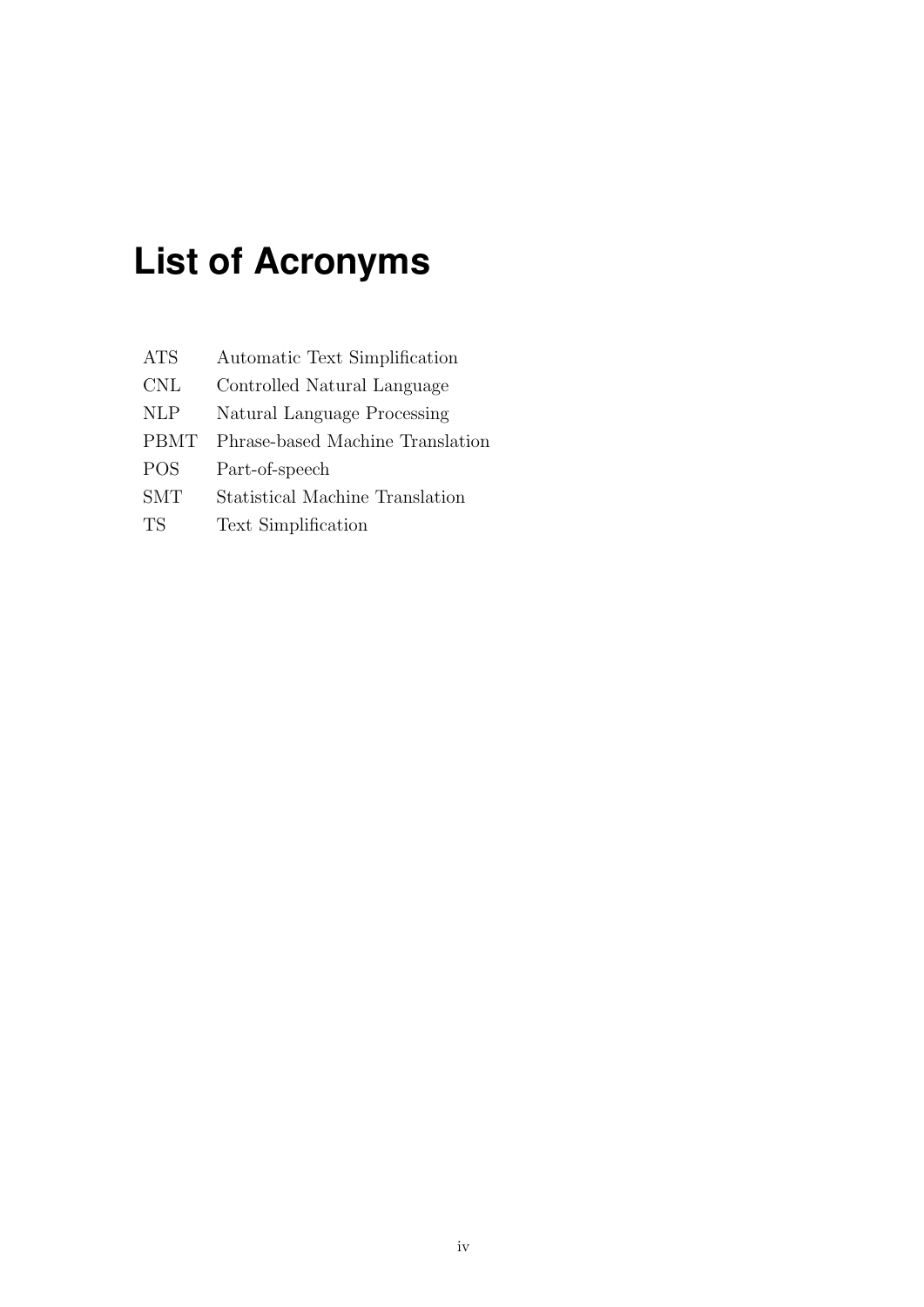# List of Acronyms

| | |
|---|---|
| ATS | Automatic Text Simplification |
| CNL | Controlled Natural Language |
| NLP | Natural Language Processing |
| PBMT | Phrase-based Machine Translation |
| POS | Part-of-speech |
| SMT | Statistical Machine Translation |
| TS | Text Simplification |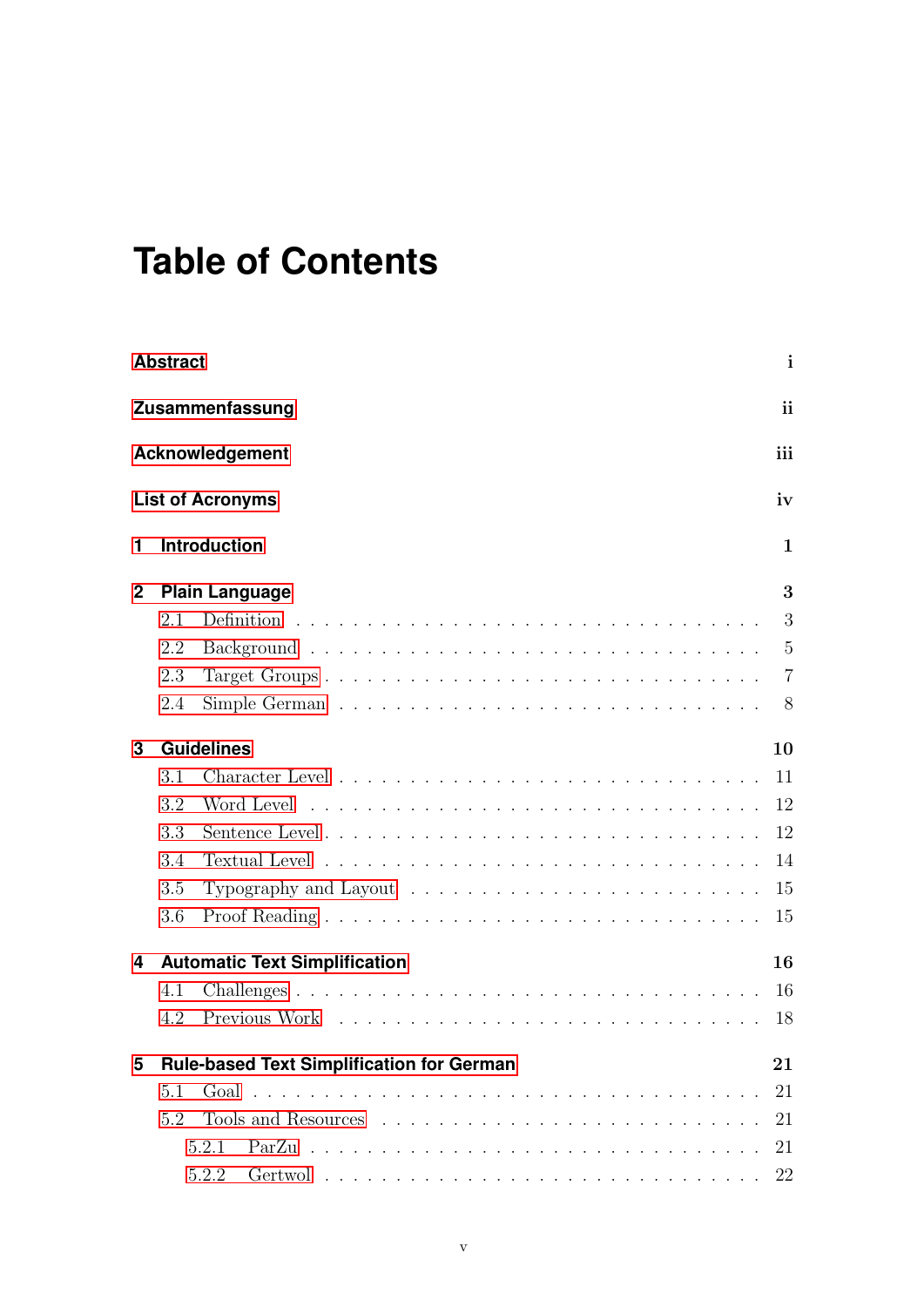# Table of Contents

**Abstract** i

**Zusammenfassung** ii

**Acknowledgement** iii

**List of Acronyms** iv

**1 Introduction** 1

**2 Plain Language** 3

- 2.1 Definition . . . . . . . . . . . . . . . . . . . . . . . . . . . . 3
- 2.2 Background . . . . . . . . . . . . . . . . . . . . . . . . . . . 5
- 2.3 Target Groups . . . . . . . . . . . . . . . . . . . . . . . . . . 7
- 2.4 Simple German . . . . . . . . . . . . . . . . . . . . . . . . . 8

**3 Guidelines** 10

- 3.1 Character Level . . . . . . . . . . . . . . . . . . . . . . . . . 11
- 3.2 Word Level . . . . . . . . . . . . . . . . . . . . . . . . . . . 12
- 3.3 Sentence Level . . . . . . . . . . . . . . . . . . . . . . . . . 12
- 3.4 Textual Level . . . . . . . . . . . . . . . . . . . . . . . . . . 14
- 3.5 Typography and Layout . . . . . . . . . . . . . . . . . . . . . 15
- 3.6 Proof Reading . . . . . . . . . . . . . . . . . . . . . . . . . . 15

**4 Automatic Text Simplification** 16

- 4.1 Challenges . . . . . . . . . . . . . . . . . . . . . . . . . . . . 16
- 4.2 Previous Work . . . . . . . . . . . . . . . . . . . . . . . . . . 18

**5 Rule-based Text Simplification for German** 21

- 5.1 Goal . . . . . . . . . . . . . . . . . . . . . . . . . . . . . . . 21
- 5.2 Tools and Resources . . . . . . . . . . . . . . . . . . . . . . . 21
  - 5.2.1 ParZu . . . . . . . . . . . . . . . . . . . . . . . . . . 21
  - 5.2.2 Gertwol . . . . . . . . . . . . . . . . . . . . . . . . . 22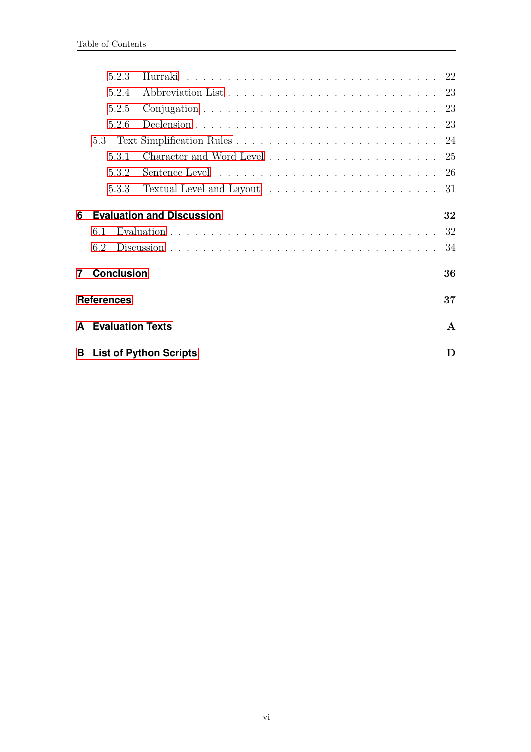5.2.3 Hurraki . . . . . . . . . . . . . . . . . . . . . . . . . . . . 22
5.2.4 Abbreviation List . . . . . . . . . . . . . . . . . . . . . . . . 23
5.2.5 Conjugation . . . . . . . . . . . . . . . . . . . . . . . . . . 23
5.2.6 Declension . . . . . . . . . . . . . . . . . . . . . . . . . . 23
5.3 Text Simplification Rules . . . . . . . . . . . . . . . . . . . . . . . 24
5.3.1 Character and Word Level . . . . . . . . . . . . . . . . . . . 25
5.3.2 Sentence Level . . . . . . . . . . . . . . . . . . . . . . . . . 26
5.3.3 Textual Level and Layout . . . . . . . . . . . . . . . . . . . 31

**6 Evaluation and Discussion** **32**
6.1 Evaluation . . . . . . . . . . . . . . . . . . . . . . . . . . . . . . . 32
6.2 Discussion . . . . . . . . . . . . . . . . . . . . . . . . . . . . . . . 34

**7 Conclusion** **36**

**References** **37**

**A Evaluation Texts** **A**

**B List of Python Scripts** **D**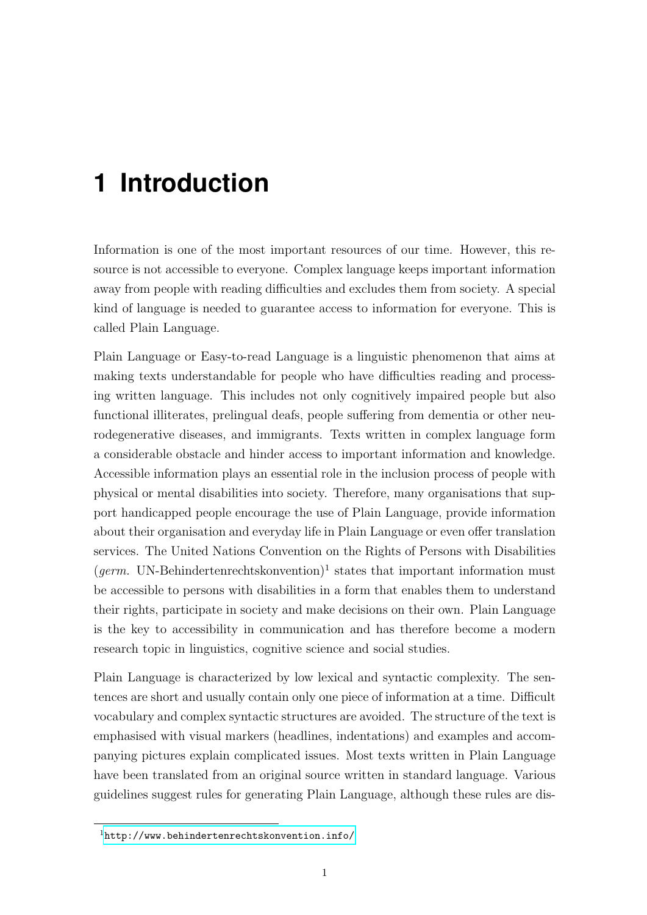# 1 Introduction

Information is one of the most important resources of our time. However, this resource is not accessible to everyone. Complex language keeps important information away from people with reading difficulties and excludes them from society. A special kind of language is needed to guarantee access to information for everyone. This is called Plain Language.

Plain Language or Easy-to-read Language is a linguistic phenomenon that aims at making texts understandable for people who have difficulties reading and processing written language. This includes not only cognitively impaired people but also functional illiterates, prelingual deafs, people suffering from dementia or other neurodegenerative diseases, and immigrants. Texts written in complex language form a considerable obstacle and hinder access to important information and knowledge. Accessible information plays an essential role in the inclusion process of people with physical or mental disabilities into society. Therefore, many organisations that support handicapped people encourage the use of Plain Language, provide information about their organisation and everyday life in Plain Language or even offer translation services. The United Nations Convention on the Rights of Persons with Disabilities (*germ.* UN-Behindertenrechtskonvention)[1] states that important information must be accessible to persons with disabilities in a form that enables them to understand their rights, participate in society and make decisions on their own. Plain Language is the key to accessibility in communication and has therefore become a modern research topic in linguistics, cognitive science and social studies.

Plain Language is characterized by low lexical and syntactic complexity. The sentences are short and usually contain only one piece of information at a time. Difficult vocabulary and complex syntactic structures are avoided. The structure of the text is emphasised with visual markers (headlines, indentations) and examples and accompanying pictures explain complicated issues. Most texts written in Plain Language have been translated from an original source written in standard language. Various guidelines suggest rules for generating Plain Language, although these rules are dis-

[1] http://www.behindertenrechtskonvention.info/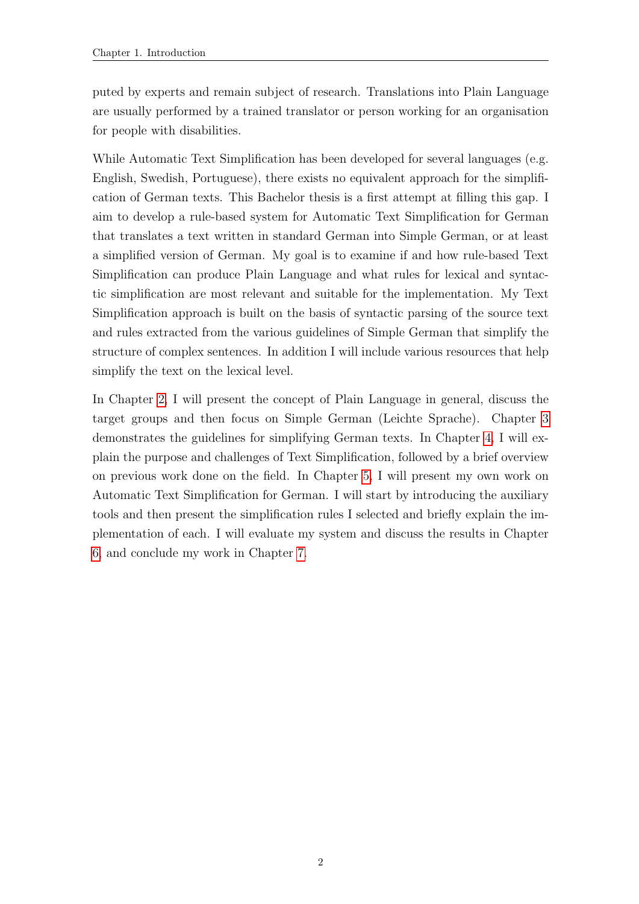puted by experts and remain subject of research. Translations into Plain Language are usually performed by a trained translator or person working for an organisation for people with disabilities.

While Automatic Text Simplification has been developed for several languages (e.g. English, Swedish, Portuguese), there exists no equivalent approach for the simplification of German texts. This Bachelor thesis is a first attempt at filling this gap. I aim to develop a rule-based system for Automatic Text Simplification for German that translates a text written in standard German into Simple German, or at least a simplified version of German. My goal is to examine if and how rule-based Text Simplification can produce Plain Language and what rules for lexical and syntactic simplification are most relevant and suitable for the implementation. My Text Simplification approach is built on the basis of syntactic parsing of the source text and rules extracted from the various guidelines of Simple German that simplify the structure of complex sentences. In addition I will include various resources that help simplify the text on the lexical level.

In Chapter 2, I will present the concept of Plain Language in general, discuss the target groups and then focus on Simple German (Leichte Sprache). Chapter 3 demonstrates the guidelines for simplifying German texts. In Chapter 4, I will explain the purpose and challenges of Text Simplification, followed by a brief overview on previous work done on the field. In Chapter 5, I will present my own work on Automatic Text Simplification for German. I will start by introducing the auxiliary tools and then present the simplification rules I selected and briefly explain the implementation of each. I will evaluate my system and discuss the results in Chapter 6, and conclude my work in Chapter 7.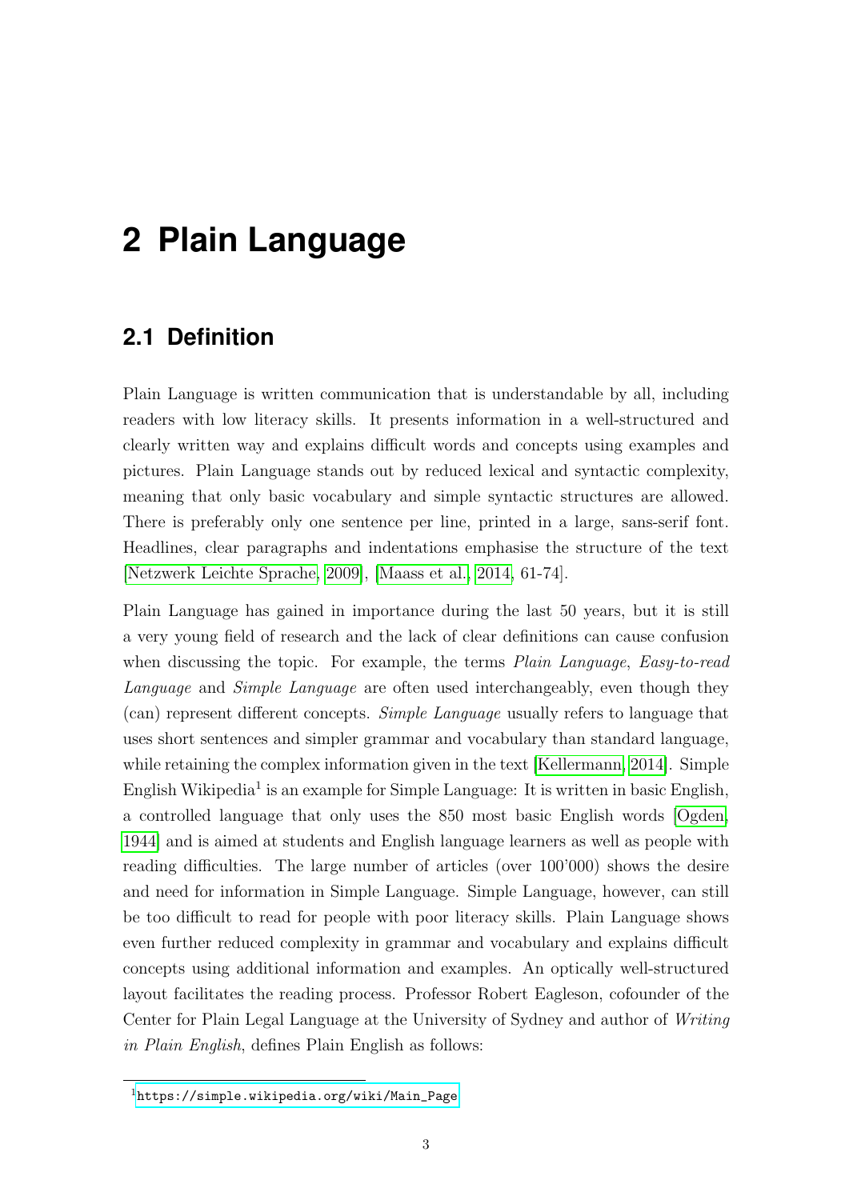# 2 Plain Language

## 2.1 Definition

Plain Language is written communication that is understandable by all, including readers with low literacy skills. It presents information in a well-structured and clearly written way and explains difficult words and concepts using examples and pictures. Plain Language stands out by reduced lexical and syntactic complexity, meaning that only basic vocabulary and simple syntactic structures are allowed. There is preferably only one sentence per line, printed in a large, sans-serif font. Headlines, clear paragraphs and indentations emphasise the structure of the text [Netzwerk Leichte Sprache, 2009], [Maass et al., 2014, 61-74].

Plain Language has gained in importance during the last 50 years, but it is still a very young field of research and the lack of clear definitions can cause confusion when discussing the topic. For example, the terms *Plain Language*, *Easy-to-read Language* and *Simple Language* are often used interchangeably, even though they (can) represent different concepts. *Simple Language* usually refers to language that uses short sentences and simpler grammar and vocabulary than standard language, while retaining the complex information given in the text [Kellermann, 2014]. Simple English Wikipedia[1] is an example for Simple Language: It is written in basic English, a controlled language that only uses the 850 most basic English words [Ogden, 1944] and is aimed at students and English language learners as well as people with reading difficulties. The large number of articles (over 100'000) shows the desire and need for information in Simple Language. Simple Language, however, can still be too difficult to read for people with poor literacy skills. Plain Language shows even further reduced complexity in grammar and vocabulary and explains difficult concepts using additional information and examples. An optically well-structured layout facilitates the reading process. Professor Robert Eagleson, cofounder of the Center for Plain Legal Language at the University of Sydney and author of *Writing in Plain English*, defines Plain English as follows:

[1] https://simple.wikipedia.org/wiki/Main_Page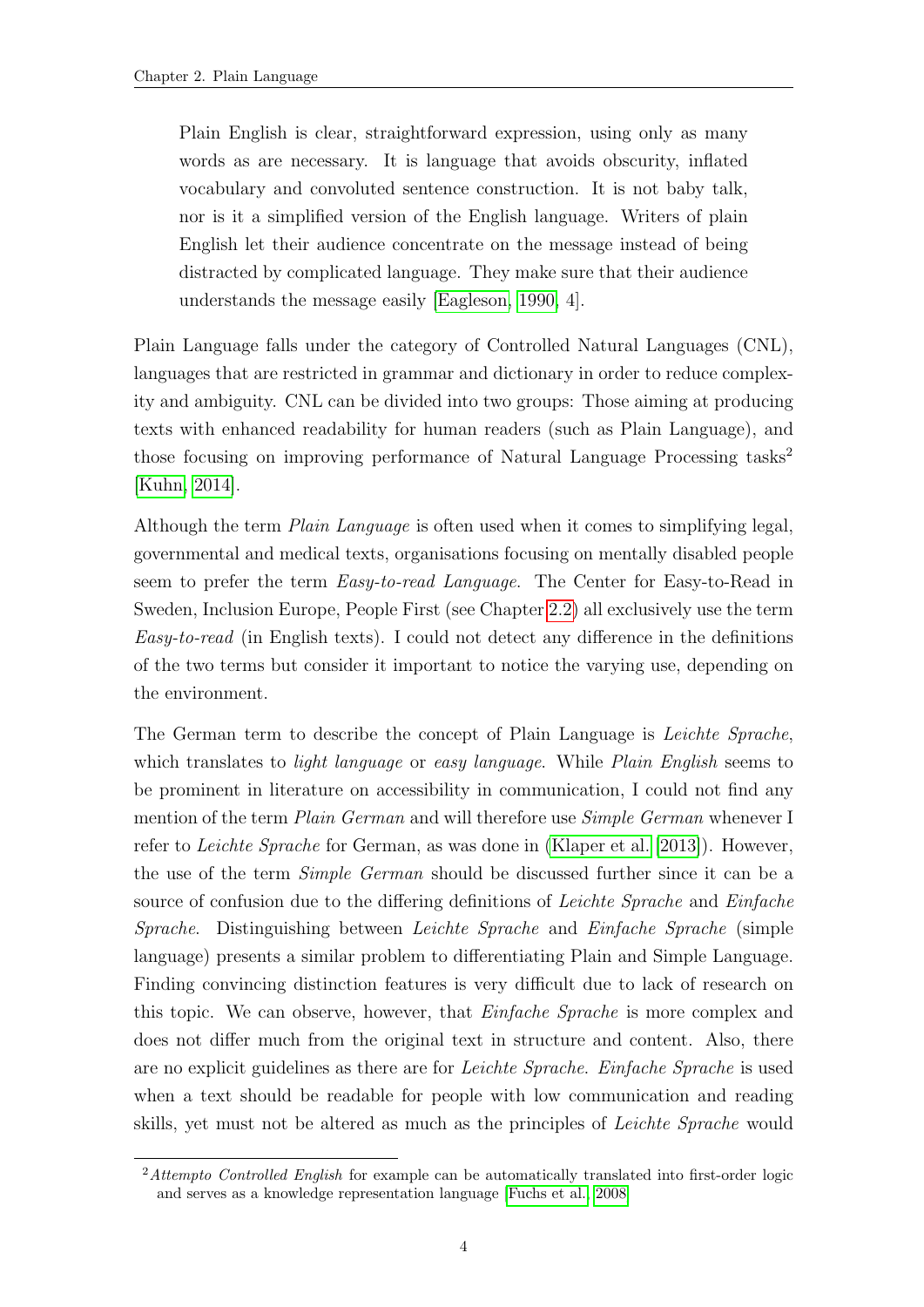> Plain English is clear, straightforward expression, using only as many words as are necessary. It is language that avoids obscurity, inflated vocabulary and convoluted sentence construction. It is not baby talk, nor is it a simplified version of the English language. Writers of plain English let their audience concentrate on the message instead of being distracted by complicated language. They make sure that their audience understands the message easily [Eagleson, 1990, 4].

Plain Language falls under the category of Controlled Natural Languages (CNL), languages that are restricted in grammar and dictionary in order to reduce complexity and ambiguity. CNL can be divided into two groups: Those aiming at producing texts with enhanced readability for human readers (such as Plain Language), and those focusing on improving performance of Natural Language Processing tasks[2] [Kuhn, 2014].

Although the term *Plain Language* is often used when it comes to simplifying legal, governmental and medical texts, organisations focusing on mentally disabled people seem to prefer the term *Easy-to-read Language*. The Center for Easy-to-Read in Sweden, Inclusion Europe, People First (see Chapter 2.2) all exclusively use the term *Easy-to-read* (in English texts). I could not detect any difference in the definitions of the two terms but consider it important to notice the varying use, depending on the environment.

The German term to describe the concept of Plain Language is *Leichte Sprache*, which translates to *light language* or *easy language*. While *Plain English* seems to be prominent in literature on accessibility in communication, I could not find any mention of the term *Plain German* and will therefore use *Simple German* whenever I refer to *Leichte Sprache* for German, as was done in (Klaper et al. [2013]). However, the use of the term *Simple German* should be discussed further since it can be a source of confusion due to the differing definitions of *Leichte Sprache* and *Einfache Sprache*. Distinguishing between *Leichte Sprache* and *Einfache Sprache* (simple language) presents a similar problem to differentiating Plain and Simple Language. Finding convincing distinction features is very difficult due to lack of research on this topic. We can observe, however, that *Einfache Sprache* is more complex and does not differ much from the original text in structure and content. Also, there are no explicit guidelines as there are for *Leichte Sprache*. *Einfache Sprache* is used when a text should be readable for people with low communication and reading skills, yet must not be altered as much as the principles of *Leichte Sprache* would

[2] *Attempto Controlled English* for example can be automatically translated into first-order logic and serves as a knowledge representation language [Fuchs et al., 2008]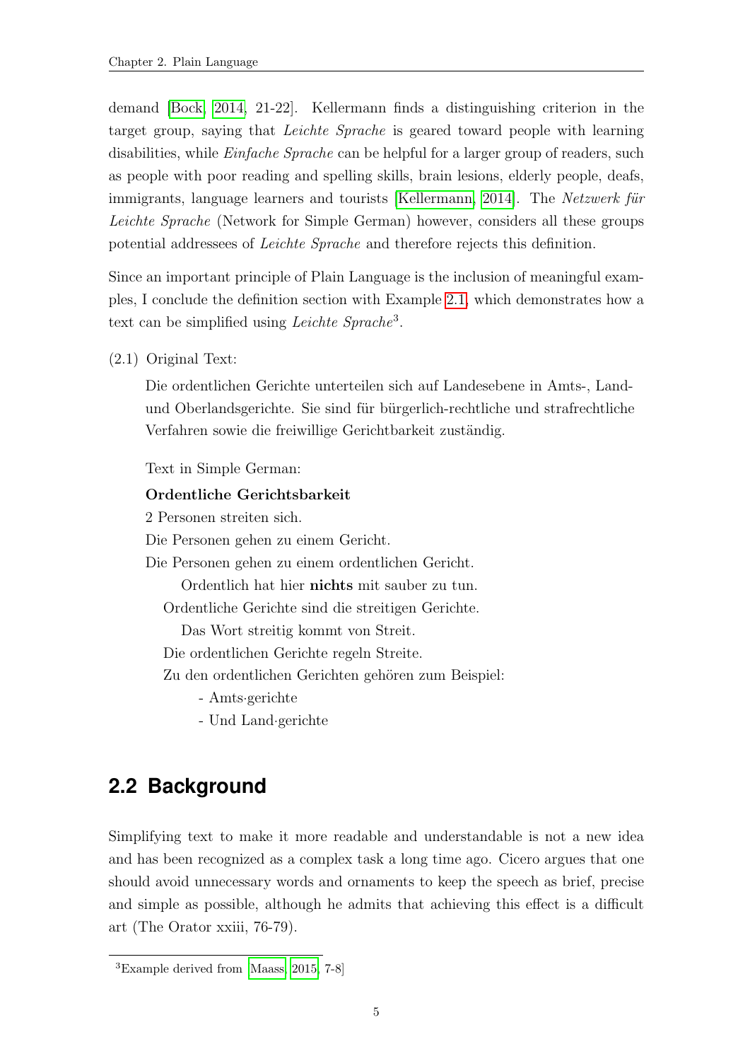demand [Bock, 2014, 21-22]. Kellermann finds a distinguishing criterion in the target group, saying that *Leichte Sprache* is geared toward people with learning disabilities, while *Einfache Sprache* can be helpful for a larger group of readers, such as people with poor reading and spelling skills, brain lesions, elderly people, deafs, immigrants, language learners and tourists [Kellermann, 2014]. The *Netzwerk für Leichte Sprache* (Network for Simple German) however, considers all these groups potential addressees of *Leichte Sprache* and therefore rejects this definition.

Since an important principle of Plain Language is the inclusion of meaningful examples, I conclude the definition section with Example 2.1, which demonstrates how a text can be simplified using *Leichte Sprache*[3].

(2.1) Original Text:

> Die ordentlichen Gerichte unterteilen sich auf Landesebene in Amts-, Land- und Oberlandsgerichte. Sie sind für bürgerlich-rechtliche und strafrechtliche Verfahren sowie die freiwillige Gerichtbarkeit zuständig.
>
> Text in Simple German:
>
> **Ordentliche Gerichtsbarkeit**
>
> 2 Personen streiten sich.
> Die Personen gehen zu einem Gericht.
> Die Personen gehen zu einem ordentlichen Gericht.
>         Ordentlich hat hier **nichts** mit sauber zu tun.
>     Ordentliche Gerichte sind die streitigen Gerichte.
>         Das Wort streitig kommt von Streit.
>     Die ordentlichen Gerichte regeln Streite.
>     Zu den ordentlichen Gerichten gehören zum Beispiel:
>         - Amts·gerichte
>         - Und Land·gerichte

## 2.2 Background

Simplifying text to make it more readable and understandable is not a new idea and has been recognized as a complex task a long time ago. Cicero argues that one should avoid unnecessary words and ornaments to keep the speech as brief, precise and simple as possible, although he admits that achieving this effect is a difficult art (The Orator xxiii, 76-79).

[3] Example derived from [Maass, 2015, 7-8]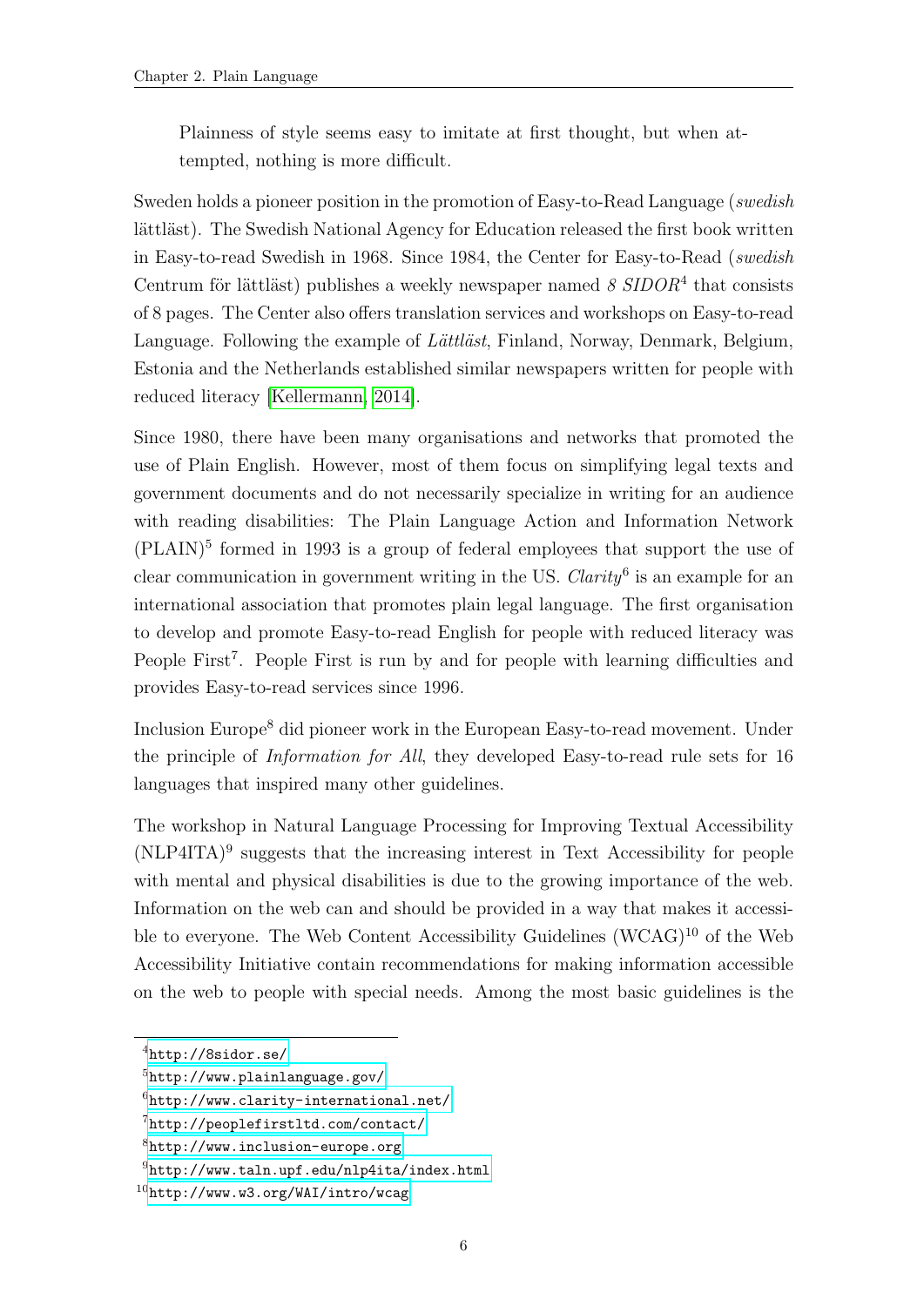> Plainness of style seems easy to imitate at first thought, but when attempted, nothing is more difficult.

Sweden holds a pioneer position in the promotion of Easy-to-Read Language (*swedish* lättläst). The Swedish National Agency for Education released the first book written in Easy-to-read Swedish in 1968. Since 1984, the Center for Easy-to-Read (*swedish* Centrum för lättläst) publishes a weekly newspaper named *8 SIDOR*[4] that consists of 8 pages. The Center also offers translation services and workshops on Easy-to-read Language. Following the example of *Lättläst*, Finland, Norway, Denmark, Belgium, Estonia and the Netherlands established similar newspapers written for people with reduced literacy [Kellermann, 2014].

Since 1980, there have been many organisations and networks that promoted the use of Plain English. However, most of them focus on simplifying legal texts and government documents and do not necessarily specialize in writing for an audience with reading disabilities: The Plain Language Action and Information Network (PLAIN)[5] formed in 1993 is a group of federal employees that support the use of clear communication in government writing in the US. *Clarity*[6] is an example for an international association that promotes plain legal language. The first organisation to develop and promote Easy-to-read English for people with reduced literacy was People First[7]. People First is run by and for people with learning difficulties and provides Easy-to-read services since 1996.

Inclusion Europe[8] did pioneer work in the European Easy-to-read movement. Under the principle of *Information for All*, they developed Easy-to-read rule sets for 16 languages that inspired many other guidelines.

The workshop in Natural Language Processing for Improving Textual Accessibility (NLP4ITA)[9] suggests that the increasing interest in Text Accessibility for people with mental and physical disabilities is due to the growing importance of the web. Information on the web can and should be provided in a way that makes it accessible to everyone. The Web Content Accessibility Guidelines (WCAG)[10] of the Web Accessibility Initiative contain recommendations for making information accessible on the web to people with special needs. Among the most basic guidelines is the

[4] http://8sidor.se/

[5] http://www.plainlanguage.gov/

[6] http://www.clarity-international.net/

[7] http://peoplefirstltd.com/contact/

[8] http://www.inclusion-europe.org

[9] http://www.taln.upf.edu/nlp4ita/index.html

[10] http://www.w3.org/WAI/intro/wcag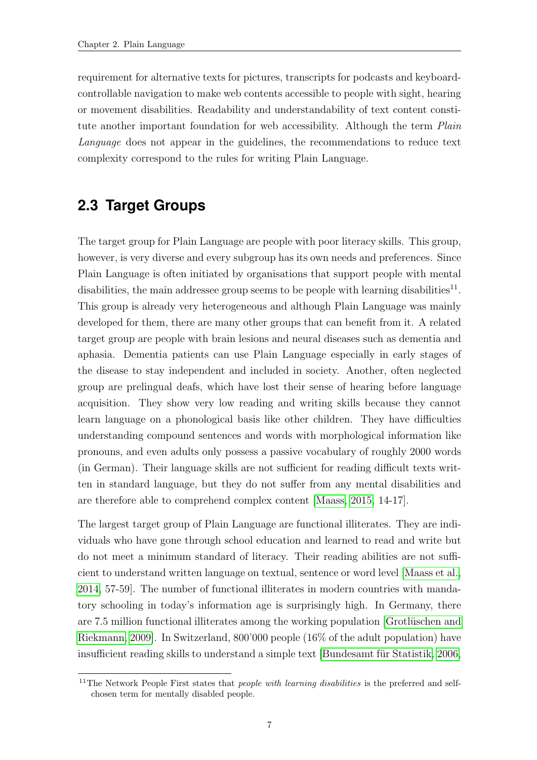requirement for alternative texts for pictures, transcripts for podcasts and keyboard-controllable navigation to make web contents accessible to people with sight, hearing or movement disabilities. Readability and understandability of text content constitute another important foundation for web accessibility. Although the term *Plain Language* does not appear in the guidelines, the recommendations to reduce text complexity correspond to the rules for writing Plain Language.

## 2.3 Target Groups

The target group for Plain Language are people with poor literacy skills. This group, however, is very diverse and every subgroup has its own needs and preferences. Since Plain Language is often initiated by organisations that support people with mental disabilities, the main addressee group seems to be people with learning disabilities[11]. This group is already very heterogeneous and although Plain Language was mainly developed for them, there are many other groups that can benefit from it. A related target group are people with brain lesions and neural diseases such as dementia and aphasia. Dementia patients can use Plain Language especially in early stages of the disease to stay independent and included in society. Another, often neglected group are prelingual deafs, which have lost their sense of hearing before language acquisition. They show very low reading and writing skills because they cannot learn language on a phonological basis like other children. They have difficulties understanding compound sentences and words with morphological information like pronouns, and even adults only possess a passive vocabulary of roughly 2000 words (in German). Their language skills are not sufficient for reading difficult texts written in standard language, but they do not suffer from any mental disabilities and are therefore able to comprehend complex content [Maass, 2015, 14-17].

The largest target group of Plain Language are functional illiterates. They are individuals who have gone through school education and learned to read and write but do not meet a minimum standard of literacy. Their reading abilities are not sufficient to understand written language on textual, sentence or word level [Maass et al., 2014, 57-59]. The number of functional illiterates in modern countries with mandatory schooling in today's information age is surprisingly high. In Germany, there are 7.5 million functional illiterates among the working population [Grotlüschen and Riekmann, 2009]. In Switzerland, 800'000 people (16% of the adult population) have insufficient reading skills to understand a simple text [Bundesamt für Statistik, 2006,

[11] The Network People First states that *people with learning disabilities* is the preferred and self-chosen term for mentally disabled people.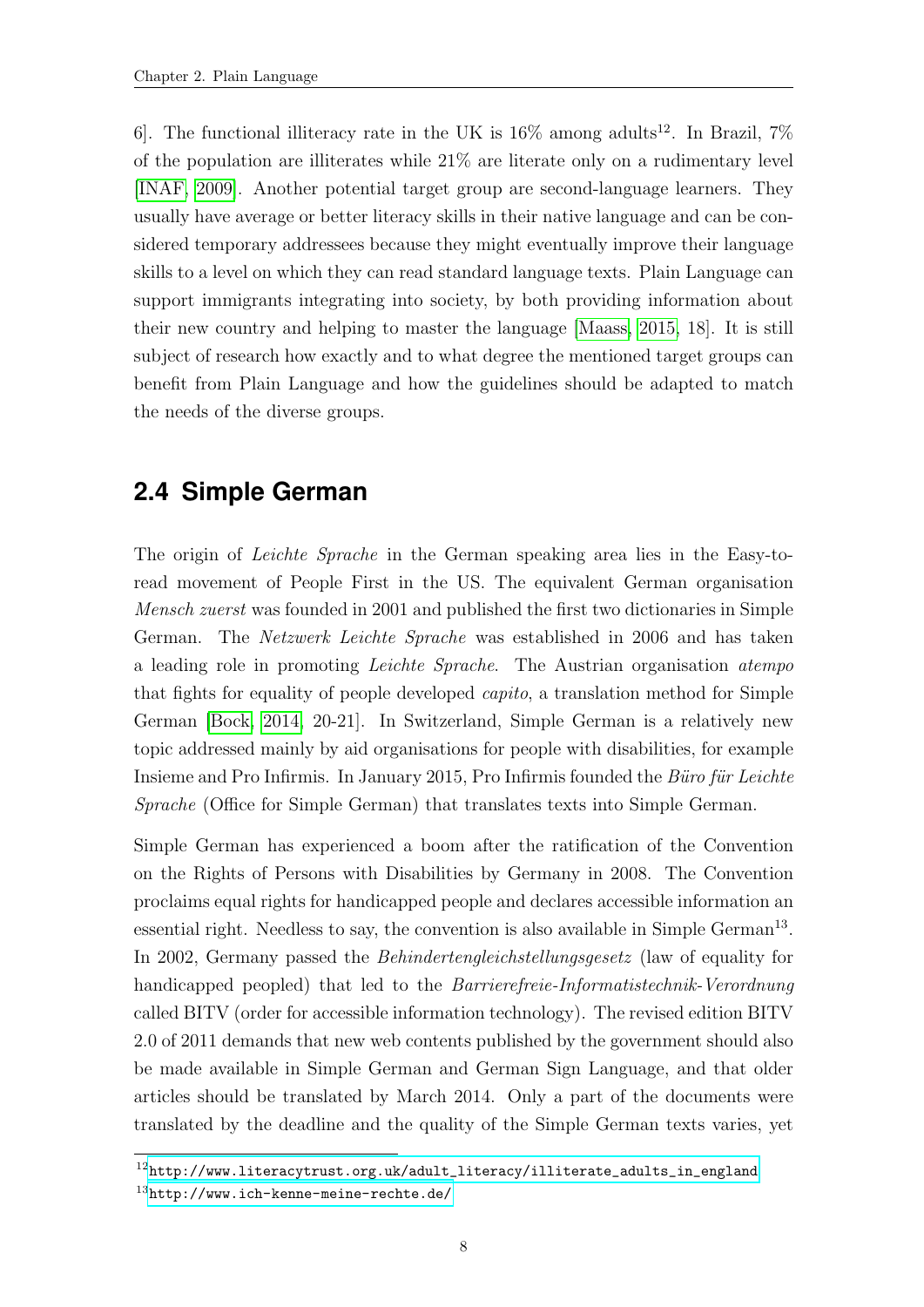6]. The functional illiteracy rate in the UK is 16% among adults[12]. In Brazil, 7% of the population are illiterates while 21% are literate only on a rudimentary level [INAF, 2009]. Another potential target group are second-language learners. They usually have average or better literacy skills in their native language and can be considered temporary addressees because they might eventually improve their language skills to a level on which they can read standard language texts. Plain Language can support immigrants integrating into society, by both providing information about their new country and helping to master the language [Maass, 2015, 18]. It is still subject of research how exactly and to what degree the mentioned target groups can benefit from Plain Language and how the guidelines should be adapted to match the needs of the diverse groups.

## 2.4 Simple German

The origin of *Leichte Sprache* in the German speaking area lies in the Easy-to-read movement of People First in the US. The equivalent German organisation *Mensch zuerst* was founded in 2001 and published the first two dictionaries in Simple German. The *Netzwerk Leichte Sprache* was established in 2006 and has taken a leading role in promoting *Leichte Sprache*. The Austrian organisation *atempo* that fights for equality of people developed *capito*, a translation method for Simple German [Bock, 2014, 20-21]. In Switzerland, Simple German is a relatively new topic addressed mainly by aid organisations for people with disabilities, for example Insieme and Pro Infirmis. In January 2015, Pro Infirmis founded the *Büro für Leichte Sprache* (Office for Simple German) that translates texts into Simple German.

Simple German has experienced a boom after the ratification of the Convention on the Rights of Persons with Disabilities by Germany in 2008. The Convention proclaims equal rights for handicapped people and declares accessible information an essential right. Needless to say, the convention is also available in Simple German[13]. In 2002, Germany passed the *Behindertengleichstellungsgesetz* (law of equality for handicapped peopled) that led to the *Barrierefreie-Informatistechnik-Verordnung* called BITV (order for accessible information technology). The revised edition BITV 2.0 of 2011 demands that new web contents published by the government should also be made available in Simple German and German Sign Language, and that older articles should be translated by March 2014. Only a part of the documents were translated by the deadline and the quality of the Simple German texts varies, yet

[12] http://www.literacytrust.org.uk/adult_literacy/illiterate_adults_in_england

[13] http://www.ich-kenne-meine-rechte.de/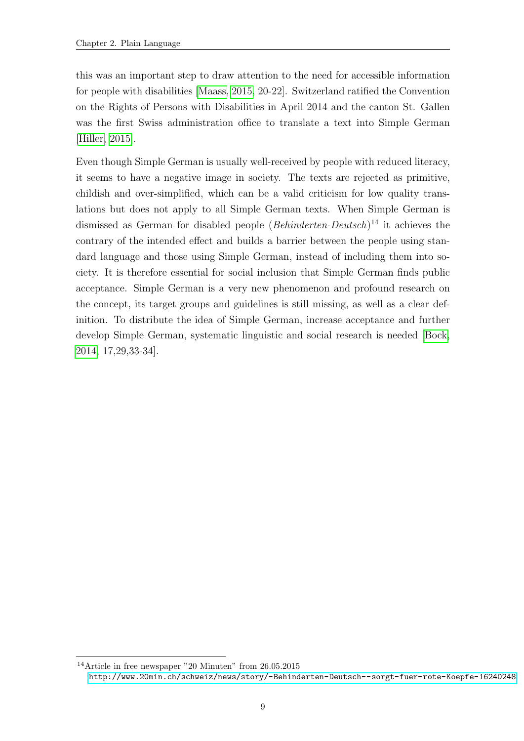this was an important step to draw attention to the need for accessible information for people with disabilities [Maass, 2015, 20-22]. Switzerland ratified the Convention on the Rights of Persons with Disabilities in April 2014 and the canton St. Gallen was the first Swiss administration office to translate a text into Simple German [Hiller, 2015].

Even though Simple German is usually well-received by people with reduced literacy, it seems to have a negative image in society. The texts are rejected as primitive, childish and over-simplified, which can be a valid criticism for low quality translations but does not apply to all Simple German texts. When Simple German is dismissed as German for disabled people (*Behinderten-Deutsch*)[14] it achieves the contrary of the intended effect and builds a barrier between the people using standard language and those using Simple German, instead of including them into society. It is therefore essential for social inclusion that Simple German finds public acceptance. Simple German is a very new phenomenon and profound research on the concept, its target groups and guidelines is still missing, as well as a clear definition. To distribute the idea of Simple German, increase acceptance and further develop Simple German, systematic linguistic and social research is needed [Bock, 2014, 17,29,33-34].

[14] Article in free newspaper "20 Minuten" from 26.05.2015 http://www.20min.ch/schweiz/news/story/-Behinderten-Deutsch--sorgt-fuer-rote-Koepfe-16240248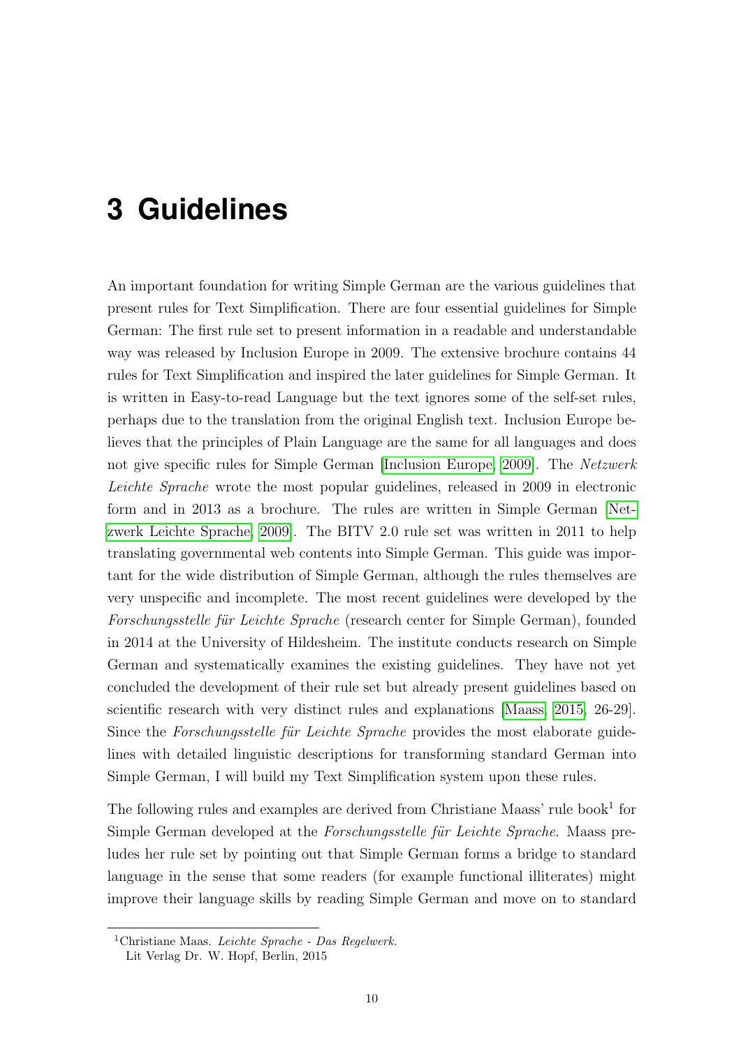# 3 Guidelines

An important foundation for writing Simple German are the various guidelines that present rules for Text Simplification. There are four essential guidelines for Simple German: The first rule set to present information in a readable and understandable way was released by Inclusion Europe in 2009. The extensive brochure contains 44 rules for Text Simplification and inspired the later guidelines for Simple German. It is written in Easy-to-read Language but the text ignores some of the self-set rules, perhaps due to the translation from the original English text. Inclusion Europe believes that the principles of Plain Language are the same for all languages and does not give specific rules for Simple German [Inclusion Europe, 2009]. The *Netzwerk Leichte Sprache* wrote the most popular guidelines, released in 2009 in electronic form and in 2013 as a brochure. The rules are written in Simple German [Netzwerk Leichte Sprache, 2009]. The BITV 2.0 rule set was written in 2011 to help translating governmental web contents into Simple German. This guide was important for the wide distribution of Simple German, although the rules themselves are very unspecific and incomplete. The most recent guidelines were developed by the *Forschungsstelle für Leichte Sprache* (research center for Simple German), founded in 2014 at the University of Hildesheim. The institute conducts research on Simple German and systematically examines the existing guidelines. They have not yet concluded the development of their rule set but already present guidelines based on scientific research with very distinct rules and explanations [Maass, 2015, 26-29]. Since the *Forschungsstelle für Leichte Sprache* provides the most elaborate guidelines with detailed linguistic descriptions for transforming standard German into Simple German, I will build my Text Simplification system upon these rules.

The following rules and examples are derived from Christiane Maass' rule book[1] for Simple German developed at the *Forschungsstelle für Leichte Sprache*. Maass preludes her rule set by pointing out that Simple German forms a bridge to standard language in the sense that some readers (for example functional illiterates) might improve their language skills by reading Simple German and move on to standard

[1] Christiane Maas. *Leichte Sprache - Das Regelwerk.* Lit Verlag Dr. W. Hopf, Berlin, 2015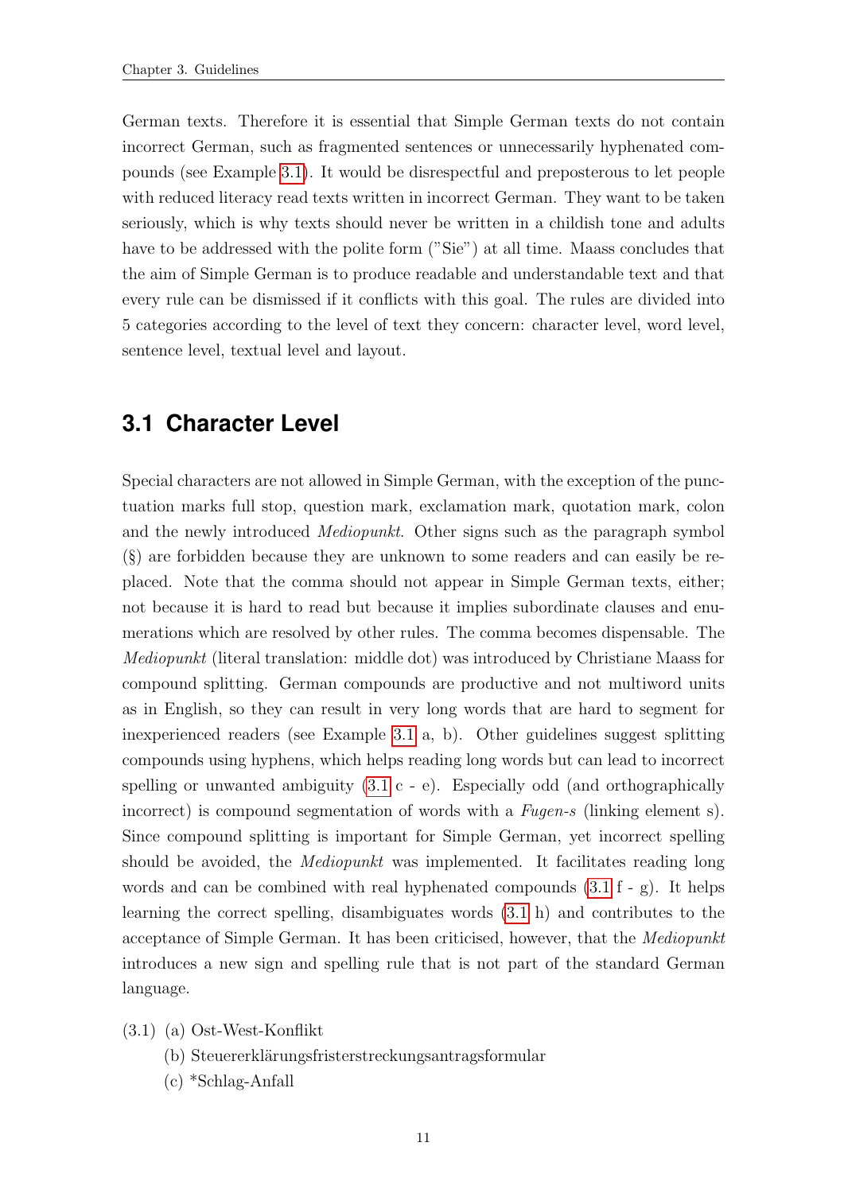German texts. Therefore it is essential that Simple German texts do not contain incorrect German, such as fragmented sentences or unnecessarily hyphenated compounds (see Example 3.1). It would be disrespectful and preposterous to let people with reduced literacy read texts written in incorrect German. They want to be taken seriously, which is why texts should never be written in a childish tone and adults have to be addressed with the polite form ("Sie") at all time. Maass concludes that the aim of Simple German is to produce readable and understandable text and that every rule can be dismissed if it conflicts with this goal. The rules are divided into 5 categories according to the level of text they concern: character level, word level, sentence level, textual level and layout.

## 3.1 Character Level

Special characters are not allowed in Simple German, with the exception of the punctuation marks full stop, question mark, exclamation mark, quotation mark, colon and the newly introduced *Mediopunkt*. Other signs such as the paragraph symbol (§) are forbidden because they are unknown to some readers and can easily be replaced. Note that the comma should not appear in Simple German texts, either; not because it is hard to read but because it implies subordinate clauses and enumerations which are resolved by other rules. The comma becomes dispensable. The *Mediopunkt* (literal translation: middle dot) was introduced by Christiane Maass for compound splitting. German compounds are productive and not multiword units as in English, so they can result in very long words that are hard to segment for inexperienced readers (see Example 3.1 a, b). Other guidelines suggest splitting compounds using hyphens, which helps reading long words but can lead to incorrect spelling or unwanted ambiguity (3.1 c - e). Especially odd (and orthographically incorrect) is compound segmentation of words with a *Fugen-s* (linking element s). Since compound splitting is important for Simple German, yet incorrect spelling should be avoided, the *Mediopunkt* was implemented. It facilitates reading long words and can be combined with real hyphenated compounds (3.1 f - g). It helps learning the correct spelling, disambiguates words (3.1 h) and contributes to the acceptance of Simple German. It has been criticised, however, that the *Mediopunkt* introduces a new sign and spelling rule that is not part of the standard German language.

(3.1) (a) Ost-West-Konflikt
 (b) Steuererklärungsfristerstreckungsantragsformular
 (c) *Schlag-Anfall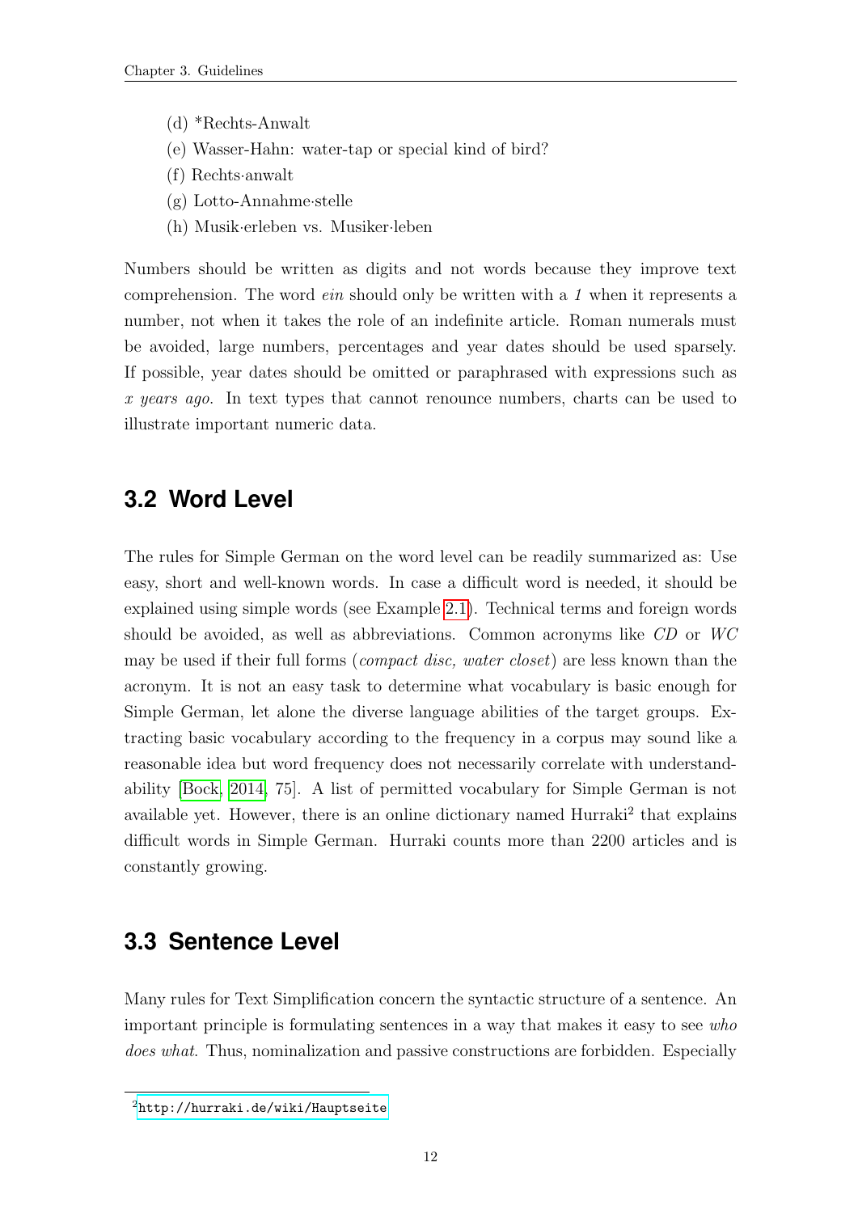(d) *Rechts-Anwalt
(e) Wasser-Hahn: water-tap or special kind of bird?
(f) Rechts·anwalt
(g) Lotto-Annahme·stelle
(h) Musik·erleben vs. Musiker·leben

Numbers should be written as digits and not words because they improve text comprehension. The word *ein* should only be written with a *1* when it represents a number, not when it takes the role of an indefinite article. Roman numerals must be avoided, large numbers, percentages and year dates should be used sparsely. If possible, year dates should be omitted or paraphrased with expressions such as *x years ago*. In text types that cannot renounce numbers, charts can be used to illustrate important numeric data.

## 3.2 Word Level

The rules for Simple German on the word level can be readily summarized as: Use easy, short and well-known words. In case a difficult word is needed, it should be explained using simple words (see Example 2.1). Technical terms and foreign words should be avoided, as well as abbreviations. Common acronyms like *CD* or *WC* may be used if their full forms (*compact disc, water closet*) are less known than the acronym. It is not an easy task to determine what vocabulary is basic enough for Simple German, let alone the diverse language abilities of the target groups. Extracting basic vocabulary according to the frequency in a corpus may sound like a reasonable idea but word frequency does not necessarily correlate with understandability [Bock, 2014, 75]. A list of permitted vocabulary for Simple German is not available yet. However, there is an online dictionary named Hurraki[2] that explains difficult words in Simple German. Hurraki counts more than 2200 articles and is constantly growing.

## 3.3 Sentence Level

Many rules for Text Simplification concern the syntactic structure of a sentence. An important principle is formulating sentences in a way that makes it easy to see *who does what*. Thus, nominalization and passive constructions are forbidden. Especially

[2] http://hurraki.de/wiki/Hauptseite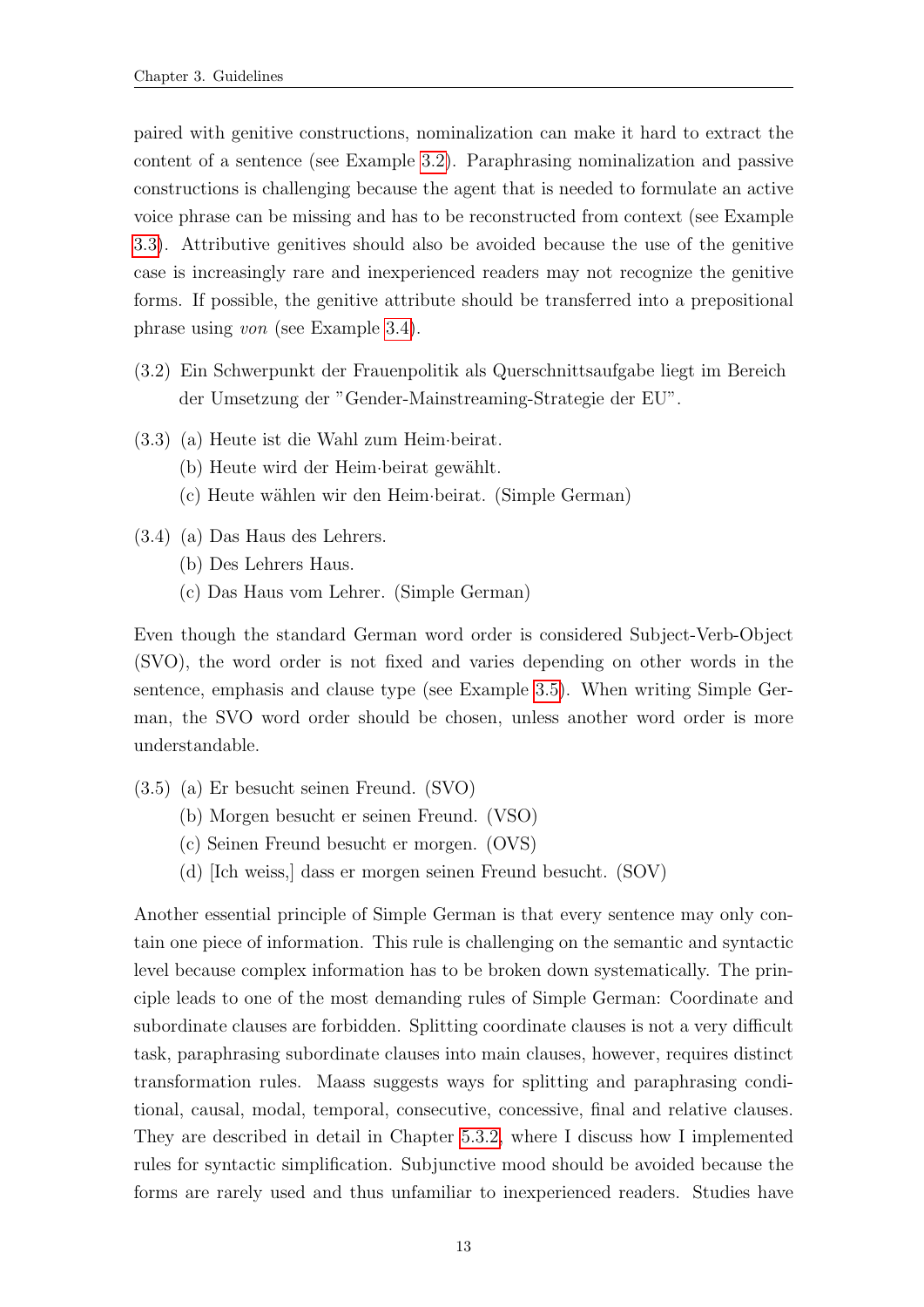paired with genitive constructions, nominalization can make it hard to extract the content of a sentence (see Example 3.2). Paraphrasing nominalization and passive constructions is challenging because the agent that is needed to formulate an active voice phrase can be missing and has to be reconstructed from context (see Example 3.3). Attributive genitives should also be avoided because the use of the genitive case is increasingly rare and inexperienced readers may not recognize the genitive forms. If possible, the genitive attribute should be transferred into a prepositional phrase using *von* (see Example 3.4).

(3.2) Ein Schwerpunkt der Frauenpolitik als Querschnittsaufgabe liegt im Bereich der Umsetzung der "Gender-Mainstreaming-Strategie der EU".

(3.3) (a) Heute ist die Wahl zum Heim·beirat.
(b) Heute wird der Heim·beirat gewählt.
(c) Heute wählen wir den Heim·beirat. (Simple German)

(3.4) (a) Das Haus des Lehrers.
(b) Des Lehrers Haus.
(c) Das Haus vom Lehrer. (Simple German)

Even though the standard German word order is considered Subject-Verb-Object (SVO), the word order is not fixed and varies depending on other words in the sentence, emphasis and clause type (see Example 3.5). When writing Simple German, the SVO word order should be chosen, unless another word order is more understandable.

(3.5) (a) Er besucht seinen Freund. (SVO)
(b) Morgen besucht er seinen Freund. (VSO)
(c) Seinen Freund besucht er morgen. (OVS)
(d) [Ich weiss,] dass er morgen seinen Freund besucht. (SOV)

Another essential principle of Simple German is that every sentence may only contain one piece of information. This rule is challenging on the semantic and syntactic level because complex information has to be broken down systematically. The principle leads to one of the most demanding rules of Simple German: Coordinate and subordinate clauses are forbidden. Splitting coordinate clauses is not a very difficult task, paraphrasing subordinate clauses into main clauses, however, requires distinct transformation rules. Maass suggests ways for splitting and paraphrasing conditional, causal, modal, temporal, consecutive, concessive, final and relative clauses. They are described in detail in Chapter 5.3.2, where I discuss how I implemented rules for syntactic simplification. Subjunctive mood should be avoided because the forms are rarely used and thus unfamiliar to inexperienced readers. Studies have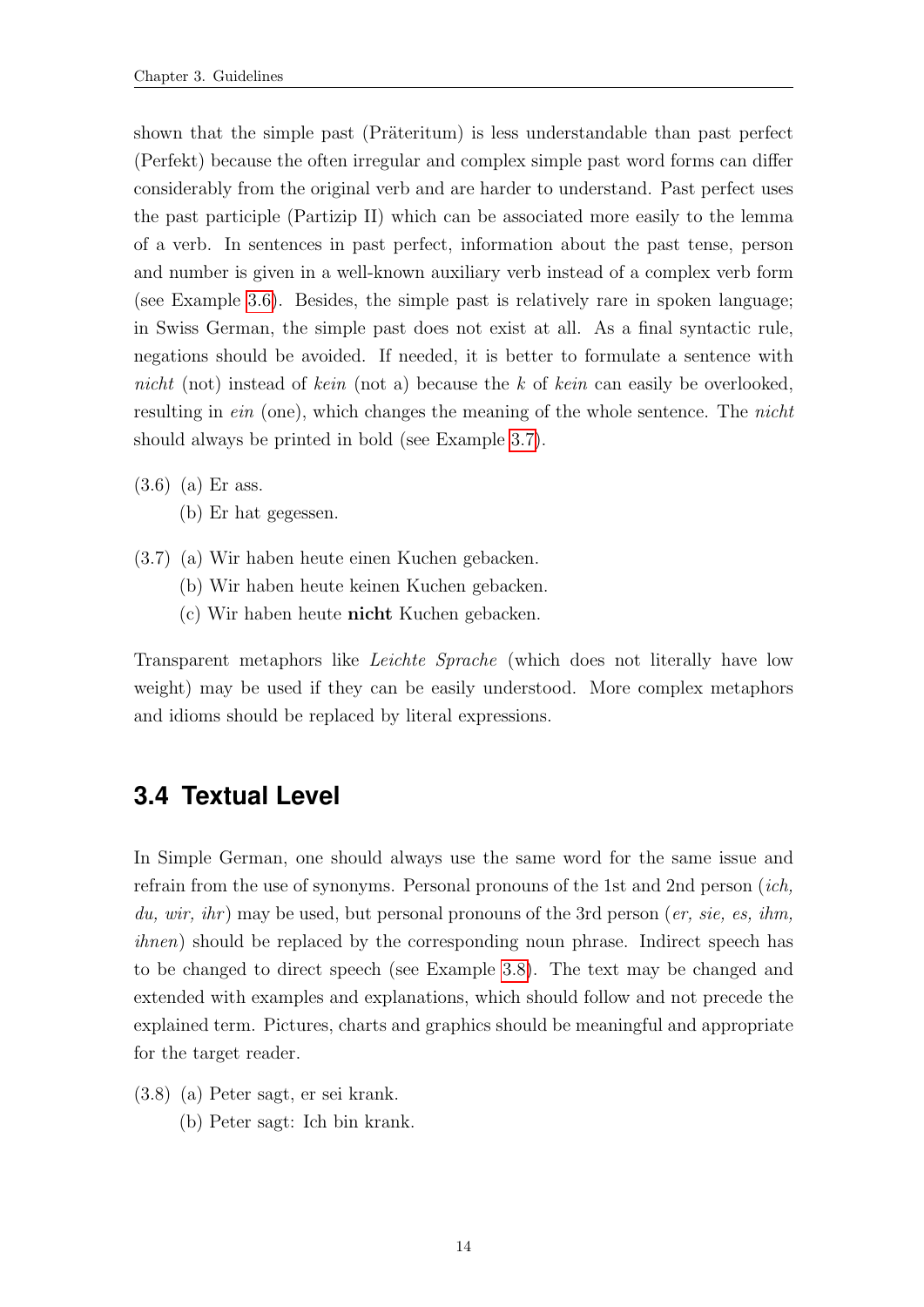shown that the simple past (Präteritum) is less understandable than past perfect (Perfekt) because the often irregular and complex simple past word forms can differ considerably from the original verb and are harder to understand. Past perfect uses the past participle (Partizip II) which can be associated more easily to the lemma of a verb. In sentences in past perfect, information about the past tense, person and number is given in a well-known auxiliary verb instead of a complex verb form (see Example 3.6). Besides, the simple past is relatively rare in spoken language; in Swiss German, the simple past does not exist at all. As a final syntactic rule, negations should be avoided. If needed, it is better to formulate a sentence with *nicht* (not) instead of *kein* (not a) because the *k* of *kein* can easily be overlooked, resulting in *ein* (one), which changes the meaning of the whole sentence. The *nicht* should always be printed in bold (see Example 3.7).

(3.6) (a) Er ass.
  (b) Er hat gegessen.

(3.7) (a) Wir haben heute einen Kuchen gebacken.
  (b) Wir haben heute keinen Kuchen gebacken.
  (c) Wir haben heute **nicht** Kuchen gebacken.

Transparent metaphors like *Leichte Sprache* (which does not literally have low weight) may be used if they can be easily understood. More complex metaphors and idioms should be replaced by literal expressions.

## 3.4 Textual Level

In Simple German, one should always use the same word for the same issue and refrain from the use of synonyms. Personal pronouns of the 1st and 2nd person (*ich, du, wir, ihr*) may be used, but personal pronouns of the 3rd person (*er, sie, es, ihm, ihnen*) should be replaced by the corresponding noun phrase. Indirect speech has to be changed to direct speech (see Example 3.8). The text may be changed and extended with examples and explanations, which should follow and not precede the explained term. Pictures, charts and graphics should be meaningful and appropriate for the target reader.

(3.8) (a) Peter sagt, er sei krank.
  (b) Peter sagt: Ich bin krank.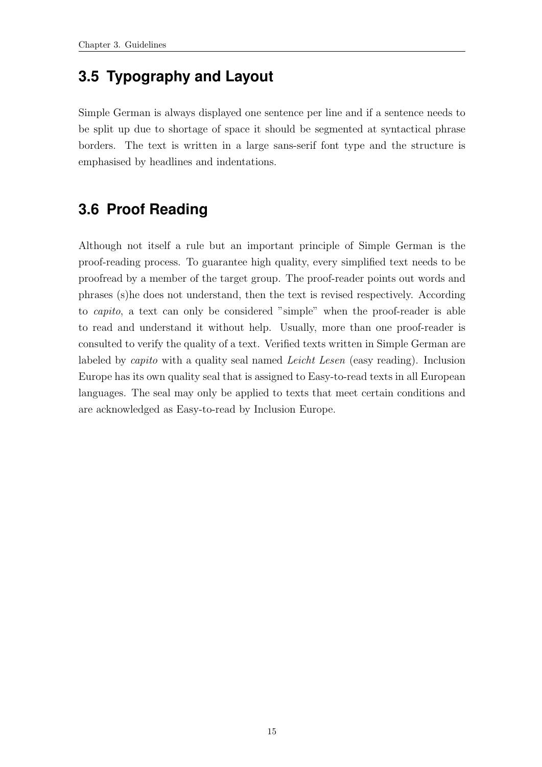## 3.5 Typography and Layout

Simple German is always displayed one sentence per line and if a sentence needs to be split up due to shortage of space it should be segmented at syntactical phrase borders. The text is written in a large sans-serif font type and the structure is emphasised by headlines and indentations.

## 3.6 Proof Reading

Although not itself a rule but an important principle of Simple German is the proof-reading process. To guarantee high quality, every simplified text needs to be proofread by a member of the target group. The proof-reader points out words and phrases (s)he does not understand, then the text is revised respectively. According to *capito*, a text can only be considered "simple" when the proof-reader is able to read and understand it without help. Usually, more than one proof-reader is consulted to verify the quality of a text. Verified texts written in Simple German are labeled by *capito* with a quality seal named *Leicht Lesen* (easy reading). Inclusion Europe has its own quality seal that is assigned to Easy-to-read texts in all European languages. The seal may only be applied to texts that meet certain conditions and are acknowledged as Easy-to-read by Inclusion Europe.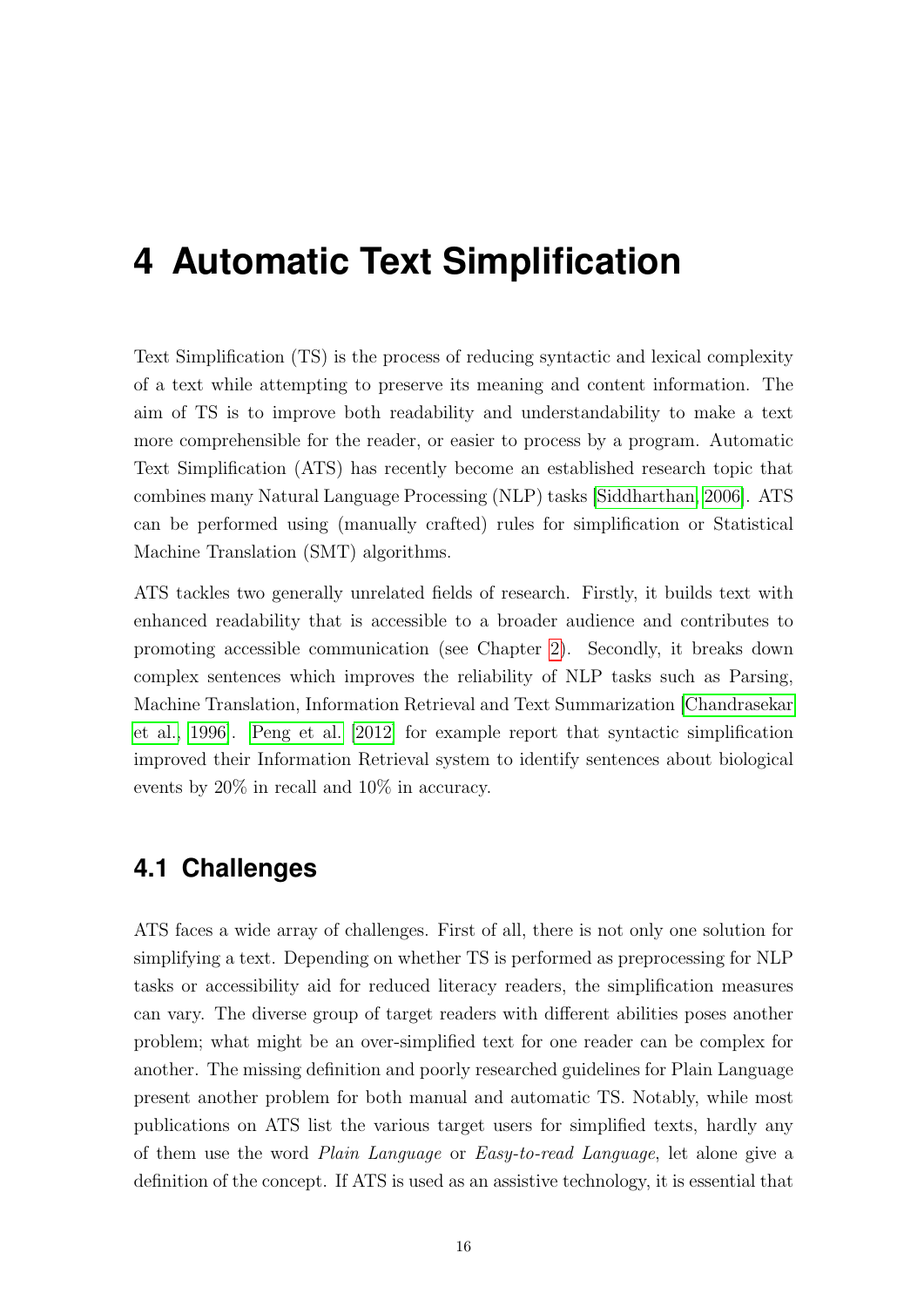# 4 Automatic Text Simplification

Text Simplification (TS) is the process of reducing syntactic and lexical complexity of a text while attempting to preserve its meaning and content information. The aim of TS is to improve both readability and understandability to make a text more comprehensible for the reader, or easier to process by a program. Automatic Text Simplification (ATS) has recently become an established research topic that combines many Natural Language Processing (NLP) tasks [Siddharthan, 2006]. ATS can be performed using (manually crafted) rules for simplification or Statistical Machine Translation (SMT) algorithms.

ATS tackles two generally unrelated fields of research. Firstly, it builds text with enhanced readability that is accessible to a broader audience and contributes to promoting accessible communication (see Chapter 2). Secondly, it breaks down complex sentences which improves the reliability of NLP tasks such as Parsing, Machine Translation, Information Retrieval and Text Summarization [Chandrasekar et al., 1996]. Peng et al. [2012] for example report that syntactic simplification improved their Information Retrieval system to identify sentences about biological events by 20% in recall and 10% in accuracy.

## 4.1 Challenges

ATS faces a wide array of challenges. First of all, there is not only one solution for simplifying a text. Depending on whether TS is performed as preprocessing for NLP tasks or accessibility aid for reduced literacy readers, the simplification measures can vary. The diverse group of target readers with different abilities poses another problem; what might be an over-simplified text for one reader can be complex for another. The missing definition and poorly researched guidelines for Plain Language present another problem for both manual and automatic TS. Notably, while most publications on ATS list the various target users for simplified texts, hardly any of them use the word *Plain Language* or *Easy-to-read Language*, let alone give a definition of the concept. If ATS is used as an assistive technology, it is essential that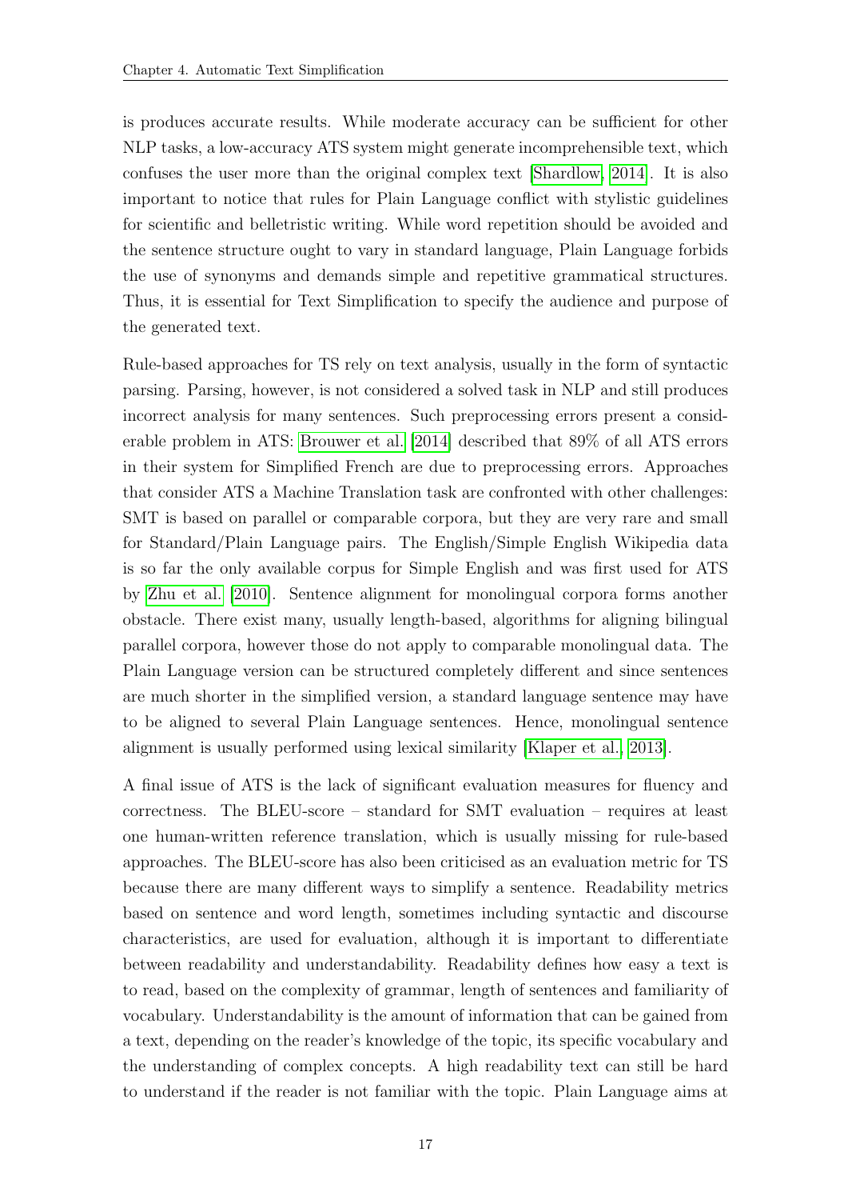is produces accurate results. While moderate accuracy can be sufficient for other NLP tasks, a low-accuracy ATS system might generate incomprehensible text, which confuses the user more than the original complex text [Shardlow, 2014]. It is also important to notice that rules for Plain Language conflict with stylistic guidelines for scientific and belletristic writing. While word repetition should be avoided and the sentence structure ought to vary in standard language, Plain Language forbids the use of synonyms and demands simple and repetitive grammatical structures. Thus, it is essential for Text Simplification to specify the audience and purpose of the generated text.

Rule-based approaches for TS rely on text analysis, usually in the form of syntactic parsing. Parsing, however, is not considered a solved task in NLP and still produces incorrect analysis for many sentences. Such preprocessing errors present a considerable problem in ATS: Brouwer et al. [2014] described that 89% of all ATS errors in their system for Simplified French are due to preprocessing errors. Approaches that consider ATS a Machine Translation task are confronted with other challenges: SMT is based on parallel or comparable corpora, but they are very rare and small for Standard/Plain Language pairs. The English/Simple English Wikipedia data is so far the only available corpus for Simple English and was first used for ATS by Zhu et al. [2010]. Sentence alignment for monolingual corpora forms another obstacle. There exist many, usually length-based, algorithms for aligning bilingual parallel corpora, however those do not apply to comparable monolingual data. The Plain Language version can be structured completely different and since sentences are much shorter in the simplified version, a standard language sentence may have to be aligned to several Plain Language sentences. Hence, monolingual sentence alignment is usually performed using lexical similarity [Klaper et al., 2013].

A final issue of ATS is the lack of significant evaluation measures for fluency and correctness. The BLEU-score – standard for SMT evaluation – requires at least one human-written reference translation, which is usually missing for rule-based approaches. The BLEU-score has also been criticised as an evaluation metric for TS because there are many different ways to simplify a sentence. Readability metrics based on sentence and word length, sometimes including syntactic and discourse characteristics, are used for evaluation, although it is important to differentiate between readability and understandability. Readability defines how easy a text is to read, based on the complexity of grammar, length of sentences and familiarity of vocabulary. Understandability is the amount of information that can be gained from a text, depending on the reader's knowledge of the topic, its specific vocabulary and the understanding of complex concepts. A high readability text can still be hard to understand if the reader is not familiar with the topic. Plain Language aims at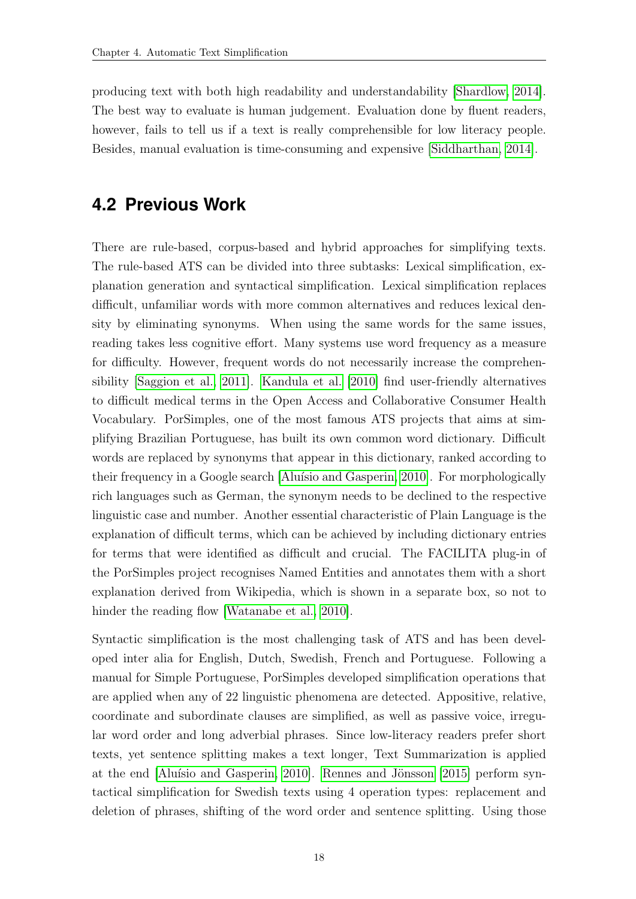producing text with both high readability and understandability [Shardlow, 2014]. The best way to evaluate is human judgement. Evaluation done by fluent readers, however, fails to tell us if a text is really comprehensible for low literacy people. Besides, manual evaluation is time-consuming and expensive [Siddharthan, 2014].

## 4.2 Previous Work

There are rule-based, corpus-based and hybrid approaches for simplifying texts. The rule-based ATS can be divided into three subtasks: Lexical simplification, explanation generation and syntactical simplification. Lexical simplification replaces difficult, unfamiliar words with more common alternatives and reduces lexical density by eliminating synonyms. When using the same words for the same issues, reading takes less cognitive effort. Many systems use word frequency as a measure for difficulty. However, frequent words do not necessarily increase the comprehensibility [Saggion et al., 2011]. Kandula et al. [2010] find user-friendly alternatives to difficult medical terms in the Open Access and Collaborative Consumer Health Vocabulary. PorSimples, one of the most famous ATS projects that aims at simplifying Brazilian Portuguese, has built its own common word dictionary. Difficult words are replaced by synonyms that appear in this dictionary, ranked according to their frequency in a Google search [Aluísio and Gasperin, 2010]. For morphologically rich languages such as German, the synonym needs to be declined to the respective linguistic case and number. Another essential characteristic of Plain Language is the explanation of difficult terms, which can be achieved by including dictionary entries for terms that were identified as difficult and crucial. The FACILITA plug-in of the PorSimples project recognises Named Entities and annotates them with a short explanation derived from Wikipedia, which is shown in a separate box, so not to hinder the reading flow [Watanabe et al., 2010].

Syntactic simplification is the most challenging task of ATS and has been developed inter alia for English, Dutch, Swedish, French and Portuguese. Following a manual for Simple Portuguese, PorSimples developed simplification operations that are applied when any of 22 linguistic phenomena are detected. Appositive, relative, coordinate and subordinate clauses are simplified, as well as passive voice, irregular word order and long adverbial phrases. Since low-literacy readers prefer short texts, yet sentence splitting makes a text longer, Text Summarization is applied at the end [Aluísio and Gasperin, 2010]. Rennes and Jönsson [2015] perform syntactical simplification for Swedish texts using 4 operation types: replacement and deletion of phrases, shifting of the word order and sentence splitting. Using those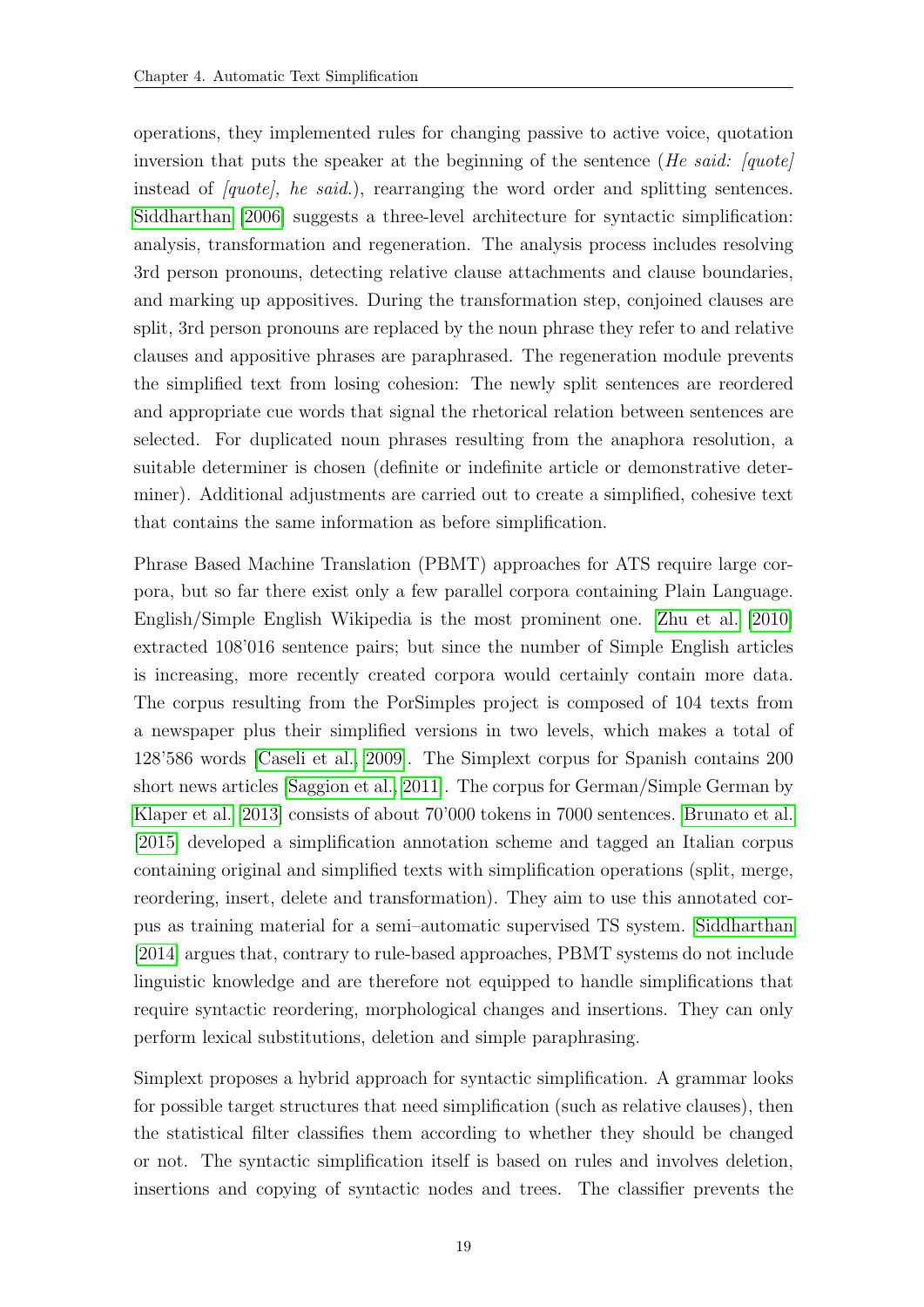operations, they implemented rules for changing passive to active voice, quotation inversion that puts the speaker at the beginning of the sentence (*He said: [quote]* instead of *[quote], he said.*), rearranging the word order and splitting sentences. Siddharthan [2006] suggests a three-level architecture for syntactic simplification: analysis, transformation and regeneration. The analysis process includes resolving 3rd person pronouns, detecting relative clause attachments and clause boundaries, and marking up appositives. During the transformation step, conjoined clauses are split, 3rd person pronouns are replaced by the noun phrase they refer to and relative clauses and appositive phrases are paraphrased. The regeneration module prevents the simplified text from losing cohesion: The newly split sentences are reordered and appropriate cue words that signal the rhetorical relation between sentences are selected. For duplicated noun phrases resulting from the anaphora resolution, a suitable determiner is chosen (definite or indefinite article or demonstrative determiner). Additional adjustments are carried out to create a simplified, cohesive text that contains the same information as before simplification.

Phrase Based Machine Translation (PBMT) approaches for ATS require large corpora, but so far there exist only a few parallel corpora containing Plain Language. English/Simple English Wikipedia is the most prominent one. Zhu et al. [2010] extracted 108'016 sentence pairs; but since the number of Simple English articles is increasing, more recently created corpora would certainly contain more data. The corpus resulting from the PorSimples project is composed of 104 texts from a newspaper plus their simplified versions in two levels, which makes a total of 128'586 words [Caseli et al., 2009]. The Simplext corpus for Spanish contains 200 short news articles [Saggion et al., 2011]. The corpus for German/Simple German by Klaper et al. [2013] consists of about 70'000 tokens in 7000 sentences. Brunato et al. [2015] developed a simplification annotation scheme and tagged an Italian corpus containing original and simplified texts with simplification operations (split, merge, reordering, insert, delete and transformation). They aim to use this annotated corpus as training material for a semi–automatic supervised TS system. Siddharthan [2014] argues that, contrary to rule-based approaches, PBMT systems do not include linguistic knowledge and are therefore not equipped to handle simplifications that require syntactic reordering, morphological changes and insertions. They can only perform lexical substitutions, deletion and simple paraphrasing.

Simplext proposes a hybrid approach for syntactic simplification. A grammar looks for possible target structures that need simplification (such as relative clauses), then the statistical filter classifies them according to whether they should be changed or not. The syntactic simplification itself is based on rules and involves deletion, insertions and copying of syntactic nodes and trees. The classifier prevents the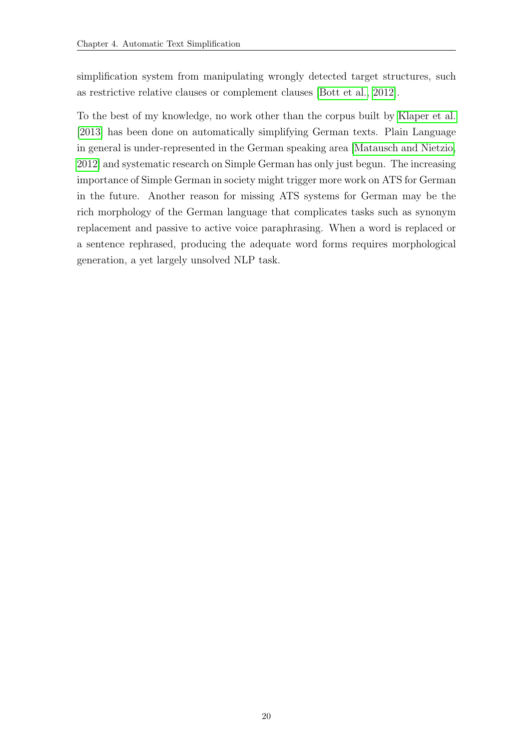simplification system from manipulating wrongly detected target structures, such as restrictive relative clauses or complement clauses [Bott et al., 2012].

To the best of my knowledge, no work other than the corpus built by Klaper et al. [2013] has been done on automatically simplifying German texts. Plain Language in general is under-represented in the German speaking area [Matausch and Nietzio, 2012] and systematic research on Simple German has only just begun. The increasing importance of Simple German in society might trigger more work on ATS for German in the future. Another reason for missing ATS systems for German may be the rich morphology of the German language that complicates tasks such as synonym replacement and passive to active voice paraphrasing. When a word is replaced or a sentence rephrased, producing the adequate word forms requires morphological generation, a yet largely unsolved NLP task.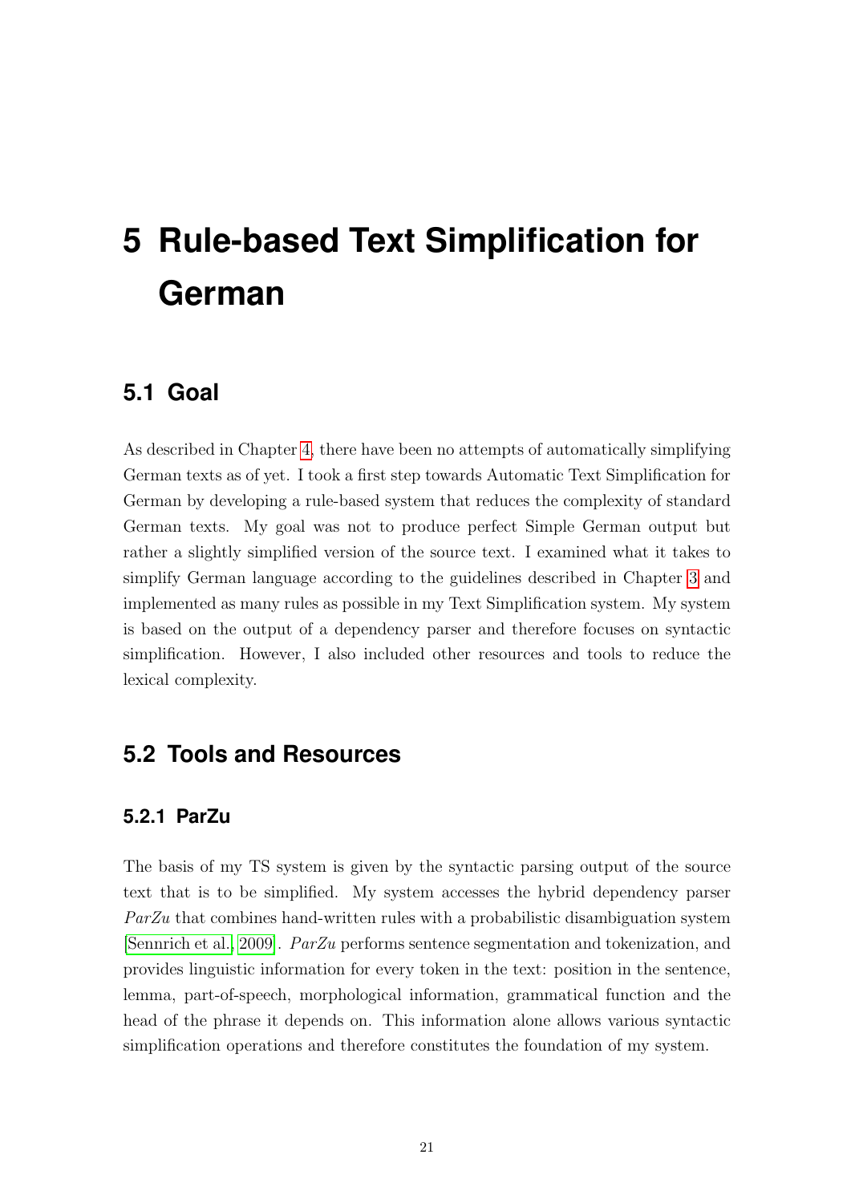# 5 Rule-based Text Simplification for German

## 5.1 Goal

As described in Chapter 4, there have been no attempts of automatically simplifying German texts as of yet. I took a first step towards Automatic Text Simplification for German by developing a rule-based system that reduces the complexity of standard German texts. My goal was not to produce perfect Simple German output but rather a slightly simplified version of the source text. I examined what it takes to simplify German language according to the guidelines described in Chapter 3 and implemented as many rules as possible in my Text Simplification system. My system is based on the output of a dependency parser and therefore focuses on syntactic simplification. However, I also included other resources and tools to reduce the lexical complexity.

## 5.2 Tools and Resources

### 5.2.1 ParZu

The basis of my TS system is given by the syntactic parsing output of the source text that is to be simplified. My system accesses the hybrid dependency parser *ParZu* that combines hand-written rules with a probabilistic disambiguation system [Sennrich et al., 2009]. *ParZu* performs sentence segmentation and tokenization, and provides linguistic information for every token in the text: position in the sentence, lemma, part-of-speech, morphological information, grammatical function and the head of the phrase it depends on. This information alone allows various syntactic simplification operations and therefore constitutes the foundation of my system.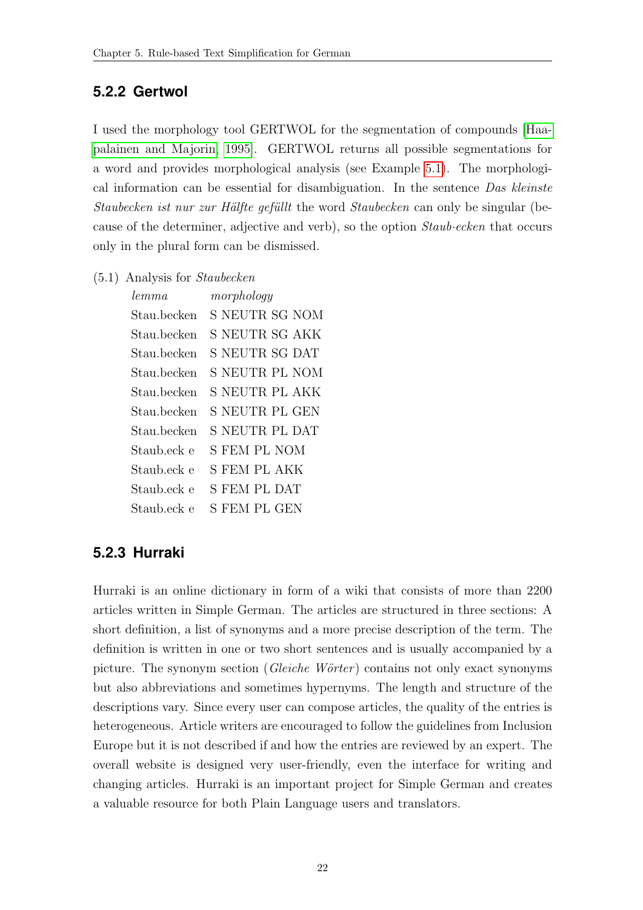### 5.2.2 Gertwol

I used the morphology tool GERTWOL for the segmentation of compounds [Haapalainen and Majorin, 1995]. GERTWOL returns all possible segmentations for a word and provides morphological analysis (see Example 5.1). The morphological information can be essential for disambiguation. In the sentence *Das kleinste Staubecken ist nur zur Hälfte gefüllt* the word *Staubecken* can only be singular (because of the determiner, adjective and verb), so the option *Staub·ecken* that occurs only in the plural form can be dismissed.

(5.1) Analysis for *Staubecken*

| *lemma* | *morphology* |
|---|---|
| Stau.becken | S NEUTR SG NOM |
| Stau.becken | S NEUTR SG AKK |
| Stau.becken | S NEUTR SG DAT |
| Stau.becken | S NEUTR PL NOM |
| Stau.becken | S NEUTR PL AKK |
| Stau.becken | S NEUTR PL GEN |
| Stau.becken | S NEUTR PL DAT |
| Staub.eck e | S FEM PL NOM |
| Staub.eck e | S FEM PL AKK |
| Staub.eck e | S FEM PL DAT |
| Staub.eck e | S FEM PL GEN |

### 5.2.3 Hurraki

Hurraki is an online dictionary in form of a wiki that consists of more than 2200 articles written in Simple German. The articles are structured in three sections: A short definition, a list of synonyms and a more precise description of the term. The definition is written in one or two short sentences and is usually accompanied by a picture. The synonym section (*Gleiche Wörter*) contains not only exact synonyms but also abbreviations and sometimes hypernyms. The length and structure of the descriptions vary. Since every user can compose articles, the quality of the entries is heterogeneous. Article writers are encouraged to follow the guidelines from Inclusion Europe but it is not described if and how the entries are reviewed by an expert. The overall website is designed very user-friendly, even the interface for writing and changing articles. Hurraki is an important project for Simple German and creates a valuable resource for both Plain Language users and translators.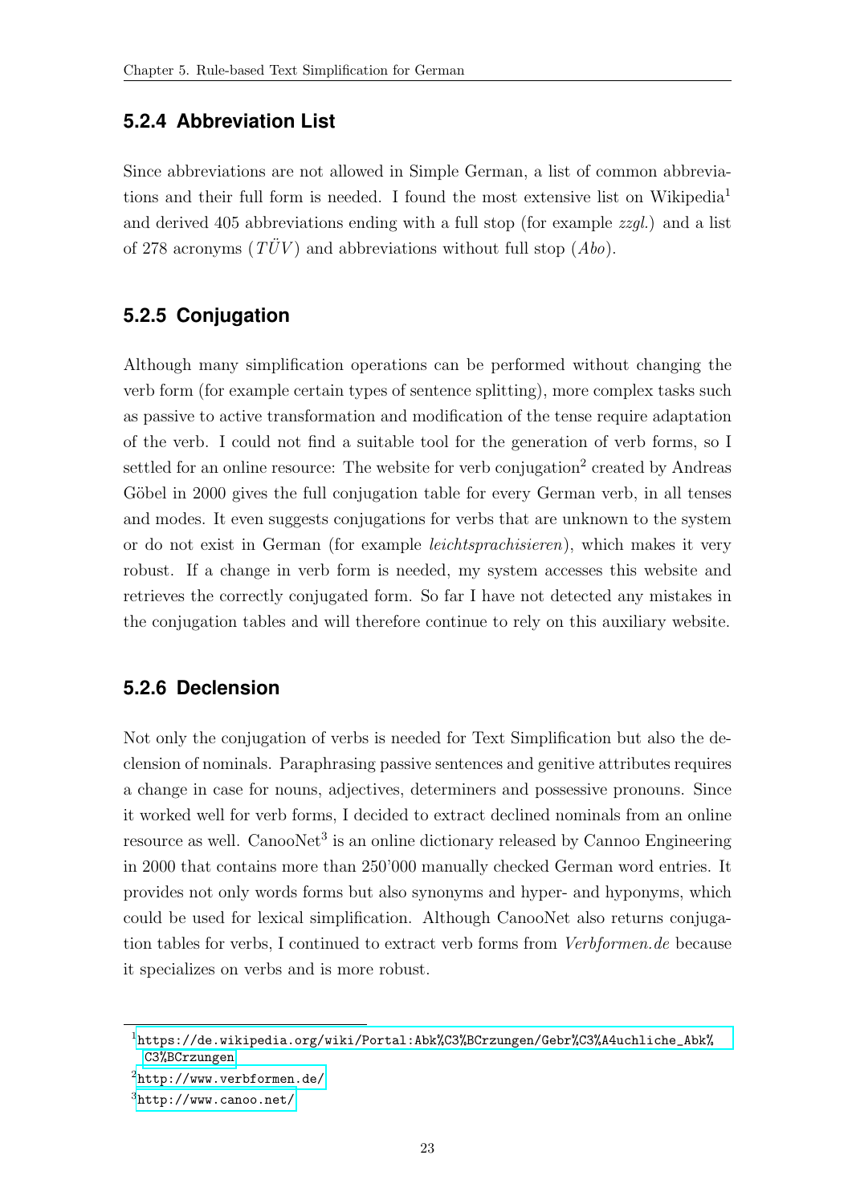### 5.2.4 Abbreviation List

Since abbreviations are not allowed in Simple German, a list of common abbreviations and their full form is needed. I found the most extensive list on Wikipedia[1] and derived 405 abbreviations ending with a full stop (for example *zzgl.*) and a list of 278 acronyms (*TÜV*) and abbreviations without full stop (*Abo*).

### 5.2.5 Conjugation

Although many simplification operations can be performed without changing the verb form (for example certain types of sentence splitting), more complex tasks such as passive to active transformation and modification of the tense require adaptation of the verb. I could not find a suitable tool for the generation of verb forms, so I settled for an online resource: The website for verb conjugation[2] created by Andreas Göbel in 2000 gives the full conjugation table for every German verb, in all tenses and modes. It even suggests conjugations for verbs that are unknown to the system or do not exist in German (for example *leichtsprachisieren*), which makes it very robust. If a change in verb form is needed, my system accesses this website and retrieves the correctly conjugated form. So far I have not detected any mistakes in the conjugation tables and will therefore continue to rely on this auxiliary website.

### 5.2.6 Declension

Not only the conjugation of verbs is needed for Text Simplification but also the declension of nominals. Paraphrasing passive sentences and genitive attributes requires a change in case for nouns, adjectives, determiners and possessive pronouns. Since it worked well for verb forms, I decided to extract declined nominals from an online resource as well. CanooNet[3] is an online dictionary released by Cannoo Engineering in 2000 that contains more than 250'000 manually checked German word entries. It provides not only words forms but also synonyms and hyper- and hyponyms, which could be used for lexical simplification. Although CanooNet also returns conjugation tables for verbs, I continued to extract verb forms from *Verbformen.de* because it specializes on verbs and is more robust.

---

[1] https://de.wikipedia.org/wiki/Portal:Abk%C3%BCrzungen/Gebr%C3%A4uchliche_Abk%C3%BCrzungen

[2] http://www.verbformen.de/

[3] http://www.canoo.net/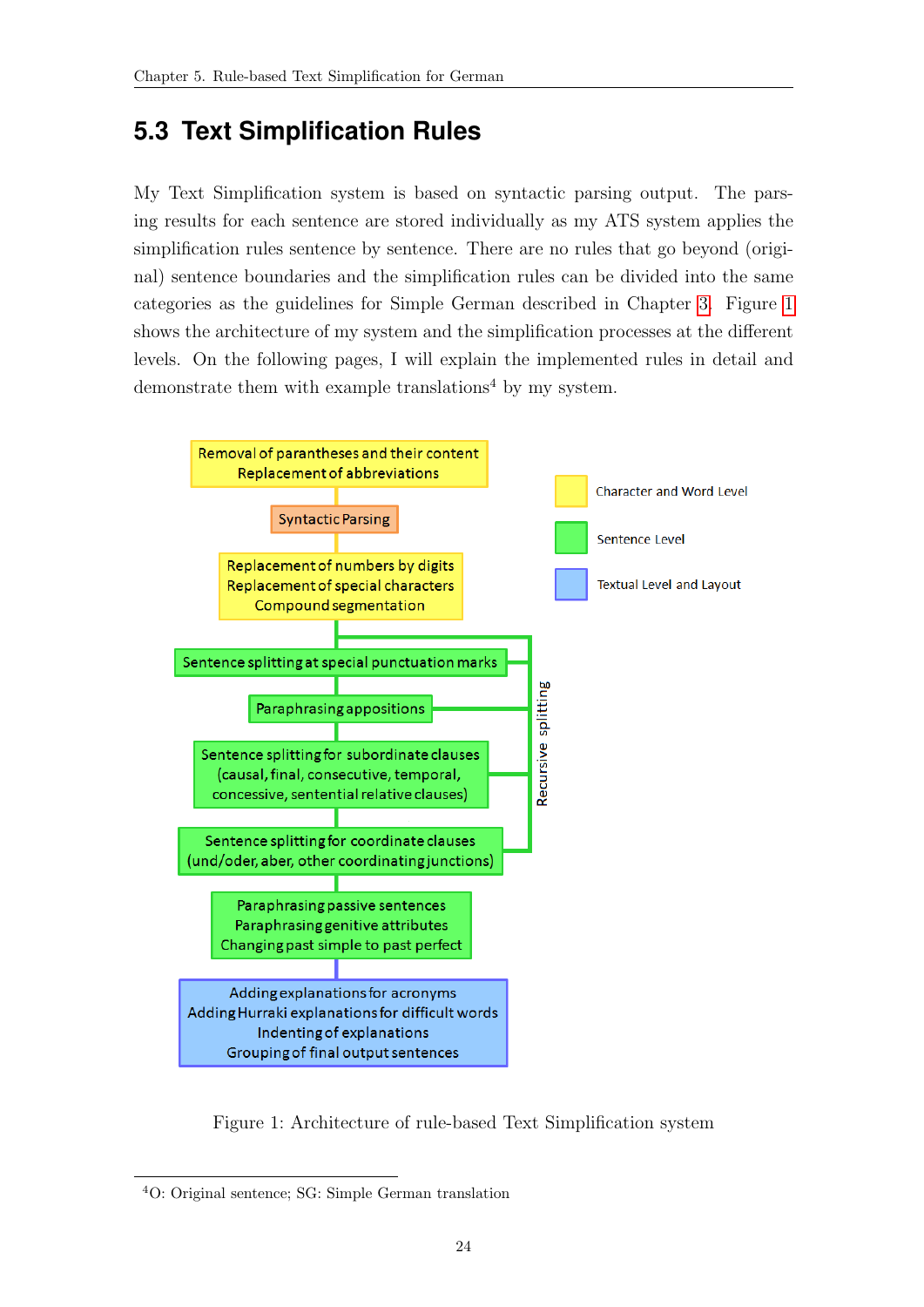## 5.3 Text Simplification Rules

My Text Simplification system is based on syntactic parsing output. The parsing results for each sentence are stored individually as my ATS system applies the simplification rules sentence by sentence. There are no rules that go beyond (original) sentence boundaries and the simplification rules can be divided into the same categories as the guidelines for Simple German described in Chapter 3. Figure 1 shows the architecture of my system and the simplification processes at the different levels. On the following pages, I will explain the implemented rules in detail and demonstrate them with example translations[4] by my system.

Removal of parantheses and their content
Replacement of abbreviations

Syntactic Parsing

Replacement of numbers by digits
Replacement of special characters
Compound segmentation

Sentence splitting at special punctuation marks

Paraphrasing appositions

Sentence splitting for subordinate clauses
(causal, final, consecutive, temporal, concessive, sentential relative clauses)

Sentence splitting for coordinate clauses
(und/oder, aber, other coordinating junctions)

Recursive splitting

Paraphrasing passive sentences
Paraphrasing genitive attributes
Changing past simple to past perfect

Adding explanations for acronyms
Adding Hurraki explanations for difficult words
Indenting of explanations
Grouping of final output sentences

Character and Word Level

Sentence Level

Textual Level and Layout

Figure 1: Architecture of rule-based Text Simplification system

[4] O: Original sentence; SG: Simple German translation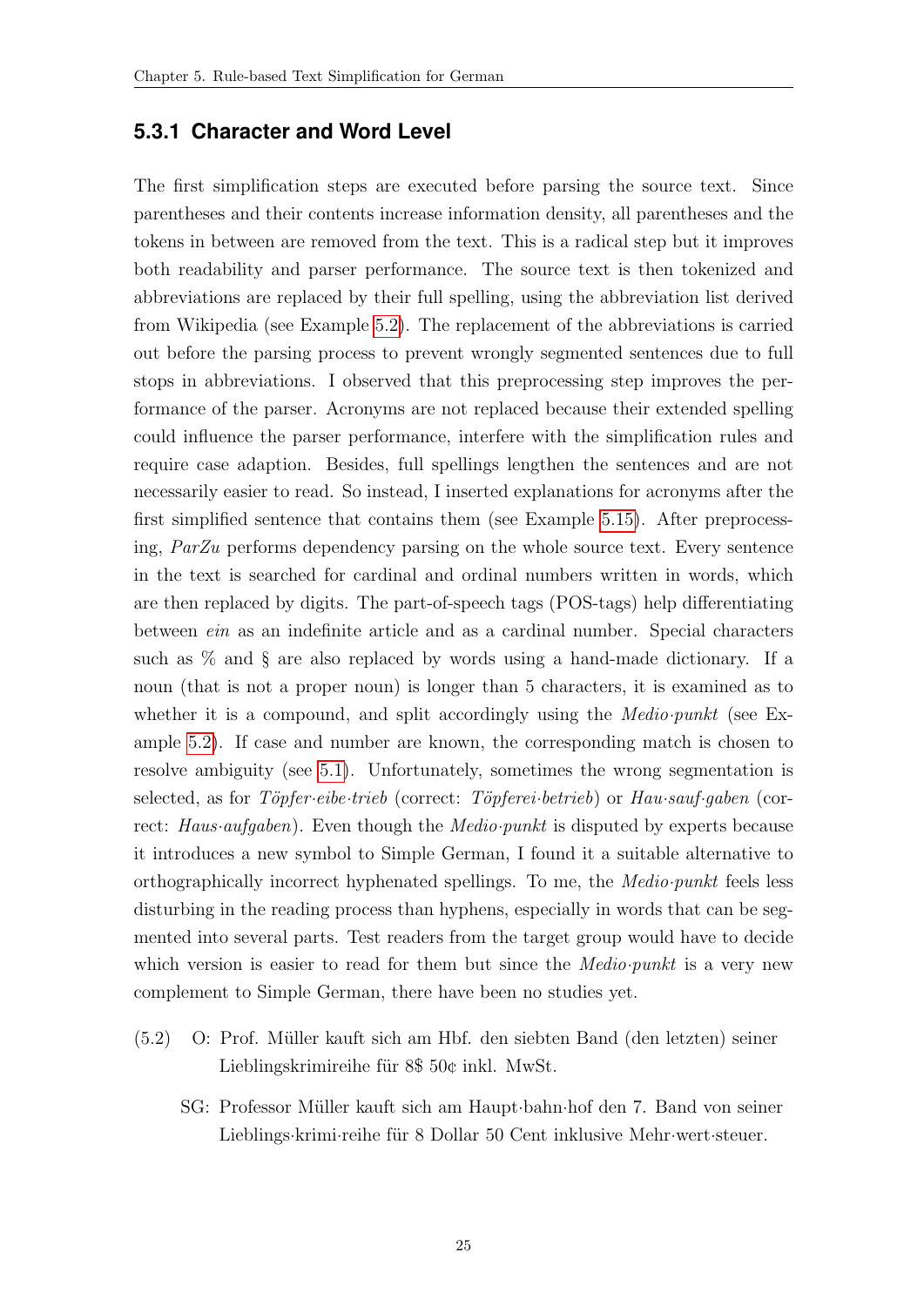### 5.3.1 Character and Word Level

The first simplification steps are executed before parsing the source text. Since parentheses and their contents increase information density, all parentheses and the tokens in between are removed from the text. This is a radical step but it improves both readability and parser performance. The source text is then tokenized and abbreviations are replaced by their full spelling, using the abbreviation list derived from Wikipedia (see Example 5.2). The replacement of the abbreviations is carried out before the parsing process to prevent wrongly segmented sentences due to full stops in abbreviations. I observed that this preprocessing step improves the performance of the parser. Acronyms are not replaced because their extended spelling could influence the parser performance, interfere with the simplification rules and require case adaption. Besides, full spellings lengthen the sentences and are not necessarily easier to read. So instead, I inserted explanations for acronyms after the first simplified sentence that contains them (see Example 5.15). After preprocessing, *ParZu* performs dependency parsing on the whole source text. Every sentence in the text is searched for cardinal and ordinal numbers written in words, which are then replaced by digits. The part-of-speech tags (POS-tags) help differentiating between *ein* as an indefinite article and as a cardinal number. Special characters such as % and § are also replaced by words using a hand-made dictionary. If a noun (that is not a proper noun) is longer than 5 characters, it is examined as to whether it is a compound, and split accordingly using the *Medio·punkt* (see Example 5.2). If case and number are known, the corresponding match is chosen to resolve ambiguity (see 5.1). Unfortunately, sometimes the wrong segmentation is selected, as for *Töpfer·eibe·trieb* (correct: *Töpferei·betrieb*) or *Hau·sauf·gaben* (correct: *Haus·aufgaben*). Even though the *Medio·punkt* is disputed by experts because it introduces a new symbol to Simple German, I found it a suitable alternative to orthographically incorrect hyphenated spellings. To me, the *Medio·punkt* feels less disturbing in the reading process than hyphens, especially in words that can be segmented into several parts. Test readers from the target group would have to decide which version is easier to read for them but since the *Medio·punkt* is a very new complement to Simple German, there have been no studies yet.

(5.2) O: Prof. Müller kauft sich am Hbf. den siebten Band (den letzten) seiner Lieblingskrimireihe für 8$ 50¢ inkl. MwSt.

SG: Professor Müller kauft sich am Haupt·bahn·hof den 7. Band von seiner Lieblings·krimi·reihe für 8 Dollar 50 Cent inklusive Mehr·wert·steuer.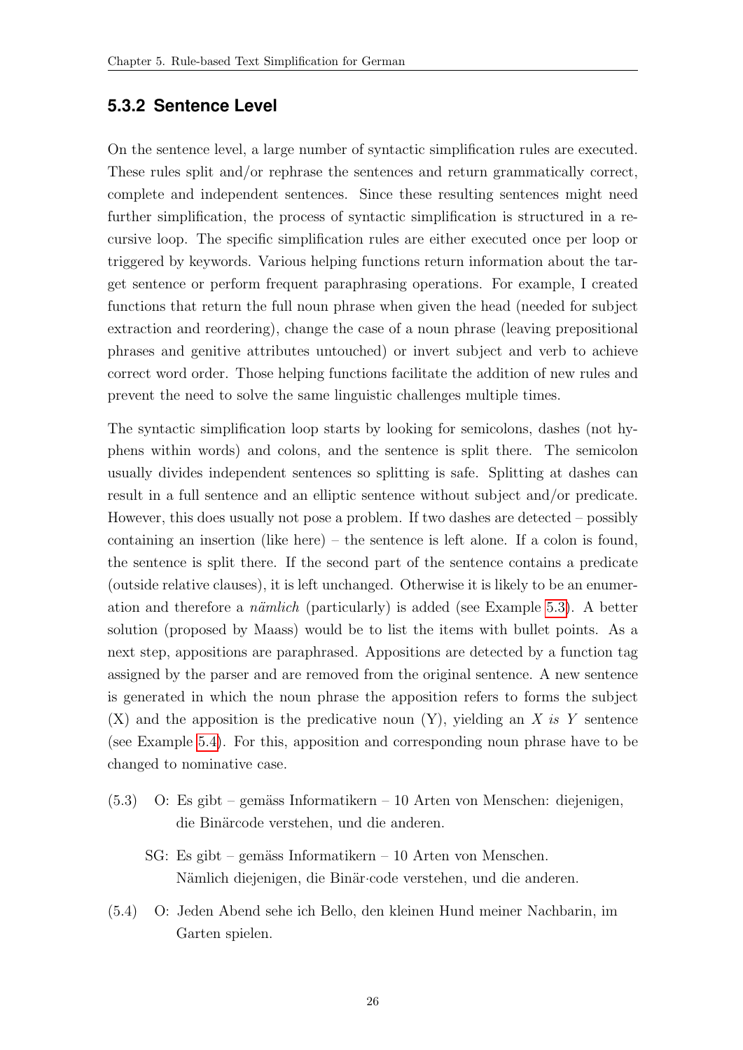### 5.3.2 Sentence Level

On the sentence level, a large number of syntactic simplification rules are executed. These rules split and/or rephrase the sentences and return grammatically correct, complete and independent sentences. Since these resulting sentences might need further simplification, the process of syntactic simplification is structured in a recursive loop. The specific simplification rules are either executed once per loop or triggered by keywords. Various helping functions return information about the target sentence or perform frequent paraphrasing operations. For example, I created functions that return the full noun phrase when given the head (needed for subject extraction and reordering), change the case of a noun phrase (leaving prepositional phrases and genitive attributes untouched) or invert subject and verb to achieve correct word order. Those helping functions facilitate the addition of new rules and prevent the need to solve the same linguistic challenges multiple times.

The syntactic simplification loop starts by looking for semicolons, dashes (not hyphens within words) and colons, and the sentence is split there. The semicolon usually divides independent sentences so splitting is safe. Splitting at dashes can result in a full sentence and an elliptic sentence without subject and/or predicate. However, this does usually not pose a problem. If two dashes are detected – possibly containing an insertion (like here) – the sentence is left alone. If a colon is found, the sentence is split there. If the second part of the sentence contains a predicate (outside relative clauses), it is left unchanged. Otherwise it is likely to be an enumeration and therefore a *nämlich* (particularly) is added (see Example 5.3). A better solution (proposed by Maass) would be to list the items with bullet points. As a next step, appositions are paraphrased. Appositions are detected by a function tag assigned by the parser and are removed from the original sentence. A new sentence is generated in which the noun phrase the apposition refers to forms the subject (X) and the apposition is the predicative noun (Y), yielding an *X is Y* sentence (see Example 5.4). For this, apposition and corresponding noun phrase have to be changed to nominative case.

(5.3) O: Es gibt – gemäss Informatikern – 10 Arten von Menschen: diejenigen, die Binärcode verstehen, und die anderen.

SG: Es gibt – gemäss Informatikern – 10 Arten von Menschen.
Nämlich diejenigen, die Binär·code verstehen, und die anderen.

(5.4) O: Jeden Abend sehe ich Bello, den kleinen Hund meiner Nachbarin, im Garten spielen.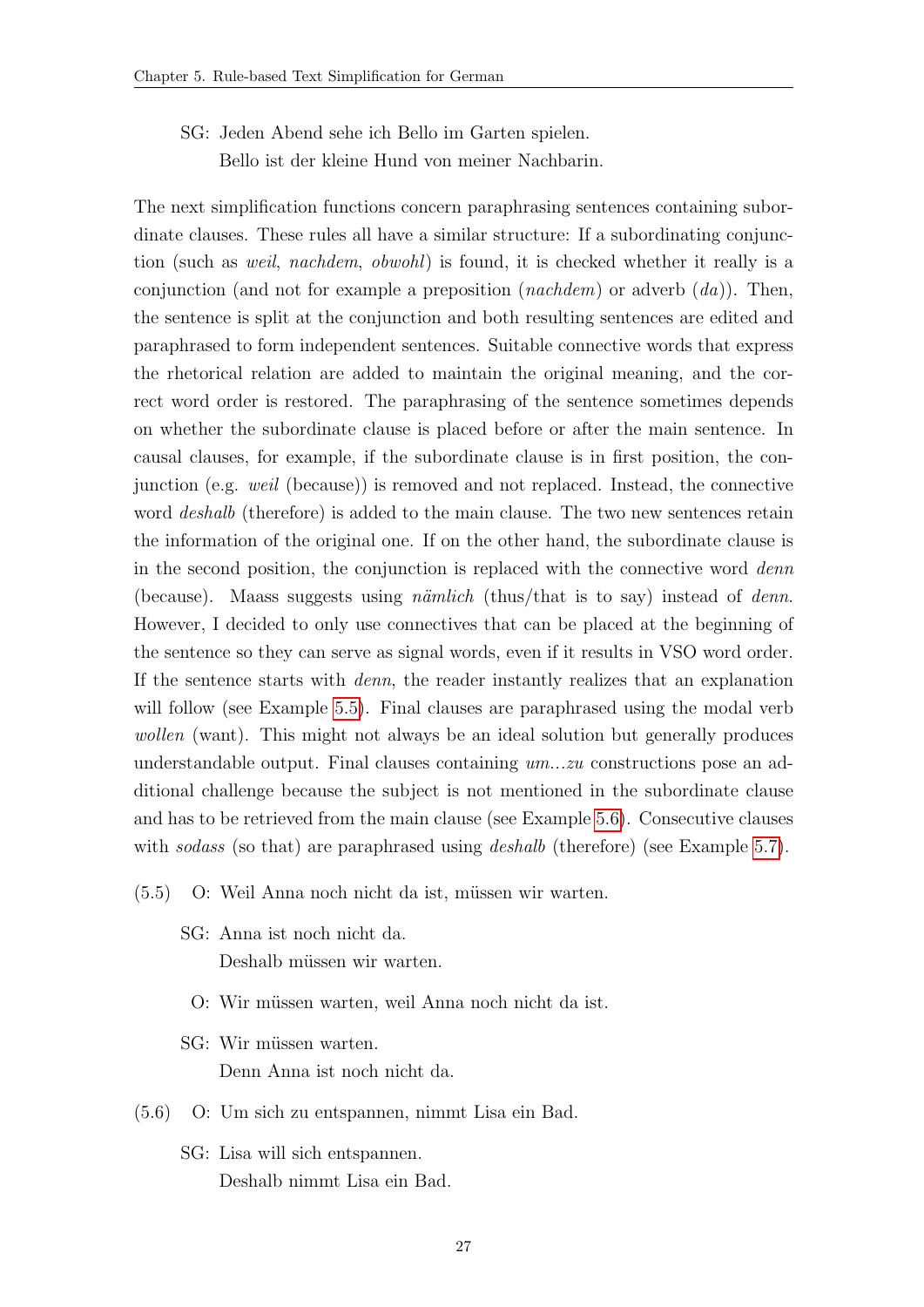SG: Jeden Abend sehe ich Bello im Garten spielen.
Bello ist der kleine Hund von meiner Nachbarin.

The next simplification functions concern paraphrasing sentences containing subordinate clauses. These rules all have a similar structure: If a subordinating conjunction (such as *weil*, *nachdem*, *obwohl*) is found, it is checked whether it really is a conjunction (and not for example a preposition (*nachdem*) or adverb (*da*)). Then, the sentence is split at the conjunction and both resulting sentences are edited and paraphrased to form independent sentences. Suitable connective words that express the rhetorical relation are added to maintain the original meaning, and the correct word order is restored. The paraphrasing of the sentence sometimes depends on whether the subordinate clause is placed before or after the main sentence. In causal clauses, for example, if the subordinate clause is in first position, the conjunction (e.g. *weil* (because)) is removed and not replaced. Instead, the connective word *deshalb* (therefore) is added to the main clause. The two new sentences retain the information of the original one. If on the other hand, the subordinate clause is in the second position, the conjunction is replaced with the connective word *denn* (because). Maass suggests using *nämlich* (thus/that is to say) instead of *denn*. However, I decided to only use connectives that can be placed at the beginning of the sentence so they can serve as signal words, even if it results in VSO word order. If the sentence starts with *denn*, the reader instantly realizes that an explanation will follow (see Example 5.5). Final clauses are paraphrased using the modal verb *wollen* (want). This might not always be an ideal solution but generally produces understandable output. Final clauses containing *um...zu* constructions pose an additional challenge because the subject is not mentioned in the subordinate clause and has to be retrieved from the main clause (see Example 5.6). Consecutive clauses with *sodass* (so that) are paraphrased using *deshalb* (therefore) (see Example 5.7).

(5.5) O: Weil Anna noch nicht da ist, müssen wir warten.

SG: Anna ist noch nicht da.
Deshalb müssen wir warten.

O: Wir müssen warten, weil Anna noch nicht da ist.

SG: Wir müssen warten.
Denn Anna ist noch nicht da.

(5.6) O: Um sich zu entspannen, nimmt Lisa ein Bad.

SG: Lisa will sich entspannen.
Deshalb nimmt Lisa ein Bad.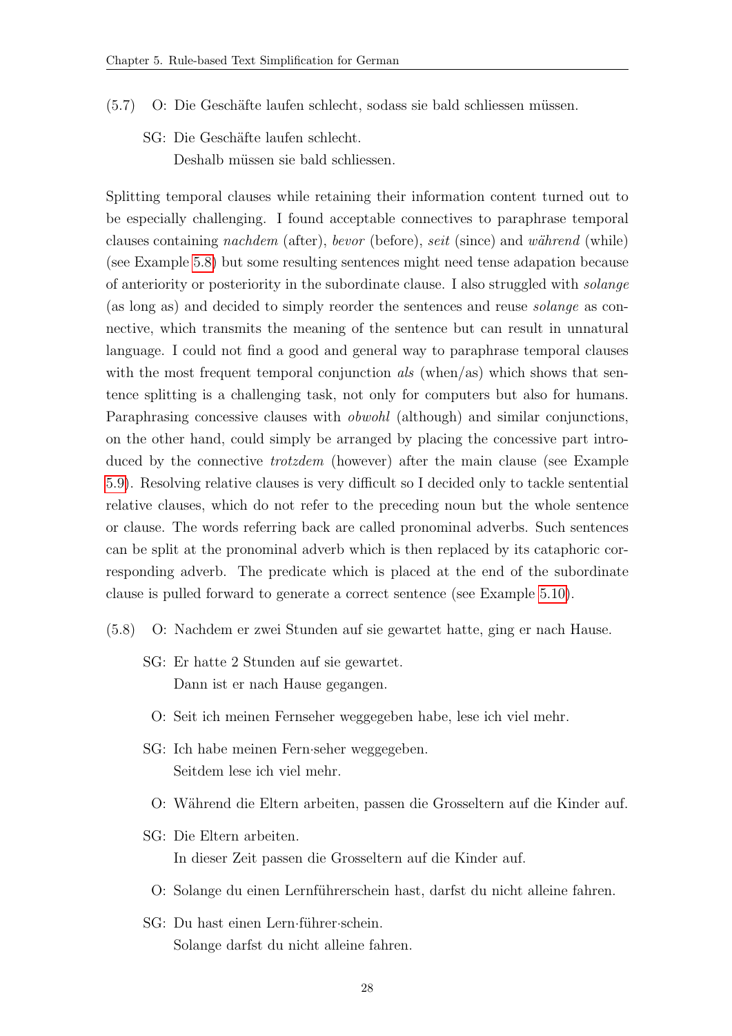(5.7) O: Die Geschäfte laufen schlecht, sodass sie bald schliessen müssen.

SG: Die Geschäfte laufen schlecht.
Deshalb müssen sie bald schliessen.

Splitting temporal clauses while retaining their information content turned out to be especially challenging. I found acceptable connectives to paraphrase temporal clauses containing *nachdem* (after), *bevor* (before), *seit* (since) and *während* (while) (see Example 5.8) but some resulting sentences might need tense adapation because of anteriority or posteriority in the subordinate clause. I also struggled with *solange* (as long as) and decided to simply reorder the sentences and reuse *solange* as connective, which transmits the meaning of the sentence but can result in unnatural language. I could not find a good and general way to paraphrase temporal clauses with the most frequent temporal conjunction *als* (when/as) which shows that sentence splitting is a challenging task, not only for computers but also for humans. Paraphrasing concessive clauses with *obwohl* (although) and similar conjunctions, on the other hand, could simply be arranged by placing the concessive part introduced by the connective *trotzdem* (however) after the main clause (see Example 5.9). Resolving relative clauses is very difficult so I decided only to tackle sentential relative clauses, which do not refer to the preceding noun but the whole sentence or clause. The words referring back are called pronominal adverbs. Such sentences can be split at the pronominal adverb which is then replaced by its cataphoric corresponding adverb. The predicate which is placed at the end of the subordinate clause is pulled forward to generate a correct sentence (see Example 5.10).

(5.8) O: Nachdem er zwei Stunden auf sie gewartet hatte, ging er nach Hause.

SG: Er hatte 2 Stunden auf sie gewartet.
Dann ist er nach Hause gegangen.

O: Seit ich meinen Fernseher weggegeben habe, lese ich viel mehr.

SG: Ich habe meinen Fern·seher weggegeben.
Seitdem lese ich viel mehr.

O: Während die Eltern arbeiten, passen die Grosseltern auf die Kinder auf.

SG: Die Eltern arbeiten.
In dieser Zeit passen die Grosseltern auf die Kinder auf.

O: Solange du einen Lernführerschein hast, darfst du nicht alleine fahren.

SG: Du hast einen Lern·führer·schein.
Solange darfst du nicht alleine fahren.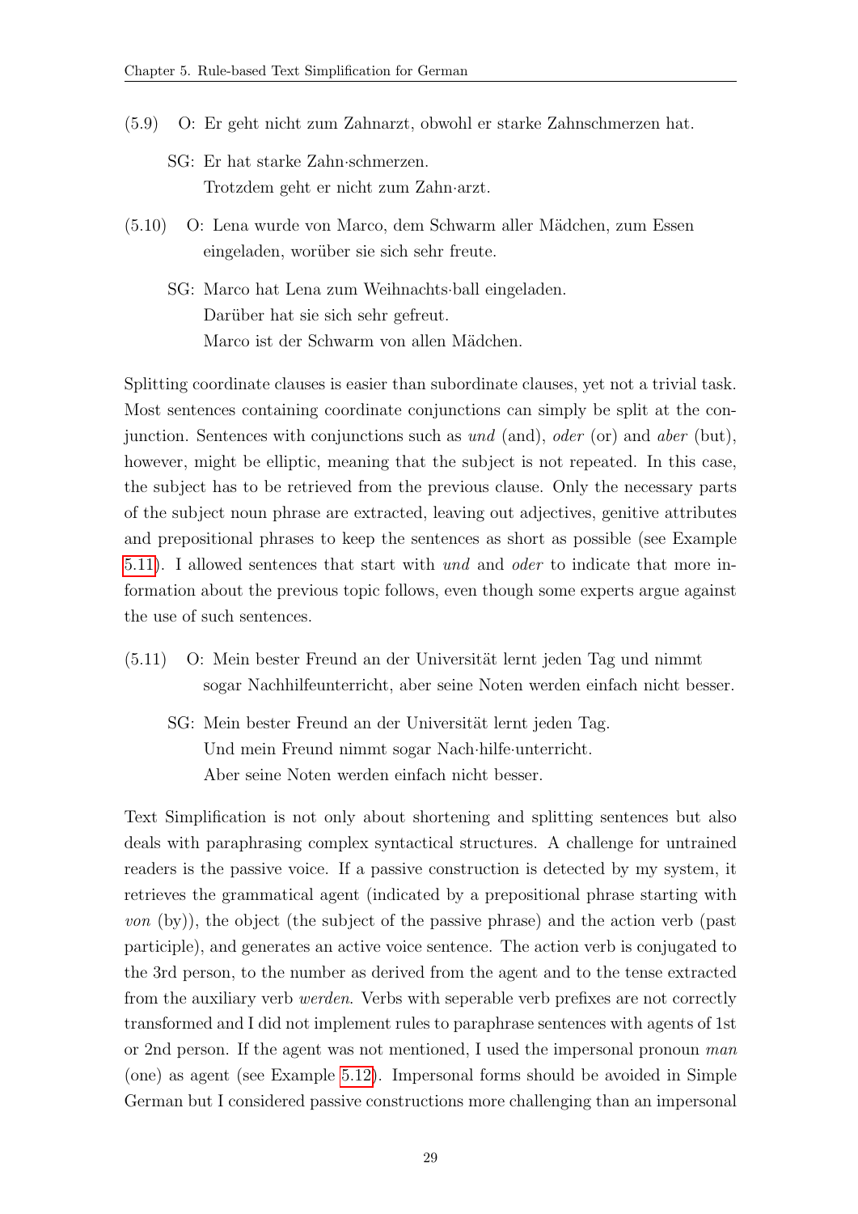(5.9) O: Er geht nicht zum Zahnarzt, obwohl er starke Zahnschmerzen hat.

SG: Er hat starke Zahn·schmerzen.
Trotzdem geht er nicht zum Zahn·arzt.

(5.10) O: Lena wurde von Marco, dem Schwarm aller Mädchen, zum Essen eingeladen, worüber sie sich sehr freute.

SG: Marco hat Lena zum Weihnachts·ball eingeladen.
Darüber hat sie sich sehr gefreut.
Marco ist der Schwarm von allen Mädchen.

Splitting coordinate clauses is easier than subordinate clauses, yet not a trivial task. Most sentences containing coordinate conjunctions can simply be split at the conjunction. Sentences with conjunctions such as *und* (and), *oder* (or) and *aber* (but), however, might be elliptic, meaning that the subject is not repeated. In this case, the subject has to be retrieved from the previous clause. Only the necessary parts of the subject noun phrase are extracted, leaving out adjectives, genitive attributes and prepositional phrases to keep the sentences as short as possible (see Example 5.11). I allowed sentences that start with *und* and *oder* to indicate that more information about the previous topic follows, even though some experts argue against the use of such sentences.

(5.11) O: Mein bester Freund an der Universität lernt jeden Tag und nimmt sogar Nachhilfeunterricht, aber seine Noten werden einfach nicht besser.

SG: Mein bester Freund an der Universität lernt jeden Tag.
Und mein Freund nimmt sogar Nach·hilfe·unterricht.
Aber seine Noten werden einfach nicht besser.

Text Simplification is not only about shortening and splitting sentences but also deals with paraphrasing complex syntactical structures. A challenge for untrained readers is the passive voice. If a passive construction is detected by my system, it retrieves the grammatical agent (indicated by a prepositional phrase starting with *von* (by)), the object (the subject of the passive phrase) and the action verb (past participle), and generates an active voice sentence. The action verb is conjugated to the 3rd person, to the number as derived from the agent and to the tense extracted from the auxiliary verb *werden*. Verbs with seperable verb prefixes are not correctly transformed and I did not implement rules to paraphrase sentences with agents of 1st or 2nd person. If the agent was not mentioned, I used the impersonal pronoun *man* (one) as agent (see Example 5.12). Impersonal forms should be avoided in Simple German but I considered passive constructions more challenging than an impersonal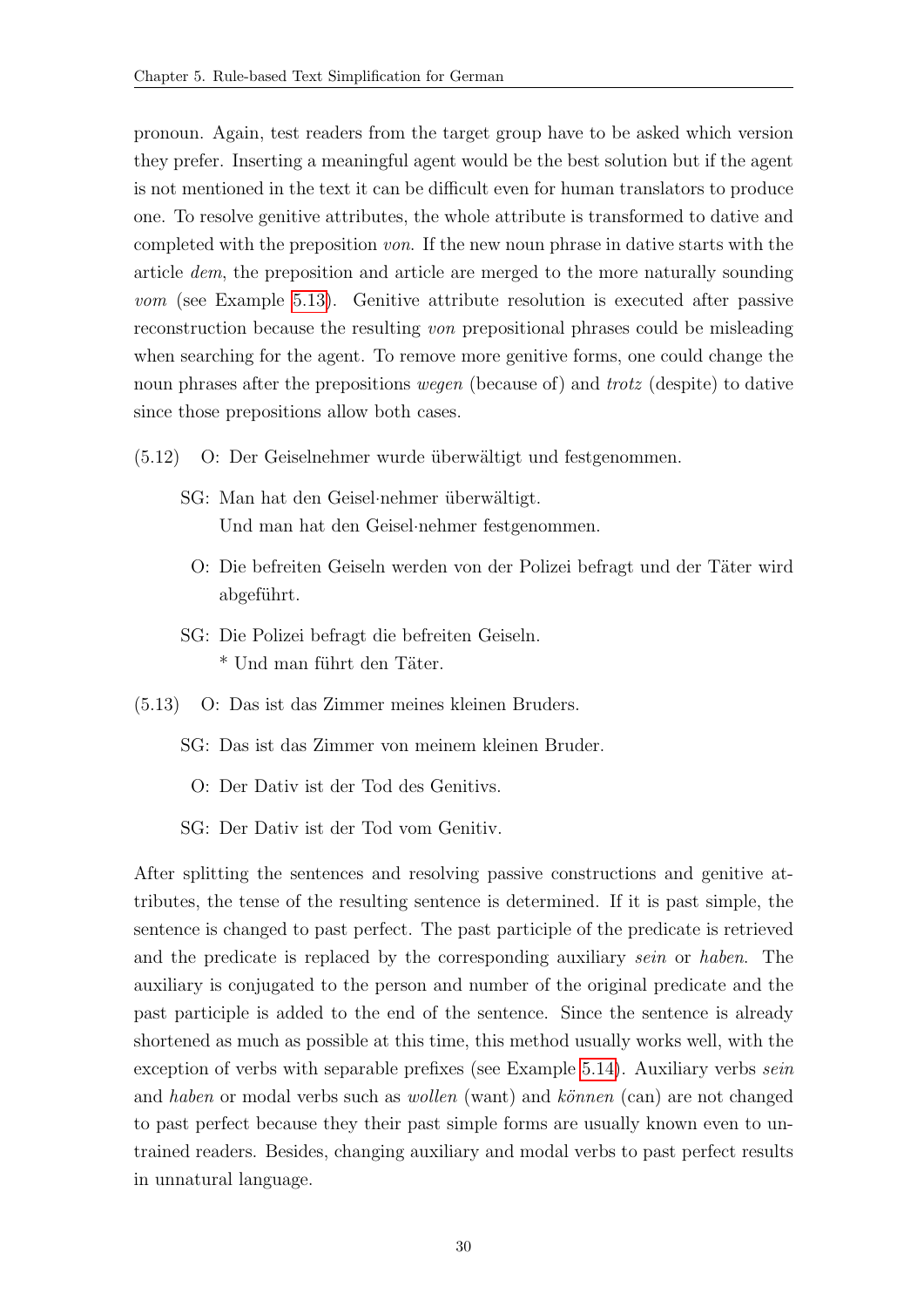pronoun. Again, test readers from the target group have to be asked which version they prefer. Inserting a meaningful agent would be the best solution but if the agent is not mentioned in the text it can be difficult even for human translators to produce one. To resolve genitive attributes, the whole attribute is transformed to dative and completed with the preposition *von*. If the new noun phrase in dative starts with the article *dem*, the preposition and article are merged to the more naturally sounding *vom* (see Example 5.13). Genitive attribute resolution is executed after passive reconstruction because the resulting *von* prepositional phrases could be misleading when searching for the agent. To remove more genitive forms, one could change the noun phrases after the prepositions *wegen* (because of) and *trotz* (despite) to dative since those prepositions allow both cases.

(5.12) O: Der Geiselnehmer wurde überwältigt und festgenommen.

SG: Man hat den Geisel·nehmer überwältigt.
Und man hat den Geisel·nehmer festgenommen.

O: Die befreiten Geiseln werden von der Polizei befragt und der Täter wird abgeführt.

SG: Die Polizei befragt die befreiten Geiseln.
* Und man führt den Täter.

(5.13) O: Das ist das Zimmer meines kleinen Bruders.

SG: Das ist das Zimmer von meinem kleinen Bruder.

O: Der Dativ ist der Tod des Genitivs.

SG: Der Dativ ist der Tod vom Genitiv.

After splitting the sentences and resolving passive constructions and genitive attributes, the tense of the resulting sentence is determined. If it is past simple, the sentence is changed to past perfect. The past participle of the predicate is retrieved and the predicate is replaced by the corresponding auxiliary *sein* or *haben*. The auxiliary is conjugated to the person and number of the original predicate and the past participle is added to the end of the sentence. Since the sentence is already shortened as much as possible at this time, this method usually works well, with the exception of verbs with separable prefixes (see Example 5.14). Auxiliary verbs *sein* and *haben* or modal verbs such as *wollen* (want) and *können* (can) are not changed to past perfect because they their past simple forms are usually known even to untrained readers. Besides, changing auxiliary and modal verbs to past perfect results in unnatural language.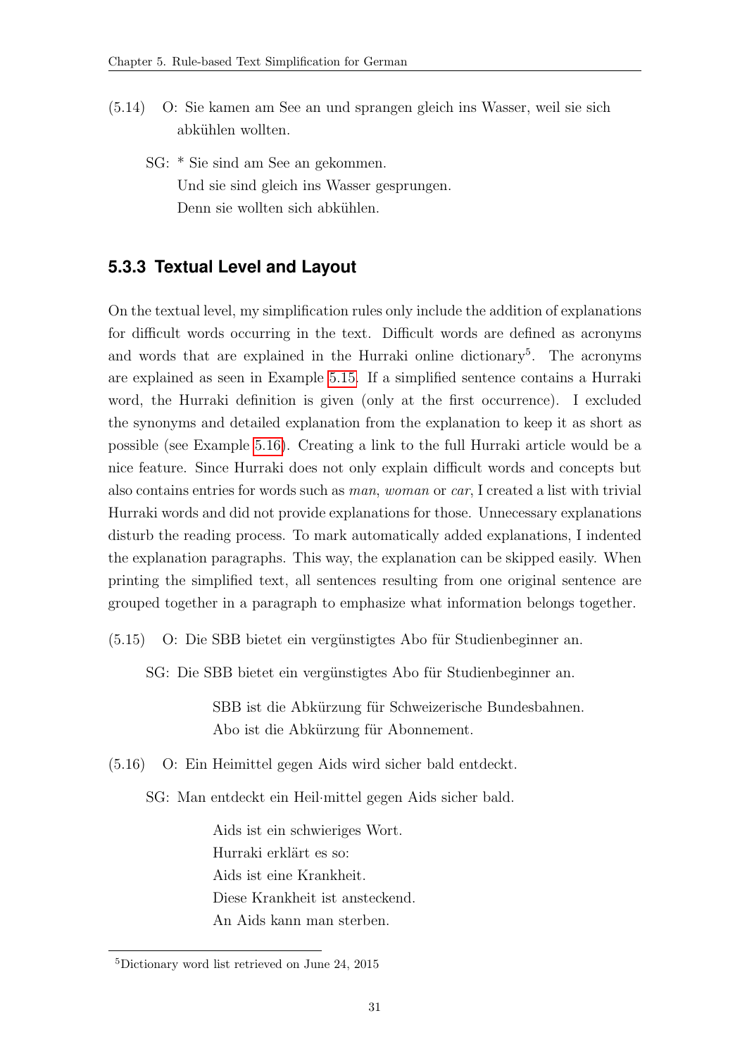(5.14) O: Sie kamen am See an und sprangen gleich ins Wasser, weil sie sich abkühlen wollten.

SG: * Sie sind am See an gekommen.
Und sie sind gleich ins Wasser gesprungen.
Denn sie wollten sich abkühlen.

### 5.3.3 Textual Level and Layout

On the textual level, my simplification rules only include the addition of explanations for difficult words occurring in the text. Difficult words are defined as acronyms and words that are explained in the Hurraki online dictionary[5]. The acronyms are explained as seen in Example 5.15. If a simplified sentence contains a Hurraki word, the Hurraki definition is given (only at the first occurrence). I excluded the synonyms and detailed explanation from the explanation to keep it as short as possible (see Example 5.16). Creating a link to the full Hurraki article would be a nice feature. Since Hurraki does not only explain difficult words and concepts but also contains entries for words such as *man*, *woman* or *car*, I created a list with trivial Hurraki words and did not provide explanations for those. Unnecessary explanations disturb the reading process. To mark automatically added explanations, I indented the explanation paragraphs. This way, the explanation can be skipped easily. When printing the simplified text, all sentences resulting from one original sentence are grouped together in a paragraph to emphasize what information belongs together.

(5.15) O: Die SBB bietet ein vergünstigtes Abo für Studienbeginner an.

SG: Die SBB bietet ein vergünstigtes Abo für Studienbeginner an.

> SBB ist die Abkürzung für Schweizerische Bundesbahnen.
> Abo ist die Abkürzung für Abonnement.

(5.16) O: Ein Heimittel gegen Aids wird sicher bald entdeckt.

SG: Man entdeckt ein Heil·mittel gegen Aids sicher bald.

> Aids ist ein schwieriges Wort.
> Hurraki erklärt es so:
> Aids ist eine Krankheit.
> Diese Krankheit ist ansteckend.
> An Aids kann man sterben.

[5] Dictionary word list retrieved on June 24, 2015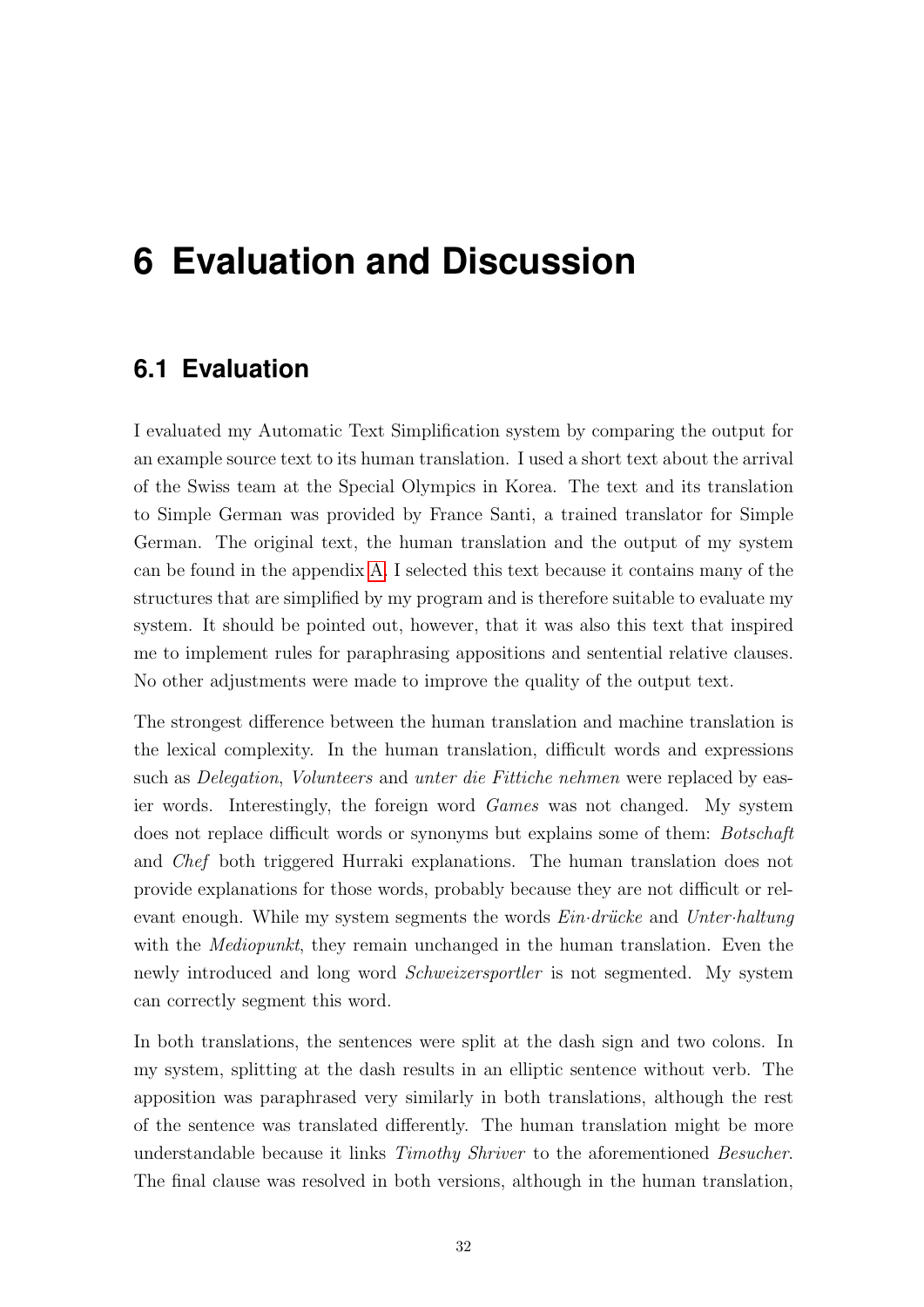# 6 Evaluation and Discussion

## 6.1 Evaluation

I evaluated my Automatic Text Simplification system by comparing the output for an example source text to its human translation. I used a short text about the arrival of the Swiss team at the Special Olympics in Korea. The text and its translation to Simple German was provided by France Santi, a trained translator for Simple German. The original text, the human translation and the output of my system can be found in the appendix A. I selected this text because it contains many of the structures that are simplified by my program and is therefore suitable to evaluate my system. It should be pointed out, however, that it was also this text that inspired me to implement rules for paraphrasing appositions and sentential relative clauses. No other adjustments were made to improve the quality of the output text.

The strongest difference between the human translation and machine translation is the lexical complexity. In the human translation, difficult words and expressions such as *Delegation*, *Volunteers* and *unter die Fittiche nehmen* were replaced by easier words. Interestingly, the foreign word *Games* was not changed. My system does not replace difficult words or synonyms but explains some of them: *Botschaft* and *Chef* both triggered Hurraki explanations. The human translation does not provide explanations for those words, probably because they are not difficult or relevant enough. While my system segments the words *Ein·drücke* and *Unter·haltung* with the *Mediopunkt*, they remain unchanged in the human translation. Even the newly introduced and long word *Schweizersportler* is not segmented. My system can correctly segment this word.

In both translations, the sentences were split at the dash sign and two colons. In my system, splitting at the dash results in an elliptic sentence without verb. The apposition was paraphrased very similarly in both translations, although the rest of the sentence was translated differently. The human translation might be more understandable because it links *Timothy Shriver* to the aforementioned *Besucher*. The final clause was resolved in both versions, although in the human translation,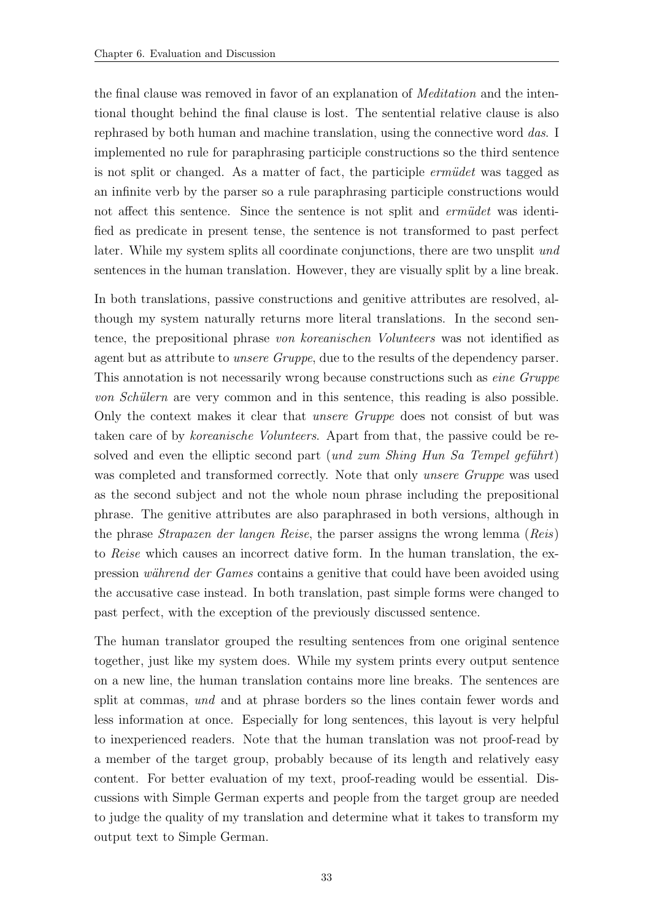the final clause was removed in favor of an explanation of *Meditation* and the intentional thought behind the final clause is lost. The sentential relative clause is also rephrased by both human and machine translation, using the connective word *das*. I implemented no rule for paraphrasing participle constructions so the third sentence is not split or changed. As a matter of fact, the participle *ermüdet* was tagged as an infinite verb by the parser so a rule paraphrasing participle constructions would not affect this sentence. Since the sentence is not split and *ermüdet* was identified as predicate in present tense, the sentence is not transformed to past perfect later. While my system splits all coordinate conjunctions, there are two unsplit *und* sentences in the human translation. However, they are visually split by a line break.

In both translations, passive constructions and genitive attributes are resolved, although my system naturally returns more literal translations. In the second sentence, the prepositional phrase *von koreanischen Volunteers* was not identified as agent but as attribute to *unsere Gruppe*, due to the results of the dependency parser. This annotation is not necessarily wrong because constructions such as *eine Gruppe von Schülern* are very common and in this sentence, this reading is also possible. Only the context makes it clear that *unsere Gruppe* does not consist of but was taken care of by *koreanische Volunteers*. Apart from that, the passive could be resolved and even the elliptic second part (*und zum Shing Hun Sa Tempel geführt*) was completed and transformed correctly. Note that only *unsere Gruppe* was used as the second subject and not the whole noun phrase including the prepositional phrase. The genitive attributes are also paraphrased in both versions, although in the phrase *Strapazen der langen Reise*, the parser assigns the wrong lemma (*Reis*) to *Reise* which causes an incorrect dative form. In the human translation, the expression *während der Games* contains a genitive that could have been avoided using the accusative case instead. In both translation, past simple forms were changed to past perfect, with the exception of the previously discussed sentence.

The human translator grouped the resulting sentences from one original sentence together, just like my system does. While my system prints every output sentence on a new line, the human translation contains more line breaks. The sentences are split at commas, *und* and at phrase borders so the lines contain fewer words and less information at once. Especially for long sentences, this layout is very helpful to inexperienced readers. Note that the human translation was not proof-read by a member of the target group, probably because of its length and relatively easy content. For better evaluation of my text, proof-reading would be essential. Discussions with Simple German experts and people from the target group are needed to judge the quality of my translation and determine what it takes to transform my output text to Simple German.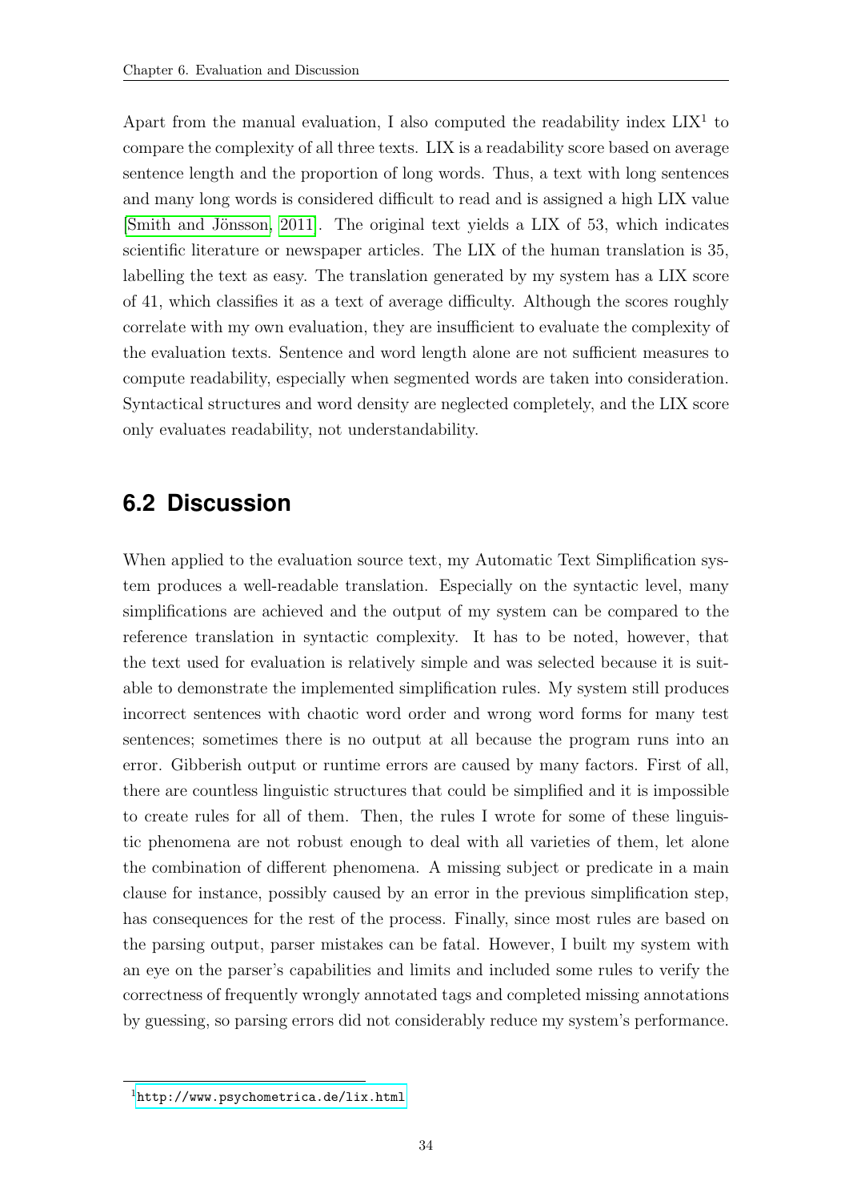Apart from the manual evaluation, I also computed the readability index LIX[1] to compare the complexity of all three texts. LIX is a readability score based on average sentence length and the proportion of long words. Thus, a text with long sentences and many long words is considered difficult to read and is assigned a high LIX value [Smith and Jönsson, 2011]. The original text yields a LIX of 53, which indicates scientific literature or newspaper articles. The LIX of the human translation is 35, labelling the text as easy. The translation generated by my system has a LIX score of 41, which classifies it as a text of average difficulty. Although the scores roughly correlate with my own evaluation, they are insufficient to evaluate the complexity of the evaluation texts. Sentence and word length alone are not sufficient measures to compute readability, especially when segmented words are taken into consideration. Syntactical structures and word density are neglected completely, and the LIX score only evaluates readability, not understandability.

## 6.2 Discussion

When applied to the evaluation source text, my Automatic Text Simplification system produces a well-readable translation. Especially on the syntactic level, many simplifications are achieved and the output of my system can be compared to the reference translation in syntactic complexity. It has to be noted, however, that the text used for evaluation is relatively simple and was selected because it is suitable to demonstrate the implemented simplification rules. My system still produces incorrect sentences with chaotic word order and wrong word forms for many test sentences; sometimes there is no output at all because the program runs into an error. Gibberish output or runtime errors are caused by many factors. First of all, there are countless linguistic structures that could be simplified and it is impossible to create rules for all of them. Then, the rules I wrote for some of these linguistic phenomena are not robust enough to deal with all varieties of them, let alone the combination of different phenomena. A missing subject or predicate in a main clause for instance, possibly caused by an error in the previous simplification step, has consequences for the rest of the process. Finally, since most rules are based on the parsing output, parser mistakes can be fatal. However, I built my system with an eye on the parser's capabilities and limits and included some rules to verify the correctness of frequently wrongly annotated tags and completed missing annotations by guessing, so parsing errors did not considerably reduce my system's performance.

[1] http://www.psychometrica.de/lix.html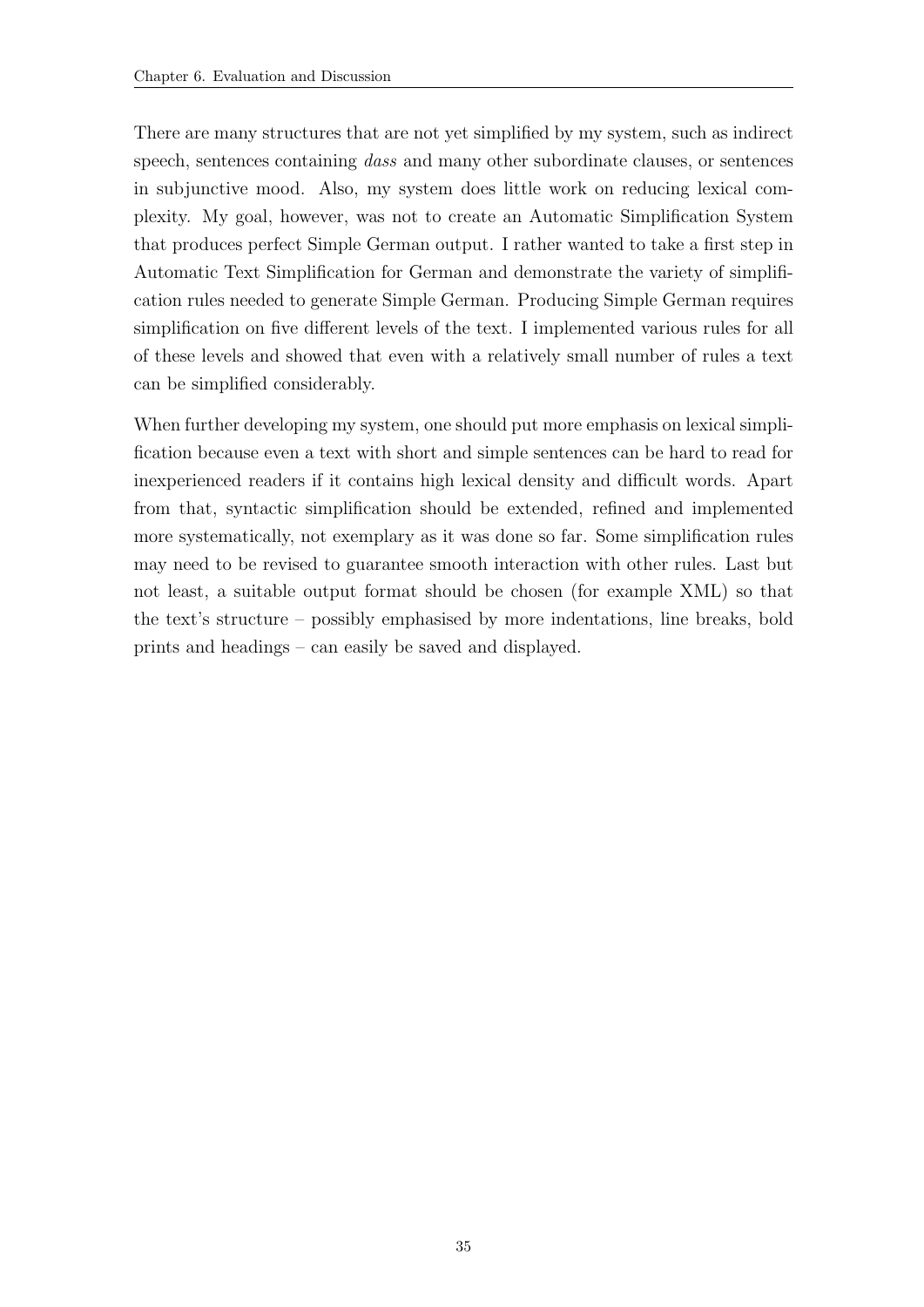There are many structures that are not yet simplified by my system, such as indirect speech, sentences containing *dass* and many other subordinate clauses, or sentences in subjunctive mood. Also, my system does little work on reducing lexical complexity. My goal, however, was not to create an Automatic Simplification System that produces perfect Simple German output. I rather wanted to take a first step in Automatic Text Simplification for German and demonstrate the variety of simplification rules needed to generate Simple German. Producing Simple German requires simplification on five different levels of the text. I implemented various rules for all of these levels and showed that even with a relatively small number of rules a text can be simplified considerably.

When further developing my system, one should put more emphasis on lexical simplification because even a text with short and simple sentences can be hard to read for inexperienced readers if it contains high lexical density and difficult words. Apart from that, syntactic simplification should be extended, refined and implemented more systematically, not exemplary as it was done so far. Some simplification rules may need to be revised to guarantee smooth interaction with other rules. Last but not least, a suitable output format should be chosen (for example XML) so that the text's structure – possibly emphasised by more indentations, line breaks, bold prints and headings – can easily be saved and displayed.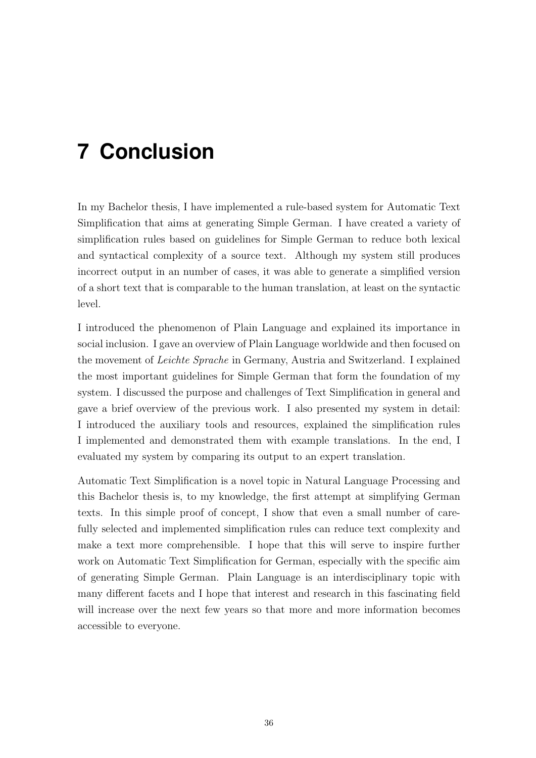# 7 Conclusion

In my Bachelor thesis, I have implemented a rule-based system for Automatic Text Simplification that aims at generating Simple German. I have created a variety of simplification rules based on guidelines for Simple German to reduce both lexical and syntactical complexity of a source text. Although my system still produces incorrect output in an number of cases, it was able to generate a simplified version of a short text that is comparable to the human translation, at least on the syntactic level.

I introduced the phenomenon of Plain Language and explained its importance in social inclusion. I gave an overview of Plain Language worldwide and then focused on the movement of *Leichte Sprache* in Germany, Austria and Switzerland. I explained the most important guidelines for Simple German that form the foundation of my system. I discussed the purpose and challenges of Text Simplification in general and gave a brief overview of the previous work. I also presented my system in detail: I introduced the auxiliary tools and resources, explained the simplification rules I implemented and demonstrated them with example translations. In the end, I evaluated my system by comparing its output to an expert translation.

Automatic Text Simplification is a novel topic in Natural Language Processing and this Bachelor thesis is, to my knowledge, the first attempt at simplifying German texts. In this simple proof of concept, I show that even a small number of carefully selected and implemented simplification rules can reduce text complexity and make a text more comprehensible. I hope that this will serve to inspire further work on Automatic Text Simplification for German, especially with the specific aim of generating Simple German. Plain Language is an interdisciplinary topic with many different facets and I hope that interest and research in this fascinating field will increase over the next few years so that more and more information becomes accessible to everyone.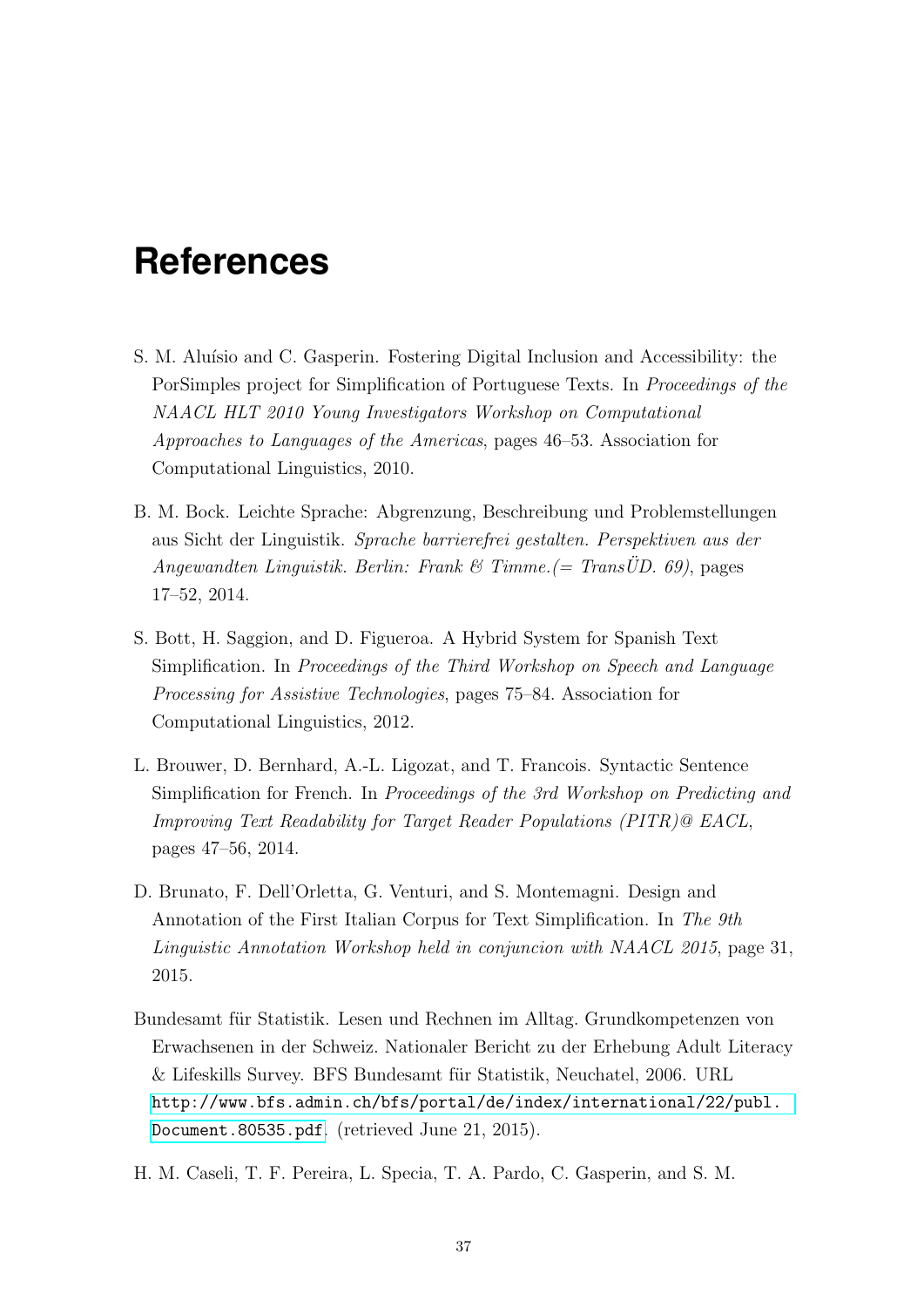# References

S. M. Aluísio and C. Gasperin. Fostering Digital Inclusion and Accessibility: the PorSimples project for Simplification of Portuguese Texts. In *Proceedings of the NAACL HLT 2010 Young Investigators Workshop on Computational Approaches to Languages of the Americas*, pages 46–53. Association for Computational Linguistics, 2010.

B. M. Bock. Leichte Sprache: Abgrenzung, Beschreibung und Problemstellungen aus Sicht der Linguistik. *Sprache barrierefrei gestalten. Perspektiven aus der Angewandten Linguistik. Berlin: Frank & Timme.(= TransÜD. 69)*, pages 17–52, 2014.

S. Bott, H. Saggion, and D. Figueroa. A Hybrid System for Spanish Text Simplification. In *Proceedings of the Third Workshop on Speech and Language Processing for Assistive Technologies*, pages 75–84. Association for Computational Linguistics, 2012.

L. Brouwer, D. Bernhard, A.-L. Ligozat, and T. Francois. Syntactic Sentence Simplification for French. In *Proceedings of the 3rd Workshop on Predicting and Improving Text Readability for Target Reader Populations (PITR)@ EACL*, pages 47–56, 2014.

D. Brunato, F. Dell'Orletta, G. Venturi, and S. Montemagni. Design and Annotation of the First Italian Corpus for Text Simplification. In *The 9th Linguistic Annotation Workshop held in conjuncion with NAACL 2015*, page 31, 2015.

Bundesamt für Statistik. Lesen und Rechnen im Alltag. Grundkompetenzen von Erwachsenen in der Schweiz. Nationaler Bericht zu der Erhebung Adult Literacy & Lifeskills Survey. BFS Bundesamt für Statistik, Neuchatel, 2006. URL http://www.bfs.admin.ch/bfs/portal/de/index/international/22/publ.Document.80535.pdf. (retrieved June 21, 2015).

H. M. Caseli, T. F. Pereira, L. Specia, T. A. Pardo, C. Gasperin, and S. M.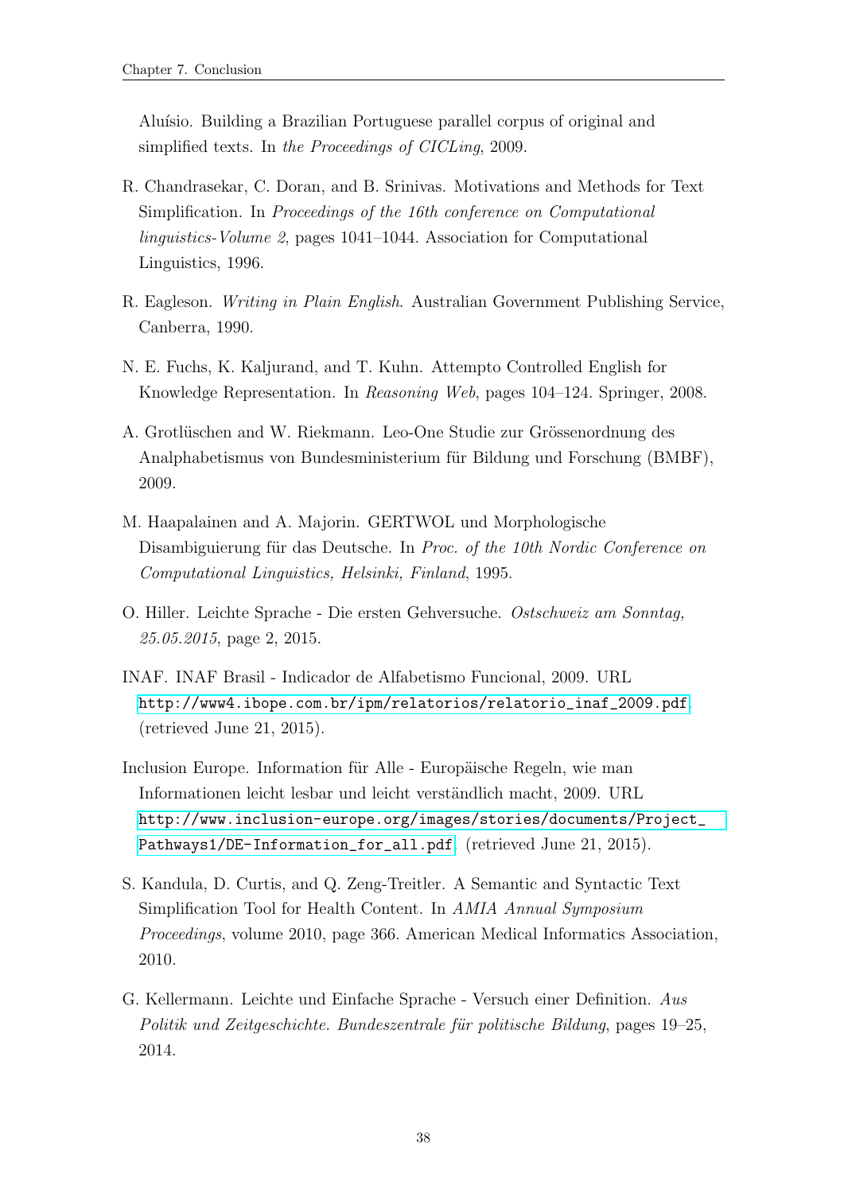Aluísio. Building a Brazilian Portuguese parallel corpus of original and simplified texts. In *the Proceedings of CICLing*, 2009.

R. Chandrasekar, C. Doran, and B. Srinivas. Motivations and Methods for Text Simplification. In *Proceedings of the 16th conference on Computational linguistics-Volume 2*, pages 1041–1044. Association for Computational Linguistics, 1996.

R. Eagleson. *Writing in Plain English*. Australian Government Publishing Service, Canberra, 1990.

N. E. Fuchs, K. Kaljurand, and T. Kuhn. Attempto Controlled English for Knowledge Representation. In *Reasoning Web*, pages 104–124. Springer, 2008.

A. Grotlüschen and W. Riekmann. Leo-One Studie zur Grössenordnung des Analphabetismus von Bundesministerium für Bildung und Forschung (BMBF), 2009.

M. Haapalainen and A. Majorin. GERTWOL und Morphologische Disambiguierung für das Deutsche. In *Proc. of the 10th Nordic Conference on Computational Linguistics, Helsinki, Finland*, 1995.

O. Hiller. Leichte Sprache - Die ersten Gehversuche. *Ostschweiz am Sonntag, 25.05.2015*, page 2, 2015.

INAF. INAF Brasil - Indicador de Alfabetismo Funcional, 2009. URL http://www4.ibope.com.br/ipm/relatorios/relatorio_inaf_2009.pdf. (retrieved June 21, 2015).

Inclusion Europe. Information für Alle - Europäische Regeln, wie man Informationen leicht lesbar und leicht verständlich macht, 2009. URL http://www.inclusion-europe.org/images/stories/documents/Project_Pathways1/DE-Information_for_all.pdf. (retrieved June 21, 2015).

S. Kandula, D. Curtis, and Q. Zeng-Treitler. A Semantic and Syntactic Text Simplification Tool for Health Content. In *AMIA Annual Symposium Proceedings*, volume 2010, page 366. American Medical Informatics Association, 2010.

G. Kellermann. Leichte und Einfache Sprache - Versuch einer Definition. *Aus Politik und Zeitgeschichte. Bundeszentrale für politische Bildung*, pages 19–25, 2014.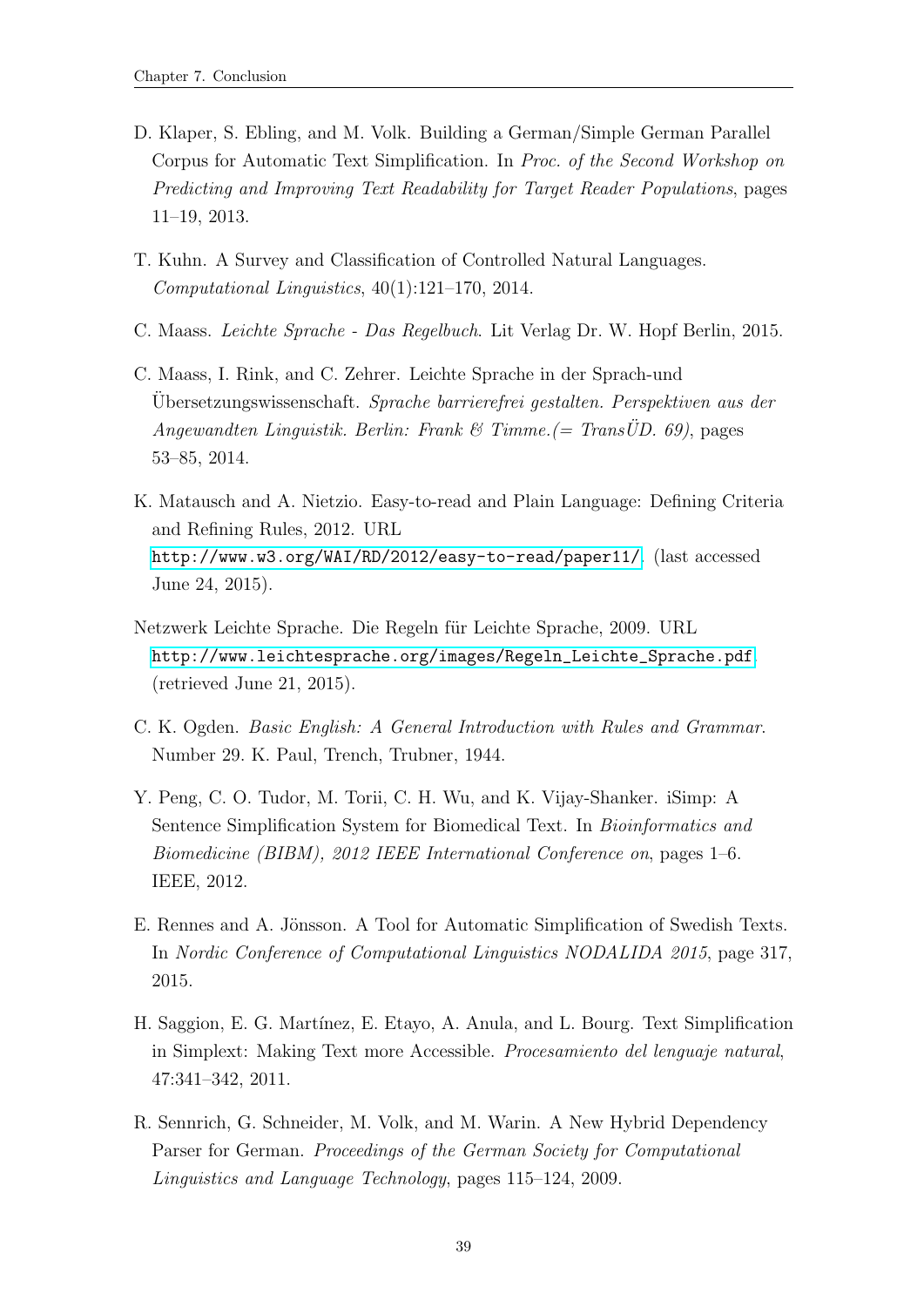D. Klaper, S. Ebling, and M. Volk. Building a German/Simple German Parallel Corpus for Automatic Text Simplification. In *Proc. of the Second Workshop on Predicting and Improving Text Readability for Target Reader Populations*, pages 11–19, 2013.

T. Kuhn. A Survey and Classification of Controlled Natural Languages. *Computational Linguistics*, 40(1):121–170, 2014.

C. Maass. *Leichte Sprache - Das Regelbuch*. Lit Verlag Dr. W. Hopf Berlin, 2015.

C. Maass, I. Rink, and C. Zehrer. Leichte Sprache in der Sprach-und Übersetzungswissenschaft. *Sprache barrierefrei gestalten. Perspektiven aus der Angewandten Linguistik. Berlin: Frank & Timme.(= TransÜD. 69)*, pages 53–85, 2014.

K. Matausch and A. Nietzio. Easy-to-read and Plain Language: Defining Criteria and Refining Rules, 2012. URL http://www.w3.org/WAI/RD/2012/easy-to-read/paper11/. (last accessed June 24, 2015).

Netzwerk Leichte Sprache. Die Regeln für Leichte Sprache, 2009. URL http://www.leichtesprache.org/images/Regeln_Leichte_Sprache.pdf. (retrieved June 21, 2015).

C. K. Ogden. *Basic English: A General Introduction with Rules and Grammar*. Number 29. K. Paul, Trench, Trubner, 1944.

Y. Peng, C. O. Tudor, M. Torii, C. H. Wu, and K. Vijay-Shanker. iSimp: A Sentence Simplification System for Biomedical Text. In *Bioinformatics and Biomedicine (BIBM), 2012 IEEE International Conference on*, pages 1–6. IEEE, 2012.

E. Rennes and A. Jönsson. A Tool for Automatic Simplification of Swedish Texts. In *Nordic Conference of Computational Linguistics NODALIDA 2015*, page 317, 2015.

H. Saggion, E. G. Martínez, E. Etayo, A. Anula, and L. Bourg. Text Simplification in Simplext: Making Text more Accessible. *Procesamiento del lenguaje natural*, 47:341–342, 2011.

R. Sennrich, G. Schneider, M. Volk, and M. Warin. A New Hybrid Dependency Parser for German. *Proceedings of the German Society for Computational Linguistics and Language Technology*, pages 115–124, 2009.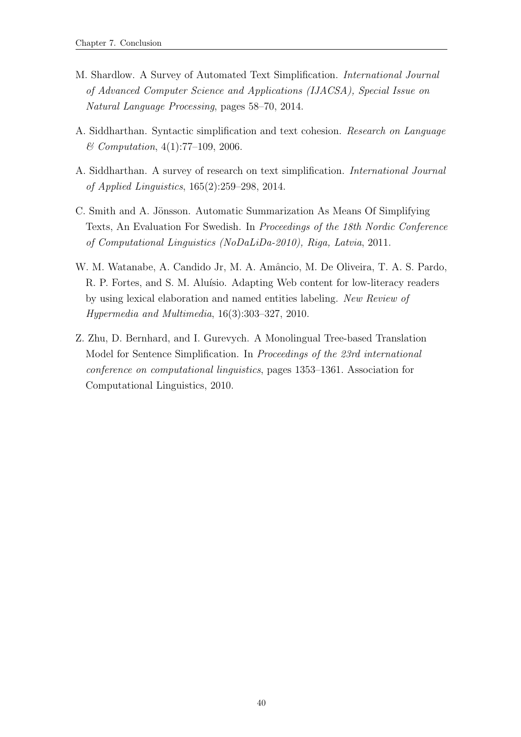M. Shardlow. A Survey of Automated Text Simplification. *International Journal of Advanced Computer Science and Applications (IJACSA), Special Issue on Natural Language Processing*, pages 58–70, 2014.

A. Siddharthan. Syntactic simplification and text cohesion. *Research on Language & Computation*, 4(1):77–109, 2006.

A. Siddharthan. A survey of research on text simplification. *International Journal of Applied Linguistics*, 165(2):259–298, 2014.

C. Smith and A. Jönsson. Automatic Summarization As Means Of Simplifying Texts, An Evaluation For Swedish. In *Proceedings of the 18th Nordic Conference of Computational Linguistics (NoDaLiDa-2010), Riga, Latvia*, 2011.

W. M. Watanabe, A. Candido Jr, M. A. Amâncio, M. De Oliveira, T. A. S. Pardo, R. P. Fortes, and S. M. Aluísio. Adapting Web content for low-literacy readers by using lexical elaboration and named entities labeling. *New Review of Hypermedia and Multimedia*, 16(3):303–327, 2010.

Z. Zhu, D. Bernhard, and I. Gurevych. A Monolingual Tree-based Translation Model for Sentence Simplification. In *Proceedings of the 23rd international conference on computational linguistics*, pages 1353–1361. Association for Computational Linguistics, 2010.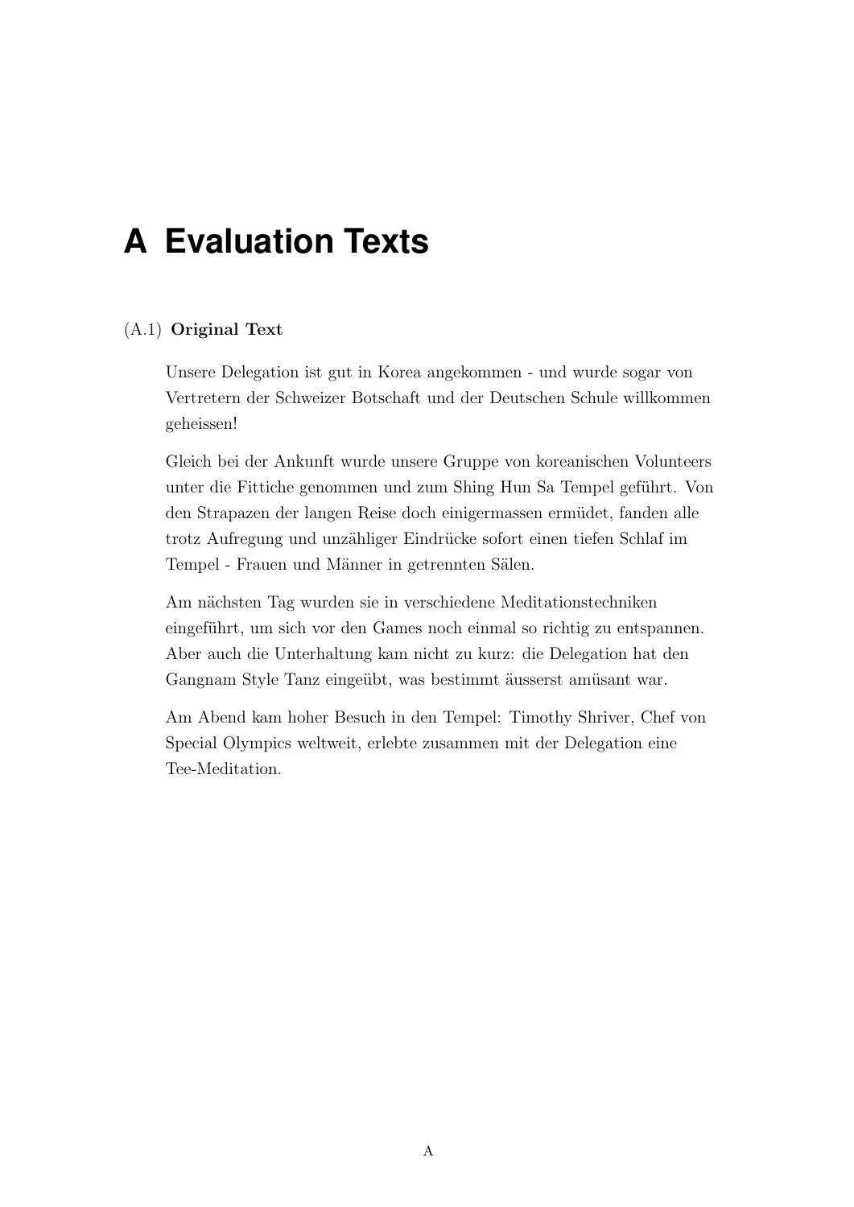# A Evaluation Texts

(A.1) **Original Text**

Unsere Delegation ist gut in Korea angekommen - und wurde sogar von Vertretern der Schweizer Botschaft und der Deutschen Schule willkommen geheissen!

Gleich bei der Ankunft wurde unsere Gruppe von koreanischen Volunteers unter die Fittiche genommen und zum Shing Hun Sa Tempel geführt. Von den Strapazen der langen Reise doch einigermassen ermüdet, fanden alle trotz Aufregung und unzähliger Eindrücke sofort einen tiefen Schlaf im Tempel - Frauen und Männer in getrennten Sälen.

Am nächsten Tag wurden sie in verschiedene Meditationstechniken eingeführt, um sich vor den Games noch einmal so richtig zu entspannen. Aber auch die Unterhaltung kam nicht zu kurz: die Delegation hat den Gangnam Style Tanz eingeübt, was bestimmt äusserst amüsant war.

Am Abend kam hoher Besuch in den Tempel: Timothy Shriver, Chef von Special Olympics weltweit, erlebte zusammen mit der Delegation eine Tee-Meditation.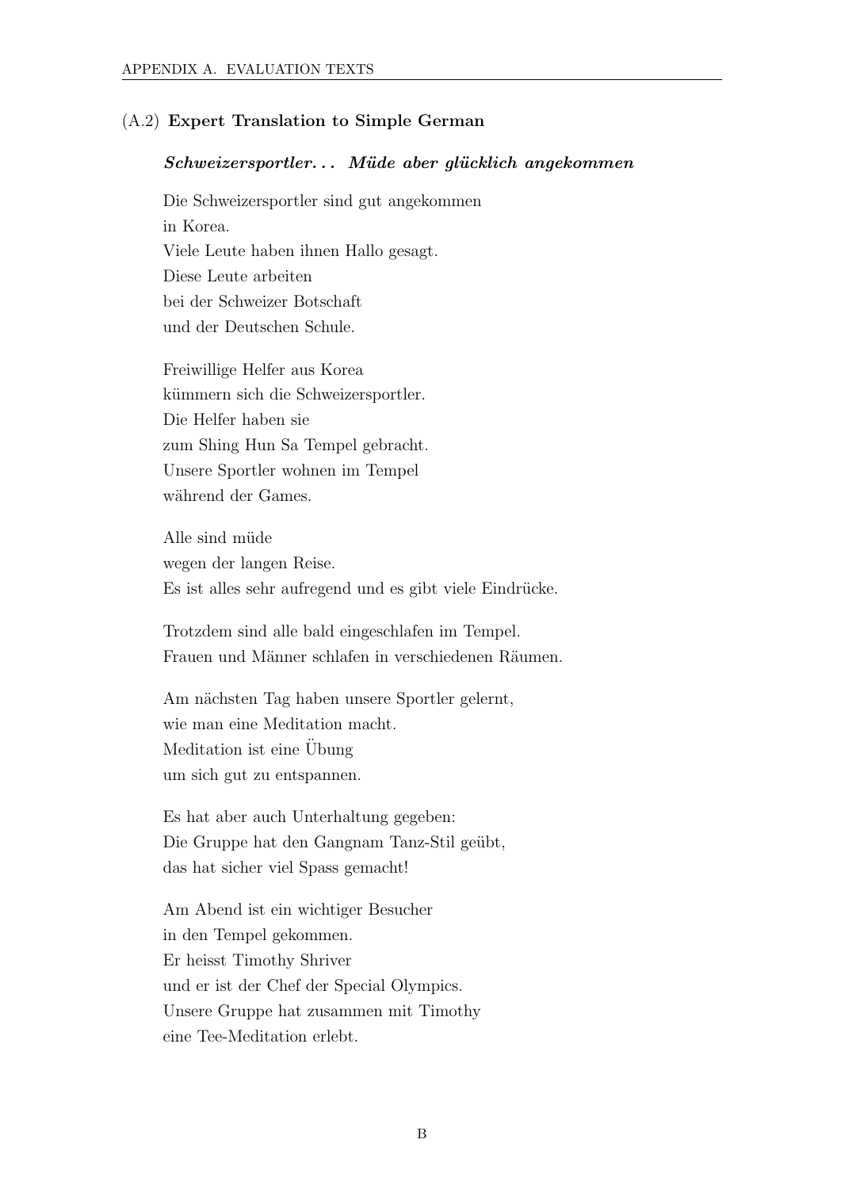(A.2) **Expert Translation to Simple German**

***Schweizersportler... Müde aber glücklich angekommen***

Die Schweizersportler sind gut angekommen
in Korea.
Viele Leute haben ihnen Hallo gesagt.
Diese Leute arbeiten
bei der Schweizer Botschaft
und der Deutschen Schule.

Freiwillige Helfer aus Korea
kümmern sich die Schweizersportler.
Die Helfer haben sie
zum Shing Hun Sa Tempel gebracht.
Unsere Sportler wohnen im Tempel
während der Games.

Alle sind müde
wegen der langen Reise.
Es ist alles sehr aufregend und es gibt viele Eindrücke.

Trotzdem sind alle bald eingeschlafen im Tempel.
Frauen und Männer schlafen in verschiedenen Räumen.

Am nächsten Tag haben unsere Sportler gelernt,
wie man eine Meditation macht.
Meditation ist eine Übung
um sich gut zu entspannen.

Es hat aber auch Unterhaltung gegeben:
Die Gruppe hat den Gangnam Tanz-Stil geübt,
das hat sicher viel Spass gemacht!

Am Abend ist ein wichtiger Besucher
in den Tempel gekommen.
Er heisst Timothy Shriver
und er ist der Chef der Special Olympics.
Unsere Gruppe hat zusammen mit Timothy
eine Tee-Meditation erlebt.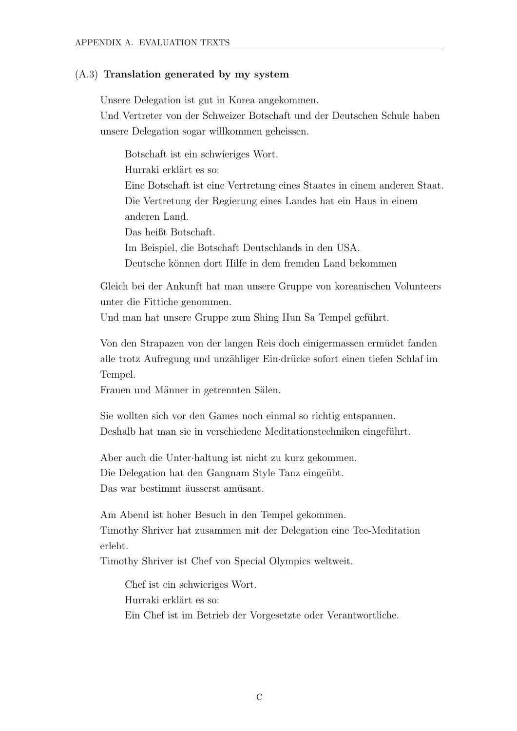### (A.3) **Translation generated by my system**

Unsere Delegation ist gut in Korea angekommen.
Und Vertreter von der Schweizer Botschaft und der Deutschen Schule haben unsere Delegation sogar willkommen geheissen.

> Botschaft ist ein schwieriges Wort.
> Hurraki erklärt es so:
> Eine Botschaft ist eine Vertretung eines Staates in einem anderen Staat.
> Die Vertretung der Regierung eines Landes hat ein Haus in einem anderen Land.
> Das heißt Botschaft.
> Im Beispiel, die Botschaft Deutschlands in den USA.
> Deutsche können dort Hilfe in dem fremden Land bekommen

Gleich bei der Ankunft hat man unsere Gruppe von koreanischen Volunteers unter die Fittiche genommen.
Und man hat unsere Gruppe zum Shing Hun Sa Tempel geführt.

Von den Strapazen von der langen Reis doch einigermassen ermüdet fanden alle trotz Aufregung und unzähliger Ein·drücke sofort einen tiefen Schlaf im Tempel.
Frauen und Männer in getrennten Sälen.

Sie wollten sich vor den Games noch einmal so richtig entspannen.
Deshalb hat man sie in verschiedene Meditationstechniken eingeführt.

Aber auch die Unter·haltung ist nicht zu kurz gekommen.
Die Delegation hat den Gangnam Style Tanz eingeübt.
Das war bestimmt äusserst amüsant.

Am Abend ist hoher Besuch in den Tempel gekommen.
Timothy Shriver hat zusammen mit der Delegation eine Tee-Meditation erlebt.
Timothy Shriver ist Chef von Special Olympics weltweit.

> Chef ist ein schwieriges Wort.
> Hurraki erklärt es so:
> Ein Chef ist im Betrieb der Vorgesetzte oder Verantwortliche.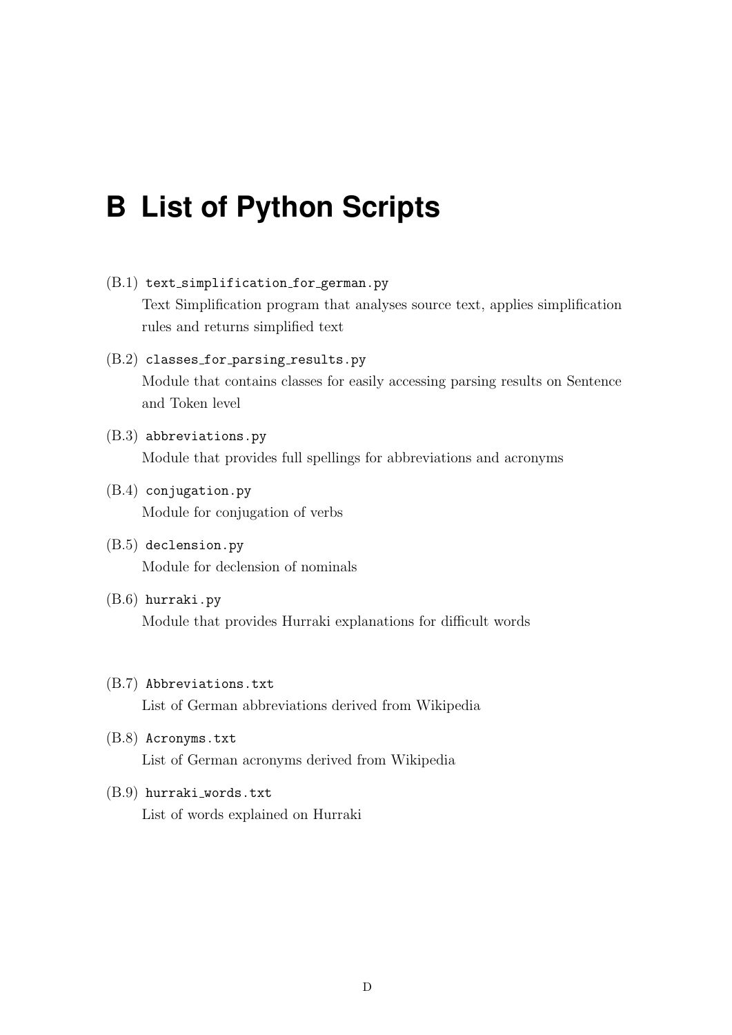# B List of Python Scripts

(B.1) `text_simplification_for_german.py`
Text Simplification program that analyses source text, applies simplification rules and returns simplified text

(B.2) `classes_for_parsing_results.py`
Module that contains classes for easily accessing parsing results on Sentence and Token level

(B.3) `abbreviations.py`
Module that provides full spellings for abbreviations and acronyms

(B.4) `conjugation.py`
Module for conjugation of verbs

(B.5) `declension.py`
Module for declension of nominals

(B.6) `hurraki.py`
Module that provides Hurraki explanations for difficult words

(B.7) `Abbreviations.txt`
List of German abbreviations derived from Wikipedia

(B.8) `Acronyms.txt`
List of German acronyms derived from Wikipedia

(B.9) `hurraki_words.txt`
List of words explained on Hurraki